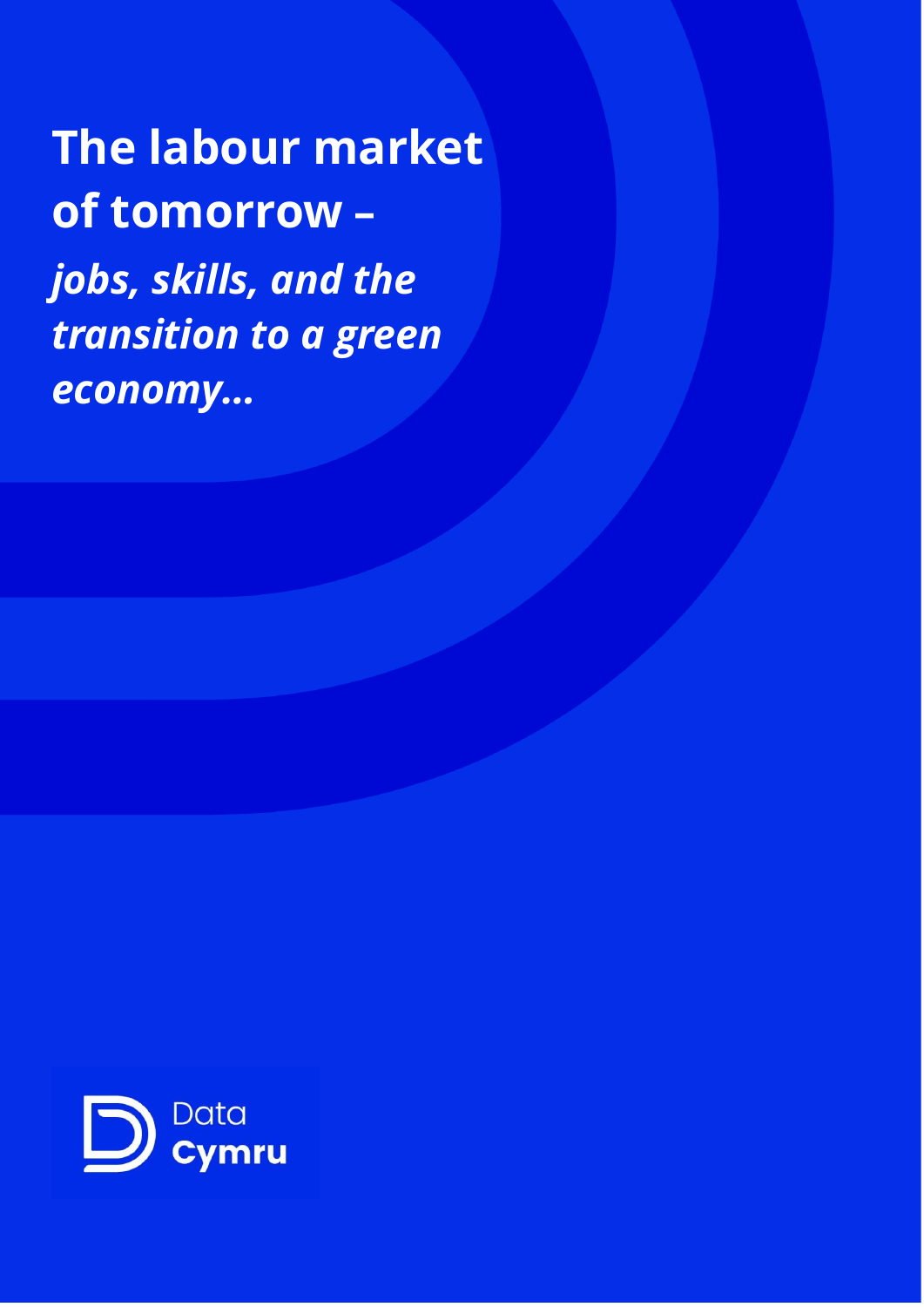# The labour market of tomorrow – *jobs, skills, and the transition to a green economy…*

Data Cymru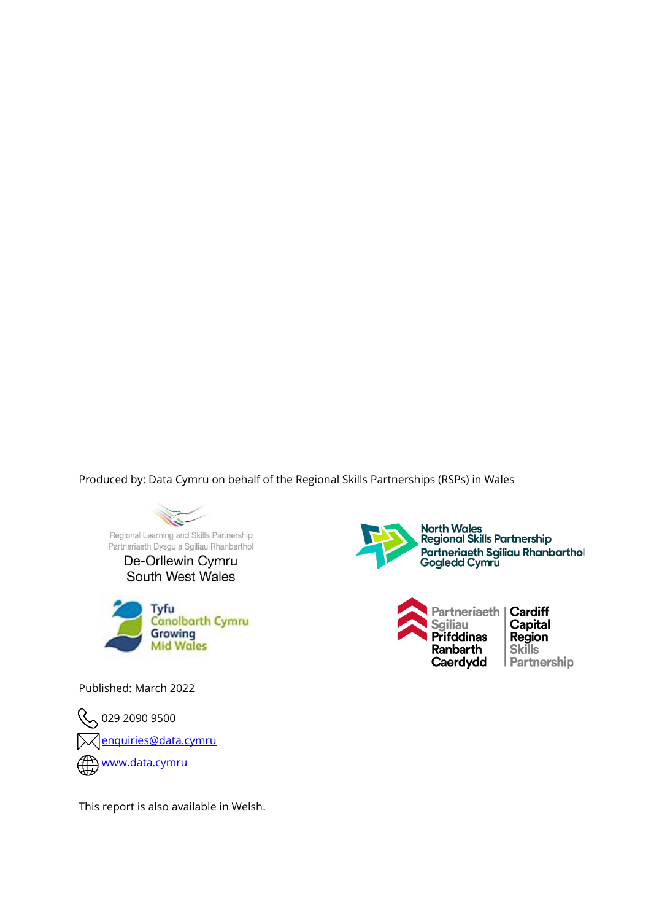Produced by: Data Cymru on behalf of the Regional Skills Partnerships (RSPs) in Wales

Regional Learning and Skills Partnership
Partneriaeth Dysgu a Sgiliau Rhanbarthol
De-Orllewin Cymru
South West Wales

North Wales
Regional Skills Partnership
Partneriaeth Sgiliau Rhanbarthol
Gogledd Cymru

Tyfu
Canolbarth Cymru
Growing
Mid Wales

Partneriaeth Sgiliau Prifddinas Ranbarth Caerdydd | Cardiff Capital Region Skills Partnership

Published: March 2022

029 2090 9500

enquiries@data.cymru

www.data.cymru

This report is also available in Welsh.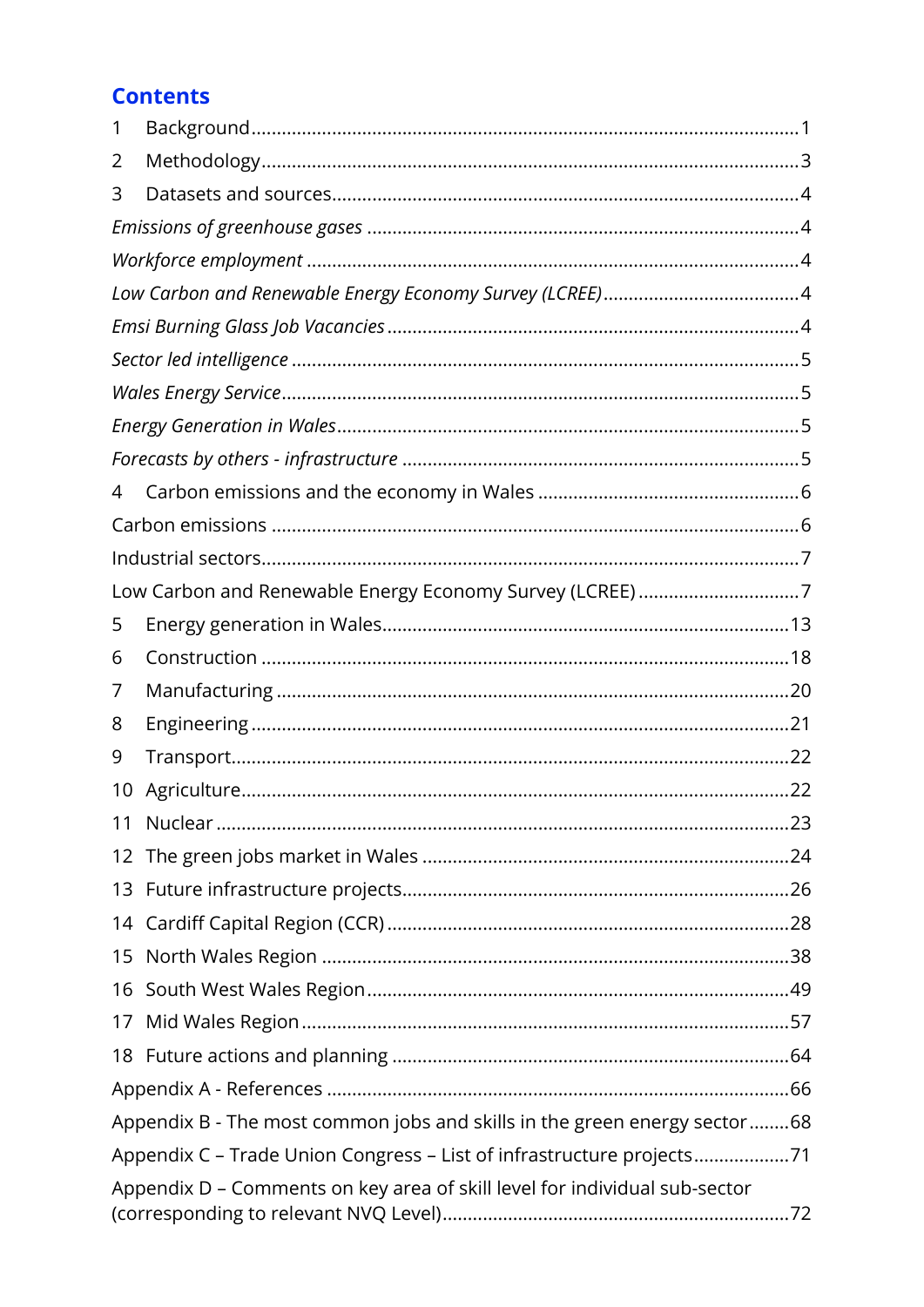## Contents

1 Background ..... 1
2 Methodology ..... 3
3 Datasets and sources ..... 4
*Emissions of greenhouse gases* ..... 4
*Workforce employment* ..... 4
*Low Carbon and Renewable Energy Economy Survey (LCREE)* ..... 4
*Emsi Burning Glass Job Vacancies* ..... 4
*Sector led intelligence* ..... 5
*Wales Energy Service* ..... 5
*Energy Generation in Wales* ..... 5
*Forecasts by others - infrastructure* ..... 5
4 Carbon emissions and the economy in Wales ..... 6
Carbon emissions ..... 6
Industrial sectors ..... 7
Low Carbon and Renewable Energy Economy Survey (LCREE) ..... 7
5 Energy generation in Wales ..... 13
6 Construction ..... 18
7 Manufacturing ..... 20
8 Engineering ..... 21
9 Transport ..... 22
10 Agriculture ..... 22
11 Nuclear ..... 23
12 The green jobs market in Wales ..... 24
13 Future infrastructure projects ..... 26
14 Cardiff Capital Region (CCR) ..... 28
15 North Wales Region ..... 38
16 South West Wales Region ..... 49
17 Mid Wales Region ..... 57
18 Future actions and planning ..... 64
Appendix A - References ..... 66
Appendix B - The most common jobs and skills in the green energy sector ..... 68
Appendix C – Trade Union Congress – List of infrastructure projects ..... 71
Appendix D – Comments on key area of skill level for individual sub-sector (corresponding to relevant NVQ Level) ..... 72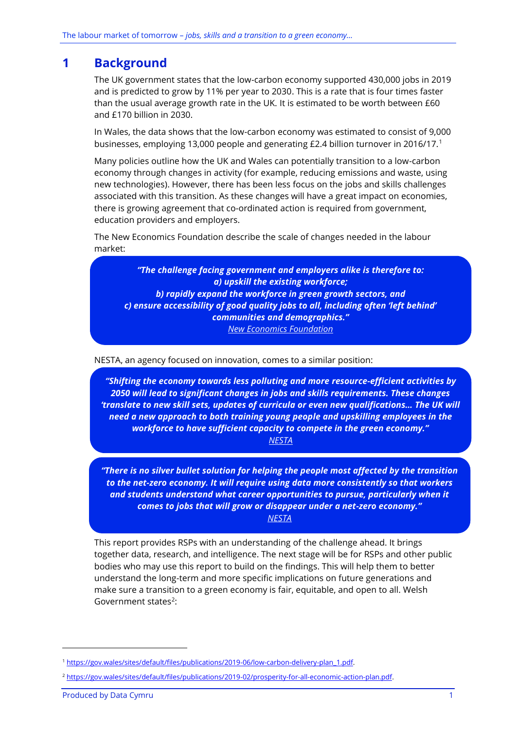# 1 Background

The UK government states that the low-carbon economy supported 430,000 jobs in 2019 and is predicted to grow by 11% per year to 2030. This is a rate that is four times faster than the usual average growth rate in the UK. It is estimated to be worth between £60 and £170 billion in 2030.

In Wales, the data shows that the low-carbon economy was estimated to consist of 9,000 businesses, employing 13,000 people and generating £2.4 billion turnover in 2016/17.[1]

Many policies outline how the UK and Wales can potentially transition to a low-carbon economy through changes in activity (for example, reducing emissions and waste, using new technologies). However, there has been less focus on the jobs and skills challenges associated with this transition. As these changes will have a great impact on economies, there is growing agreement that co-ordinated action is required from government, education providers and employers.

The New Economics Foundation describe the scale of changes needed in the labour market:

> ***"The challenge facing government and employers alike is therefore to:***
> ***a) upskill the existing workforce;***
> ***b) rapidly expand the workforce in green growth sectors, and***
> ***c) ensure accessibility of good quality jobs to all, including often 'left behind' communities and demographics."***
> New Economics Foundation

NESTA, an agency focused on innovation, comes to a similar position:

> ***"Shifting the economy towards less polluting and more resource-efficient activities by 2050 will lead to significant changes in jobs and skills requirements. These changes 'translate to new skill sets, updates of curricula or even new qualifications... The UK will need a new approach to both training young people and upskilling employees in the workforce to have sufficient capacity to compete in the green economy."***
> NESTA

> ***"There is no silver bullet solution for helping the people most affected by the transition to the net-zero economy. It will require using data more consistently so that workers and students understand what career opportunities to pursue, particularly when it comes to jobs that will grow or disappear under a net-zero economy."***
> NESTA

This report provides RSPs with an understanding of the challenge ahead. It brings together data, research, and intelligence. The next stage will be for RSPs and other public bodies who may use this report to build on the findings. This will help them to better understand the long-term and more specific implications on future generations and make sure a transition to a green economy is fair, equitable, and open to all. Welsh Government states[2]:

---

[1] https://gov.wales/sites/default/files/publications/2019-06/low-carbon-delivery-plan_1.pdf.

[2] https://gov.wales/sites/default/files/publications/2019-02/prosperity-for-all-economic-action-plan.pdf.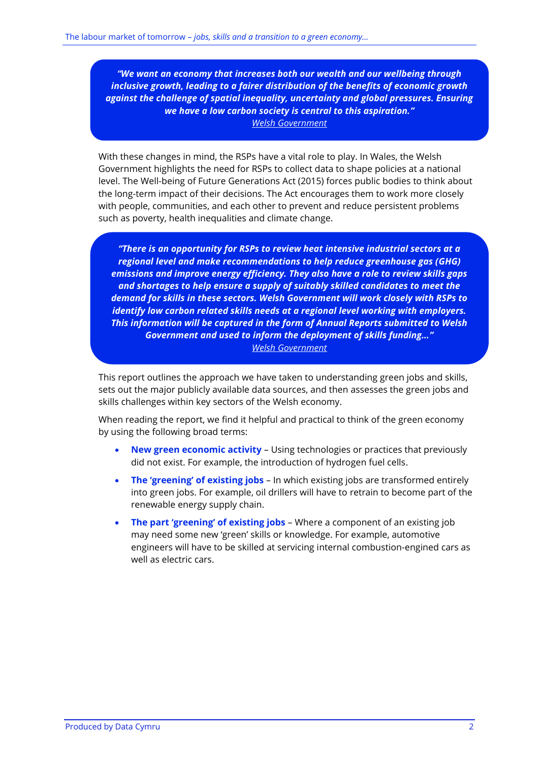> ***"We want an economy that increases both our wealth and our wellbeing through inclusive growth, leading to a fairer distribution of the benefits of economic growth against the challenge of spatial inequality, uncertainty and global pressures. Ensuring we have a low carbon society is central to this aspiration."***
> Welsh Government

With these changes in mind, the RSPs have a vital role to play. In Wales, the Welsh Government highlights the need for RSPs to collect data to shape policies at a national level. The Well-being of Future Generations Act (2015) forces public bodies to think about the long-term impact of their decisions. The Act encourages them to work more closely with people, communities, and each other to prevent and reduce persistent problems such as poverty, health inequalities and climate change.

> ***"There is an opportunity for RSPs to review heat intensive industrial sectors at a regional level and make recommendations to help reduce greenhouse gas (GHG) emissions and improve energy efficiency. They also have a role to review skills gaps and shortages to help ensure a supply of suitably skilled candidates to meet the demand for skills in these sectors. Welsh Government will work closely with RSPs to identify low carbon related skills needs at a regional level working with employers. This information will be captured in the form of Annual Reports submitted to Welsh Government and used to inform the deployment of skills funding…"***
> Welsh Government

This report outlines the approach we have taken to understanding green jobs and skills, sets out the major publicly available data sources, and then assesses the green jobs and skills challenges within key sectors of the Welsh economy.

When reading the report, we find it helpful and practical to think of the green economy by using the following broad terms:

- **New green economic activity** – Using technologies or practices that previously did not exist. For example, the introduction of hydrogen fuel cells.
- **The 'greening' of existing jobs** – In which existing jobs are transformed entirely into green jobs. For example, oil drillers will have to retrain to become part of the renewable energy supply chain.
- **The part 'greening' of existing jobs** – Where a component of an existing job may need some new 'green' skills or knowledge. For example, automotive engineers will have to be skilled at servicing internal combustion-engined cars as well as electric cars.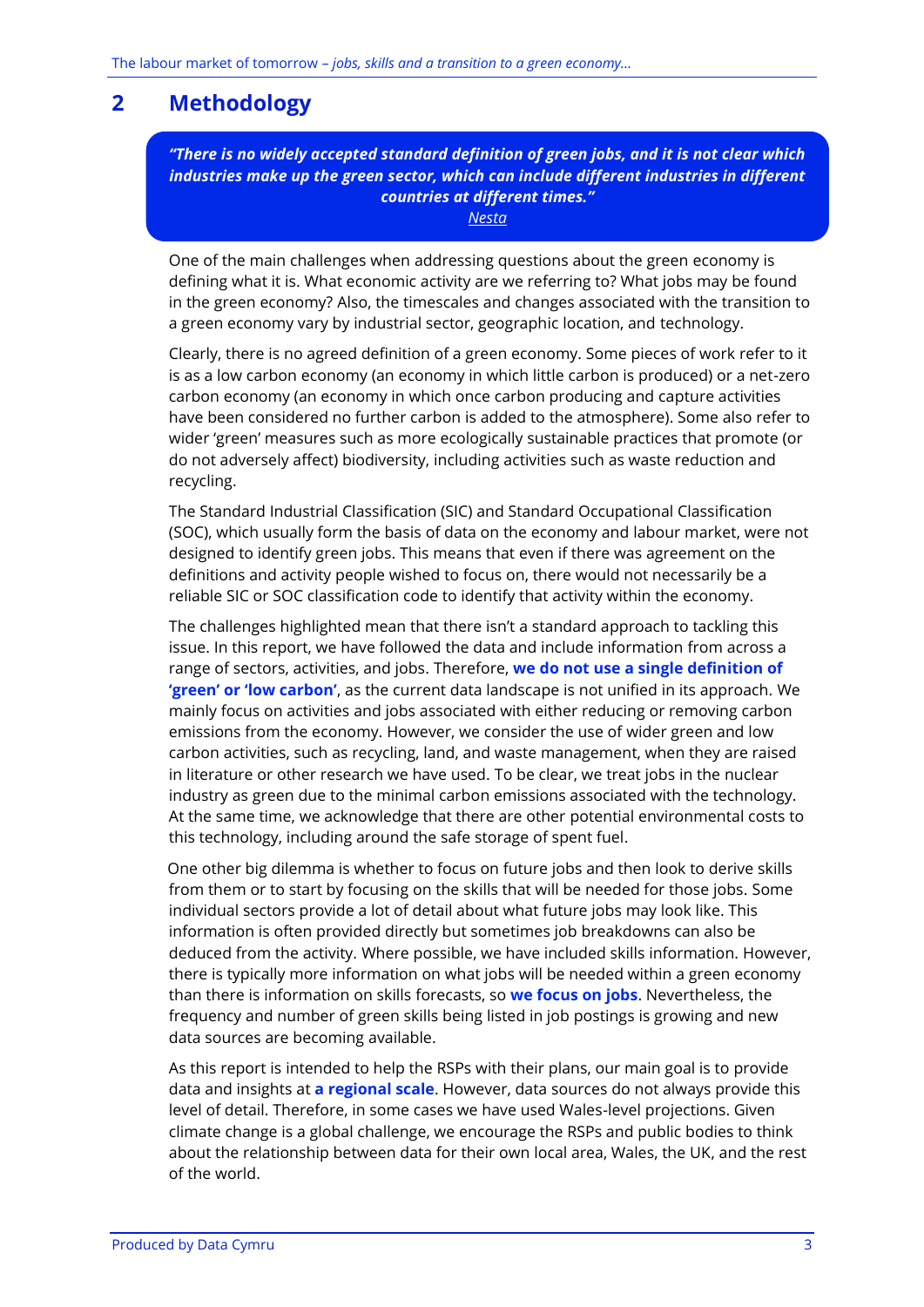## 2 Methodology

> ***"There is no widely accepted standard definition of green jobs, and it is not clear which industries make up the green sector, which can include different industries in different countries at different times."***
>
> Nesta

One of the main challenges when addressing questions about the green economy is defining what it is. What economic activity are we referring to? What jobs may be found in the green economy? Also, the timescales and changes associated with the transition to a green economy vary by industrial sector, geographic location, and technology.

Clearly, there is no agreed definition of a green economy. Some pieces of work refer to it is as a low carbon economy (an economy in which little carbon is produced) or a net-zero carbon economy (an economy in which once carbon producing and capture activities have been considered no further carbon is added to the atmosphere). Some also refer to wider 'green' measures such as more ecologically sustainable practices that promote (or do not adversely affect) biodiversity, including activities such as waste reduction and recycling.

The Standard Industrial Classification (SIC) and Standard Occupational Classification (SOC), which usually form the basis of data on the economy and labour market, were not designed to identify green jobs. This means that even if there was agreement on the definitions and activity people wished to focus on, there would not necessarily be a reliable SIC or SOC classification code to identify that activity within the economy.

The challenges highlighted mean that there isn't a standard approach to tackling this issue. In this report, we have followed the data and include information from across a range of sectors, activities, and jobs. Therefore, **we do not use a single definition of 'green' or 'low carbon'**, as the current data landscape is not unified in its approach. We mainly focus on activities and jobs associated with either reducing or removing carbon emissions from the economy. However, we consider the use of wider green and low carbon activities, such as recycling, land, and waste management, when they are raised in literature or other research we have used. To be clear, we treat jobs in the nuclear industry as green due to the minimal carbon emissions associated with the technology. At the same time, we acknowledge that there are other potential environmental costs to this technology, including around the safe storage of spent fuel.

One other big dilemma is whether to focus on future jobs and then look to derive skills from them or to start by focusing on the skills that will be needed for those jobs. Some individual sectors provide a lot of detail about what future jobs may look like. This information is often provided directly but sometimes job breakdowns can also be deduced from the activity. Where possible, we have included skills information. However, there is typically more information on what jobs will be needed within a green economy than there is information on skills forecasts, so **we focus on jobs**. Nevertheless, the frequency and number of green skills being listed in job postings is growing and new data sources are becoming available.

As this report is intended to help the RSPs with their plans, our main goal is to provide data and insights at **a regional scale**. However, data sources do not always provide this level of detail. Therefore, in some cases we have used Wales-level projections. Given climate change is a global challenge, we encourage the RSPs and public bodies to think about the relationship between data for their own local area, Wales, the UK, and the rest of the world.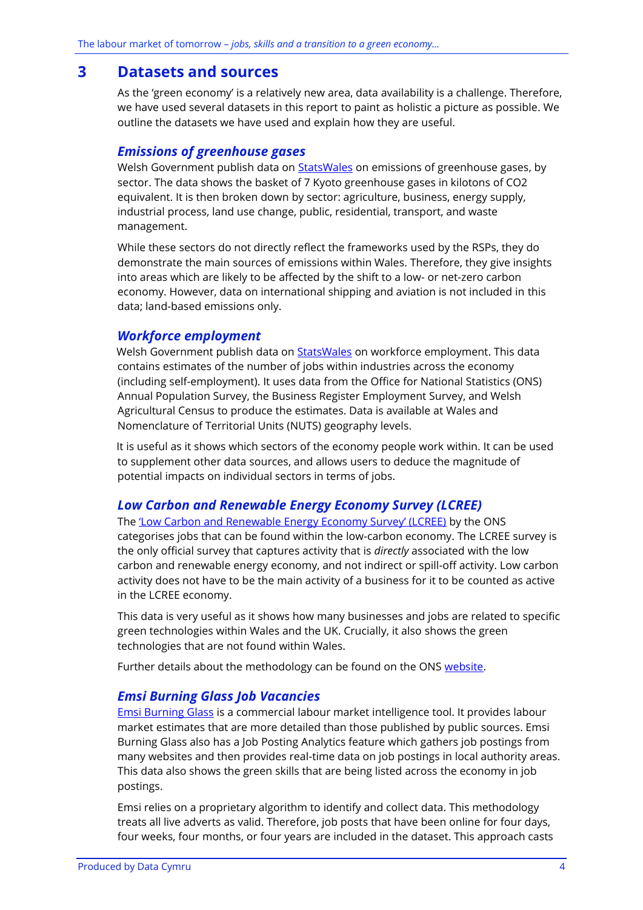# 3 Datasets and sources

As the 'green economy' is a relatively new area, data availability is a challenge. Therefore, we have used several datasets in this report to paint as holistic a picture as possible. We outline the datasets we have used and explain how they are useful.

### *Emissions of greenhouse gases*

Welsh Government publish data on [StatsWales] on emissions of greenhouse gases, by sector. The data shows the basket of 7 Kyoto greenhouse gases in kilotons of CO2 equivalent. It is then broken down by sector: agriculture, business, energy supply, industrial process, land use change, public, residential, transport, and waste management.

While these sectors do not directly reflect the frameworks used by the RSPs, they do demonstrate the main sources of emissions within Wales. Therefore, they give insights into areas which are likely to be affected by the shift to a low- or net-zero carbon economy. However, data on international shipping and aviation is not included in this data; land-based emissions only.

### *Workforce employment*

Welsh Government publish data on [StatsWales] on workforce employment. This data contains estimates of the number of jobs within industries across the economy (including self-employment). It uses data from the Office for National Statistics (ONS) Annual Population Survey, the Business Register Employment Survey, and Welsh Agricultural Census to produce the estimates. Data is available at Wales and Nomenclature of Territorial Units (NUTS) geography levels.

It is useful as it shows which sectors of the economy people work within. It can be used to supplement other data sources, and allows users to deduce the magnitude of potential impacts on individual sectors in terms of jobs.

### *Low Carbon and Renewable Energy Economy Survey (LCREE)*

The ['Low Carbon and Renewable Energy Economy Survey' (LCREE)] by the ONS categorises jobs that can be found within the low-carbon economy. The LCREE survey is the only official survey that captures activity that is *directly* associated with the low carbon and renewable energy economy, and not indirect or spill-off activity. Low carbon activity does not have to be the main activity of a business for it to be counted as active in the LCREE economy.

This data is very useful as it shows how many businesses and jobs are related to specific green technologies within Wales and the UK. Crucially, it also shows the green technologies that are not found within Wales.

Further details about the methodology can be found on the ONS [website].

### *Emsi Burning Glass Job Vacancies*

[Emsi Burning Glass] is a commercial labour market intelligence tool. It provides labour market estimates that are more detailed than those published by public sources. Emsi Burning Glass also has a Job Posting Analytics feature which gathers job postings from many websites and then provides real-time data on job postings in local authority areas. This data also shows the green skills that are being listed across the economy in job postings.

Emsi relies on a proprietary algorithm to identify and collect data. This methodology treats all live adverts as valid. Therefore, job posts that have been online for four days, four weeks, four months, or four years are included in the dataset. This approach casts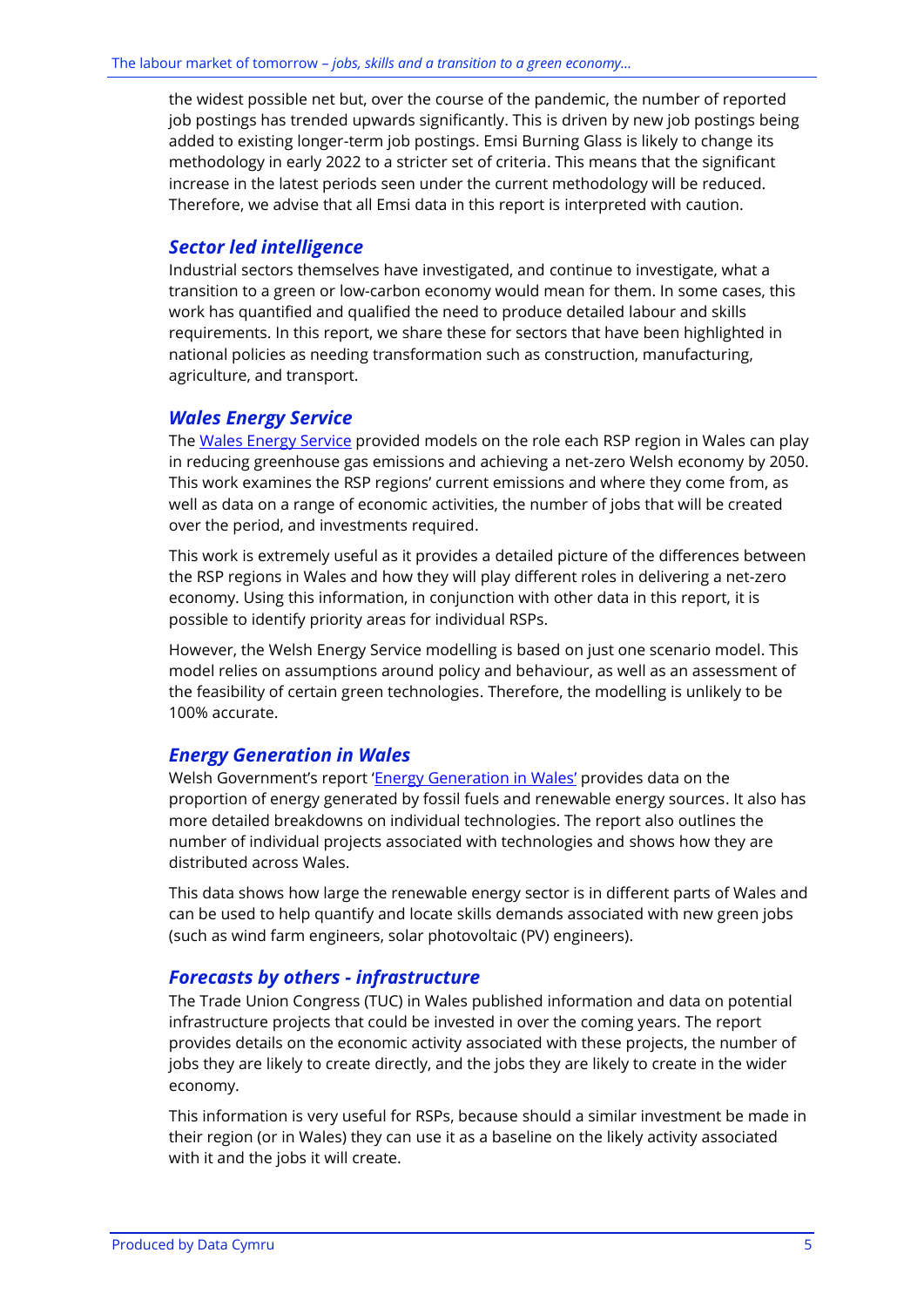the widest possible net but, over the course of the pandemic, the number of reported job postings has trended upwards significantly. This is driven by new job postings being added to existing longer-term job postings. Emsi Burning Glass is likely to change its methodology in early 2022 to a stricter set of criteria. This means that the significant increase in the latest periods seen under the current methodology will be reduced. Therefore, we advise that all Emsi data in this report is interpreted with caution.

### *Sector led intelligence*

Industrial sectors themselves have investigated, and continue to investigate, what a transition to a green or low-carbon economy would mean for them. In some cases, this work has quantified and qualified the need to produce detailed labour and skills requirements. In this report, we share these for sectors that have been highlighted in national policies as needing transformation such as construction, manufacturing, agriculture, and transport.

### *Wales Energy Service*

The Wales Energy Service provided models on the role each RSP region in Wales can play in reducing greenhouse gas emissions and achieving a net-zero Welsh economy by 2050. This work examines the RSP regions' current emissions and where they come from, as well as data on a range of economic activities, the number of jobs that will be created over the period, and investments required.

This work is extremely useful as it provides a detailed picture of the differences between the RSP regions in Wales and how they will play different roles in delivering a net-zero economy. Using this information, in conjunction with other data in this report, it is possible to identify priority areas for individual RSPs.

However, the Welsh Energy Service modelling is based on just one scenario model. This model relies on assumptions around policy and behaviour, as well as an assessment of the feasibility of certain green technologies. Therefore, the modelling is unlikely to be 100% accurate.

### *Energy Generation in Wales*

Welsh Government's report 'Energy Generation in Wales' provides data on the proportion of energy generated by fossil fuels and renewable energy sources. It also has more detailed breakdowns on individual technologies. The report also outlines the number of individual projects associated with technologies and shows how they are distributed across Wales.

This data shows how large the renewable energy sector is in different parts of Wales and can be used to help quantify and locate skills demands associated with new green jobs (such as wind farm engineers, solar photovoltaic (PV) engineers).

### *Forecasts by others - infrastructure*

The Trade Union Congress (TUC) in Wales published information and data on potential infrastructure projects that could be invested in over the coming years. The report provides details on the economic activity associated with these projects, the number of jobs they are likely to create directly, and the jobs they are likely to create in the wider economy.

This information is very useful for RSPs, because should a similar investment be made in their region (or in Wales) they can use it as a baseline on the likely activity associated with it and the jobs it will create.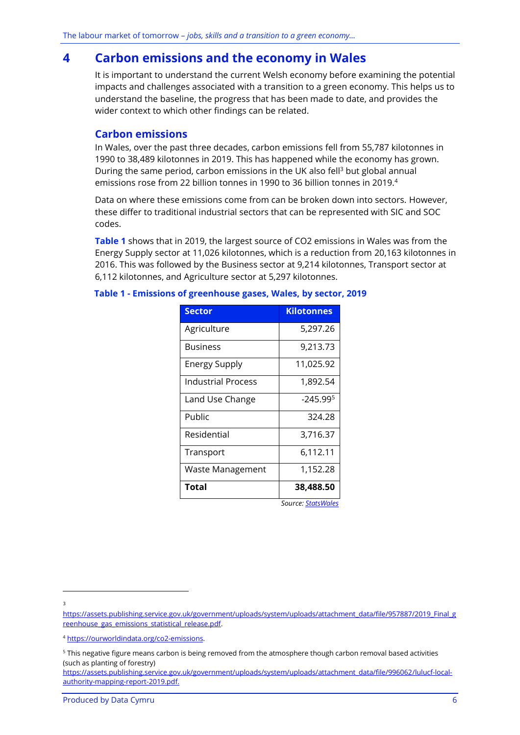# 4 Carbon emissions and the economy in Wales

It is important to understand the current Welsh economy before examining the potential impacts and challenges associated with a transition to a green economy. This helps us to understand the baseline, the progress that has been made to date, and provides the wider context to which other findings can be related.

## Carbon emissions

In Wales, over the past three decades, carbon emissions fell from 55,787 kilotonnes in 1990 to 38,489 kilotonnes in 2019. This has happened while the economy has grown. During the same period, carbon emissions in the UK also fell[3] but global annual emissions rose from 22 billion tonnes in 1990 to 36 billion tonnes in 2019.[4]

Data on where these emissions come from can be broken down into sectors. However, these differ to traditional industrial sectors that can be represented with SIC and SOC codes.

**Table 1** shows that in 2019, the largest source of CO2 emissions in Wales was from the Energy Supply sector at 11,026 kilotonnes, which is a reduction from 20,163 kilotonnes in 2016. This was followed by the Business sector at 9,214 kilotonnes, Transport sector at 6,112 kilotonnes, and Agriculture sector at 5,297 kilotonnes.

**Table 1 - Emissions of greenhouse gases, Wales, by sector, 2019**

| Sector | Kilotonnes |
|---|---|
| Agriculture | 5,297.26 |
| Business | 9,213.73 |
| Energy Supply | 11,025.92 |
| Industrial Process | 1,892.54 |
| Land Use Change | -245.99[5] |
| Public | 324.28 |
| Residential | 3,716.37 |
| Transport | 6,112.11 |
| Waste Management | 1,152.28 |
| **Total** | **38,488.50** |

*Source: StatsWales*

---

[3] https://assets.publishing.service.gov.uk/government/uploads/system/uploads/attachment_data/file/957887/2019_Final_greenhouse_gas_emissions_statistical_release.pdf.

[4] https://ourworldindata.org/co2-emissions.

[5] This negative figure means carbon is being removed from the atmosphere though carbon removal based activities (such as planting of forestry) https://assets.publishing.service.gov.uk/government/uploads/system/uploads/attachment_data/file/996062/lulucf-local-authority-mapping-report-2019.pdf.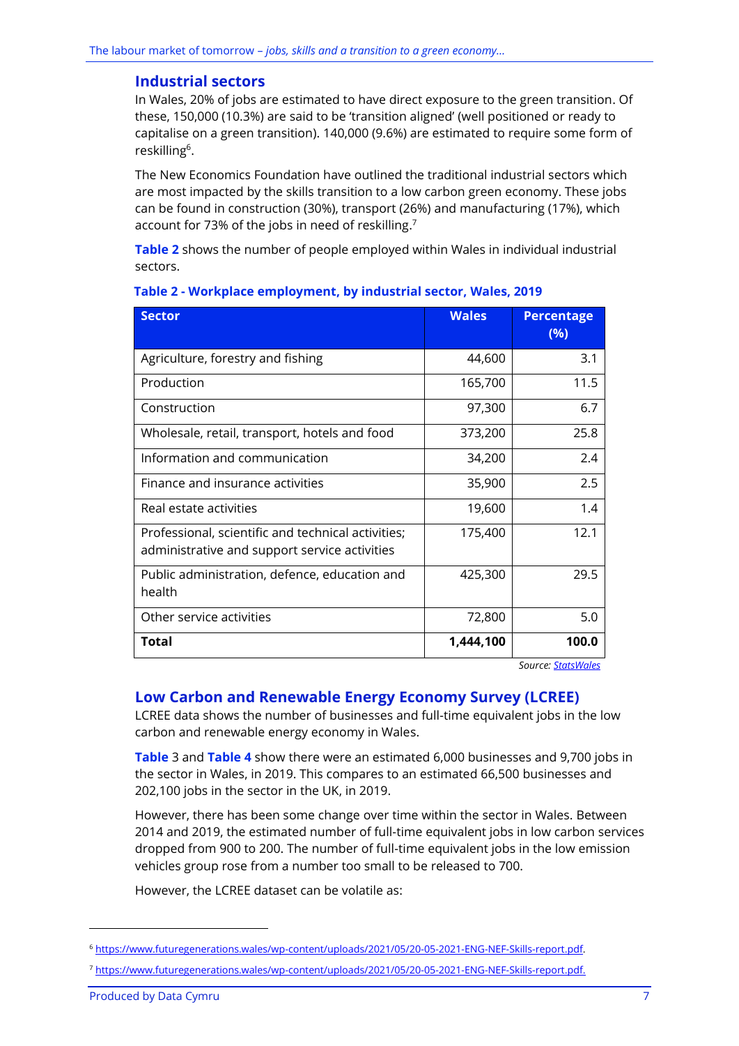## Industrial sectors

In Wales, 20% of jobs are estimated to have direct exposure to the green transition. Of these, 150,000 (10.3%) are said to be 'transition aligned' (well positioned or ready to capitalise on a green transition). 140,000 (9.6%) are estimated to require some form of reskilling[6].

The New Economics Foundation have outlined the traditional industrial sectors which are most impacted by the skills transition to a low carbon green economy. These jobs can be found in construction (30%), transport (26%) and manufacturing (17%), which account for 73% of the jobs in need of reskilling.[7]

**Table 2** shows the number of people employed within Wales in individual industrial sectors.

**Table 2 - Workplace employment, by industrial sector, Wales, 2019**

| Sector | Wales | Percentage (%) |
|---|---|---|
| Agriculture, forestry and fishing | 44,600 | 3.1 |
| Production | 165,700 | 11.5 |
| Construction | 97,300 | 6.7 |
| Wholesale, retail, transport, hotels and food | 373,200 | 25.8 |
| Information and communication | 34,200 | 2.4 |
| Finance and insurance activities | 35,900 | 2.5 |
| Real estate activities | 19,600 | 1.4 |
| Professional, scientific and technical activities; administrative and support service activities | 175,400 | 12.1 |
| Public administration, defence, education and health | 425,300 | 29.5 |
| Other service activities | 72,800 | 5.0 |
| **Total** | **1,444,100** | **100.0** |

*Source: StatsWales*

## Low Carbon and Renewable Energy Economy Survey (LCREE)

LCREE data shows the number of businesses and full-time equivalent jobs in the low carbon and renewable energy economy in Wales.

**Table** 3 and **Table 4** show there were an estimated 6,000 businesses and 9,700 jobs in the sector in Wales, in 2019. This compares to an estimated 66,500 businesses and 202,100 jobs in the sector in the UK, in 2019.

However, there has been some change over time within the sector in Wales. Between 2014 and 2019, the estimated number of full-time equivalent jobs in low carbon services dropped from 900 to 200. The number of full-time equivalent jobs in the low emission vehicles group rose from a number too small to be released to 700.

However, the LCREE dataset can be volatile as:

[6] https://www.futuregenerations.wales/wp-content/uploads/2021/05/20-05-2021-ENG-NEF-Skills-report.pdf.

[7] https://www.futuregenerations.wales/wp-content/uploads/2021/05/20-05-2021-ENG-NEF-Skills-report.pdf.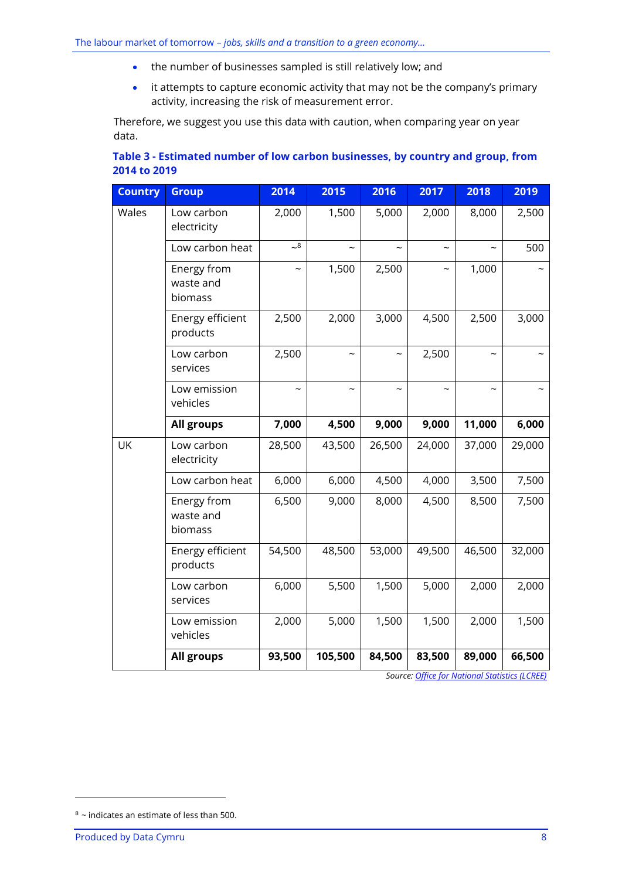- the number of businesses sampled is still relatively low; and
- it attempts to capture economic activity that may not be the company's primary activity, increasing the risk of measurement error.

Therefore, we suggest you use this data with caution, when comparing year on year data.

**Table 3 - Estimated number of low carbon businesses, by country and group, from 2014 to 2019**

| Country | Group | 2014 | 2015 | 2016 | 2017 | 2018 | 2019 |
|---|---|---|---|---|---|---|---|
| Wales | Low carbon electricity | 2,000 | 1,500 | 5,000 | 2,000 | 8,000 | 2,500 |
| | Low carbon heat | ~[8] | ~ | ~ | ~ | ~ | 500 |
| | Energy from waste and biomass | ~ | 1,500 | 2,500 | ~ | 1,000 | ~ |
| | Energy efficient products | 2,500 | 2,000 | 3,000 | 4,500 | 2,500 | 3,000 |
| | Low carbon services | 2,500 | ~ | ~ | 2,500 | ~ | ~ |
| | Low emission vehicles | ~ | ~ | ~ | ~ | ~ | ~ |
| | **All groups** | **7,000** | **4,500** | **9,000** | **9,000** | **11,000** | **6,000** |
| UK | Low carbon electricity | 28,500 | 43,500 | 26,500 | 24,000 | 37,000 | 29,000 |
| | Low carbon heat | 6,000 | 6,000 | 4,500 | 4,000 | 3,500 | 7,500 |
| | Energy from waste and biomass | 6,500 | 9,000 | 8,000 | 4,500 | 8,500 | 7,500 |
| | Energy efficient products | 54,500 | 48,500 | 53,000 | 49,500 | 46,500 | 32,000 |
| | Low carbon services | 6,000 | 5,500 | 1,500 | 5,000 | 2,000 | 2,000 |
| | Low emission vehicles | 2,000 | 5,000 | 1,500 | 1,500 | 2,000 | 1,500 |
| | **All groups** | **93,500** | **105,500** | **84,500** | **83,500** | **89,000** | **66,500** |

*Source: Office for National Statistics (LCREE)*

[8] ~ indicates an estimate of less than 500.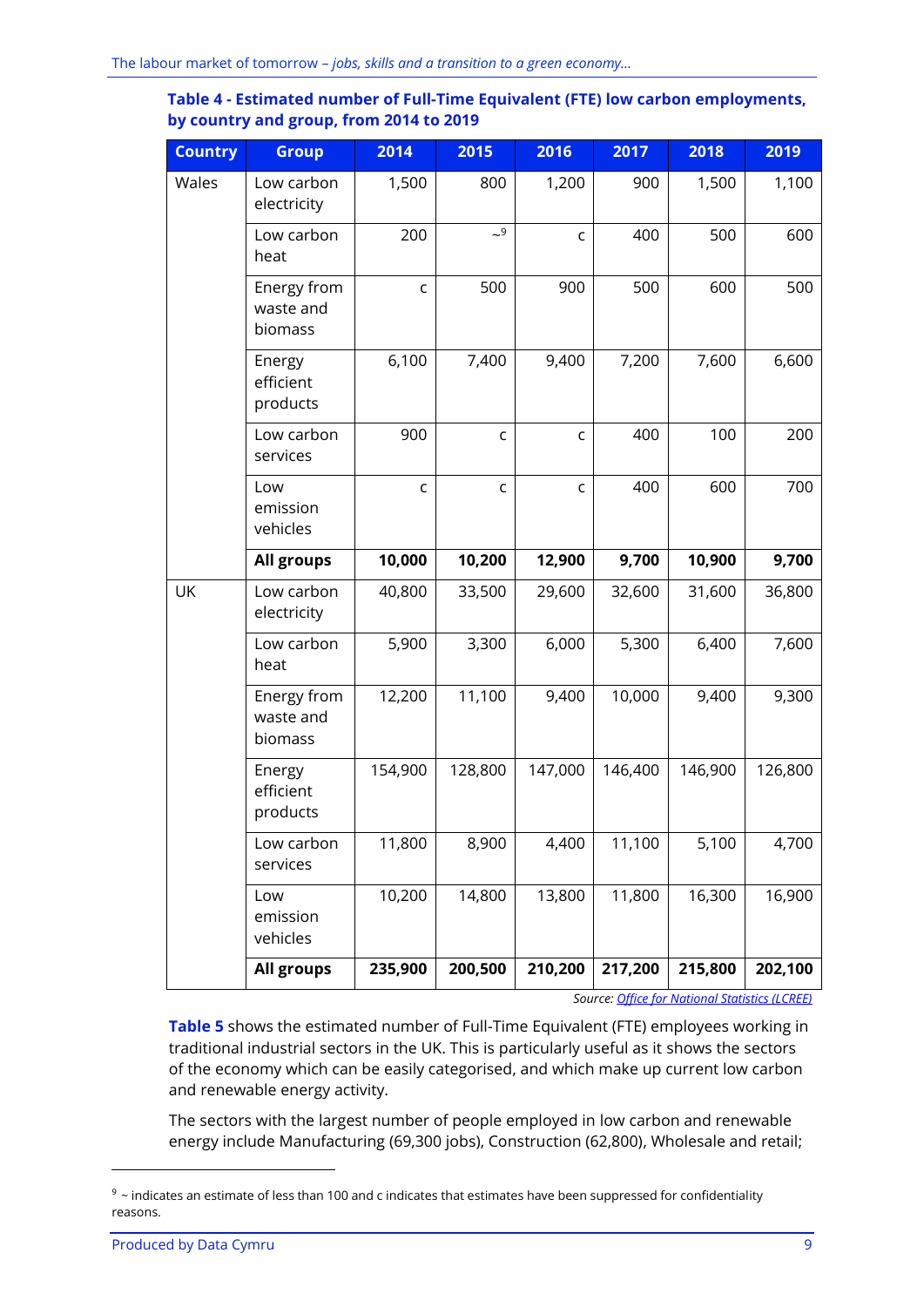**Table 4 - Estimated number of Full-Time Equivalent (FTE) low carbon employments, by country and group, from 2014 to 2019**

| Country | Group | 2014 | 2015 | 2016 | 2017 | 2018 | 2019 |
|---|---|---|---|---|---|---|---|
| Wales | Low carbon electricity | 1,500 | 800 | 1,200 | 900 | 1,500 | 1,100 |
| | Low carbon heat | 200 | ~[9] | c | 400 | 500 | 600 |
| | Energy from waste and biomass | c | 500 | 900 | 500 | 600 | 500 |
| | Energy efficient products | 6,100 | 7,400 | 9,400 | 7,200 | 7,600 | 6,600 |
| | Low carbon services | 900 | c | c | 400 | 100 | 200 |
| | Low emission vehicles | c | c | c | 400 | 600 | 700 |
| | **All groups** | **10,000** | **10,200** | **12,900** | **9,700** | **10,900** | **9,700** |
| UK | Low carbon electricity | 40,800 | 33,500 | 29,600 | 32,600 | 31,600 | 36,800 |
| | Low carbon heat | 5,900 | 3,300 | 6,000 | 5,300 | 6,400 | 7,600 |
| | Energy from waste and biomass | 12,200 | 11,100 | 9,400 | 10,000 | 9,400 | 9,300 |
| | Energy efficient products | 154,900 | 128,800 | 147,000 | 146,400 | 146,900 | 126,800 |
| | Low carbon services | 11,800 | 8,900 | 4,400 | 11,100 | 5,100 | 4,700 |
| | Low emission vehicles | 10,200 | 14,800 | 13,800 | 11,800 | 16,300 | 16,900 |
| | **All groups** | **235,900** | **200,500** | **210,200** | **217,200** | **215,800** | **202,100** |

*Source: Office for National Statistics (LCREE)*

**Table 5** shows the estimated number of Full-Time Equivalent (FTE) employees working in traditional industrial sectors in the UK. This is particularly useful as it shows the sectors of the economy which can be easily categorised, and which make up current low carbon and renewable energy activity.

The sectors with the largest number of people employed in low carbon and renewable energy include Manufacturing (69,300 jobs), Construction (62,800), Wholesale and retail;

[9] ~ indicates an estimate of less than 100 and c indicates that estimates have been suppressed for confidentiality reasons.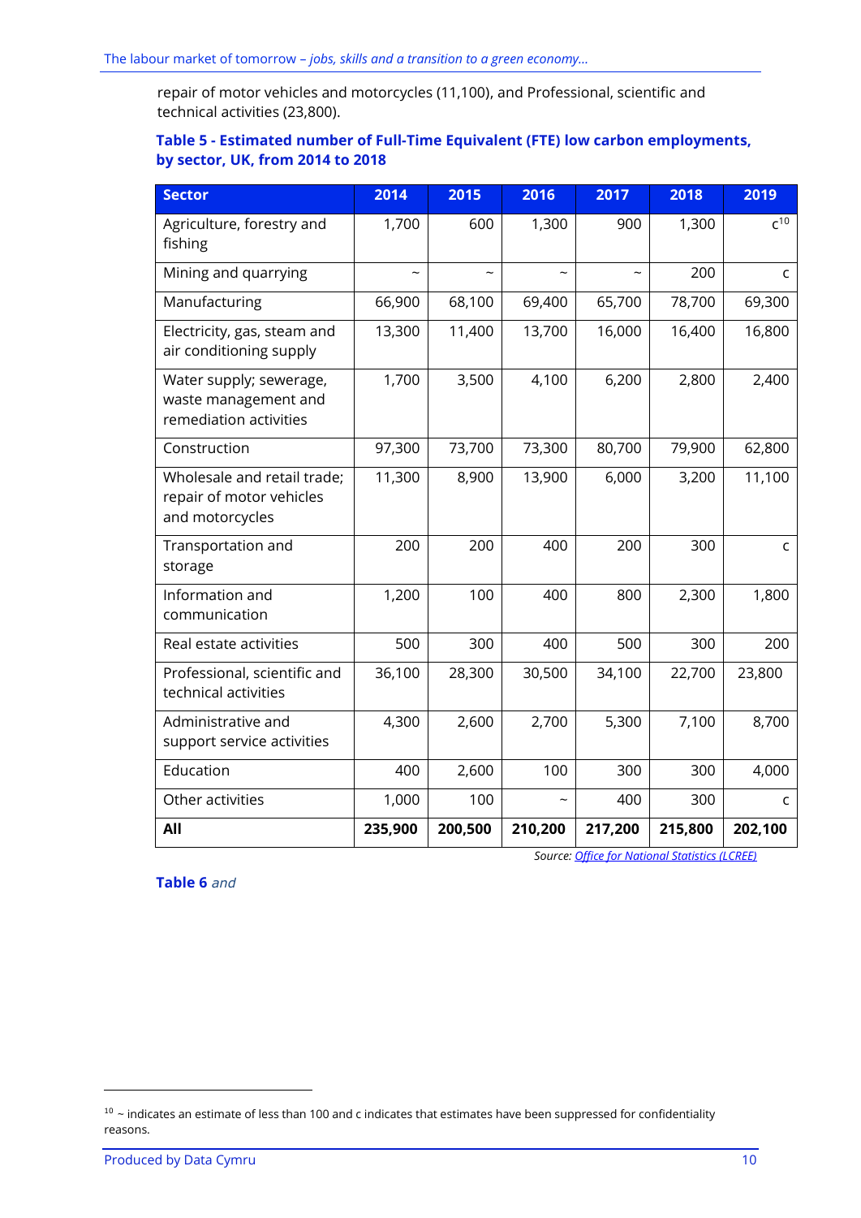repair of motor vehicles and motorcycles (11,100), and Professional, scientific and technical activities (23,800).

**Table 5 - Estimated number of Full-Time Equivalent (FTE) low carbon employments, by sector, UK, from 2014 to 2018**

| Sector | 2014 | 2015 | 2016 | 2017 | 2018 | 2019 |
|---|---|---|---|---|---|---|
| Agriculture, forestry and fishing | 1,700 | 600 | 1,300 | 900 | 1,300 | c[10] |
| Mining and quarrying | ~ | ~ | ~ | ~ | 200 | c |
| Manufacturing | 66,900 | 68,100 | 69,400 | 65,700 | 78,700 | 69,300 |
| Electricity, gas, steam and air conditioning supply | 13,300 | 11,400 | 13,700 | 16,000 | 16,400 | 16,800 |
| Water supply; sewerage, waste management and remediation activities | 1,700 | 3,500 | 4,100 | 6,200 | 2,800 | 2,400 |
| Construction | 97,300 | 73,700 | 73,300 | 80,700 | 79,900 | 62,800 |
| Wholesale and retail trade; repair of motor vehicles and motorcycles | 11,300 | 8,900 | 13,900 | 6,000 | 3,200 | 11,100 |
| Transportation and storage | 200 | 200 | 400 | 200 | 300 | c |
| Information and communication | 1,200 | 100 | 400 | 800 | 2,300 | 1,800 |
| Real estate activities | 500 | 300 | 400 | 500 | 300 | 200 |
| Professional, scientific and technical activities | 36,100 | 28,300 | 30,500 | 34,100 | 22,700 | 23,800 |
| Administrative and support service activities | 4,300 | 2,600 | 2,700 | 5,300 | 7,100 | 8,700 |
| Education | 400 | 2,600 | 100 | 300 | 300 | 4,000 |
| Other activities | 1,000 | 100 | ~ | 400 | 300 | c |
| **All** | **235,900** | **200,500** | **210,200** | **217,200** | **215,800** | **202,100** |

*Source: Office for National Statistics (LCREE)*

**Table 6** *and*

[10] ~ indicates an estimate of less than 100 and c indicates that estimates have been suppressed for confidentiality reasons.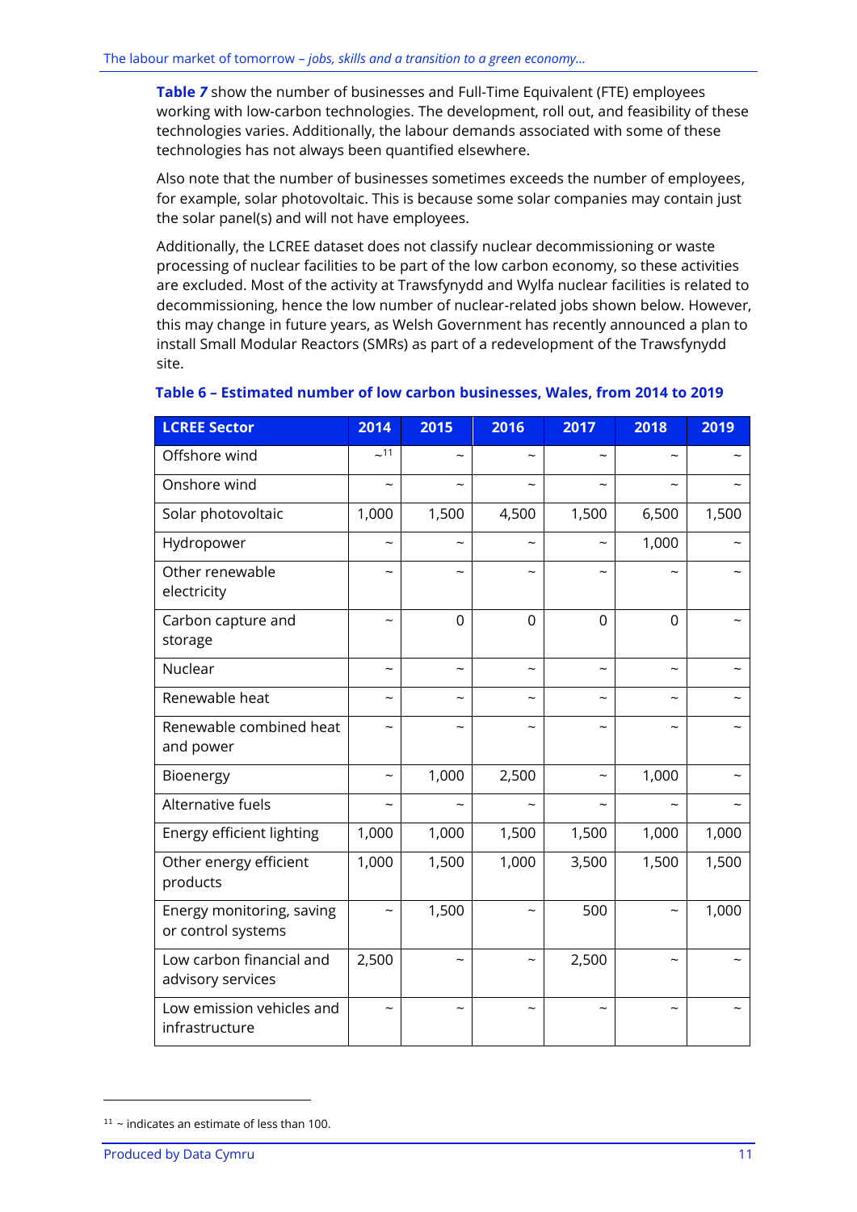**Table 7** show the number of businesses and Full-Time Equivalent (FTE) employees working with low-carbon technologies. The development, roll out, and feasibility of these technologies varies. Additionally, the labour demands associated with some of these technologies has not always been quantified elsewhere.

Also note that the number of businesses sometimes exceeds the number of employees, for example, solar photovoltaic. This is because some solar companies may contain just the solar panel(s) and will not have employees.

Additionally, the LCREE dataset does not classify nuclear decommissioning or waste processing of nuclear facilities to be part of the low carbon economy, so these activities are excluded. Most of the activity at Trawsfynydd and Wylfa nuclear facilities is related to decommissioning, hence the low number of nuclear-related jobs shown below. However, this may change in future years, as Welsh Government has recently announced a plan to install Small Modular Reactors (SMRs) as part of a redevelopment of the Trawsfynydd site.

**Table 6 – Estimated number of low carbon businesses, Wales, from 2014 to 2019**

| LCREE Sector | 2014 | 2015 | 2016 | 2017 | 2018 | 2019 |
|---|---|---|---|---|---|---|
| Offshore wind | ~[11] | ~ | ~ | ~ | ~ | ~ |
| Onshore wind | ~ | ~ | ~ | ~ | ~ | ~ |
| Solar photovoltaic | 1,000 | 1,500 | 4,500 | 1,500 | 6,500 | 1,500 |
| Hydropower | ~ | ~ | ~ | ~ | 1,000 | ~ |
| Other renewable electricity | ~ | ~ | ~ | ~ | ~ | ~ |
| Carbon capture and storage | ~ | 0 | 0 | 0 | 0 | ~ |
| Nuclear | ~ | ~ | ~ | ~ | ~ | ~ |
| Renewable heat | ~ | ~ | ~ | ~ | ~ | ~ |
| Renewable combined heat and power | ~ | ~ | ~ | ~ | ~ | ~ |
| Bioenergy | ~ | 1,000 | 2,500 | ~ | 1,000 | ~ |
| Alternative fuels | ~ | ~ | ~ | ~ | ~ | ~ |
| Energy efficient lighting | 1,000 | 1,000 | 1,500 | 1,500 | 1,000 | 1,000 |
| Other energy efficient products | 1,000 | 1,500 | 1,000 | 3,500 | 1,500 | 1,500 |
| Energy monitoring, saving or control systems | ~ | 1,500 | ~ | 500 | ~ | 1,000 |
| Low carbon financial and advisory services | 2,500 | ~ | ~ | 2,500 | ~ | ~ |
| Low emission vehicles and infrastructure | ~ | ~ | ~ | ~ | ~ | ~ |

[11] ~ indicates an estimate of less than 100.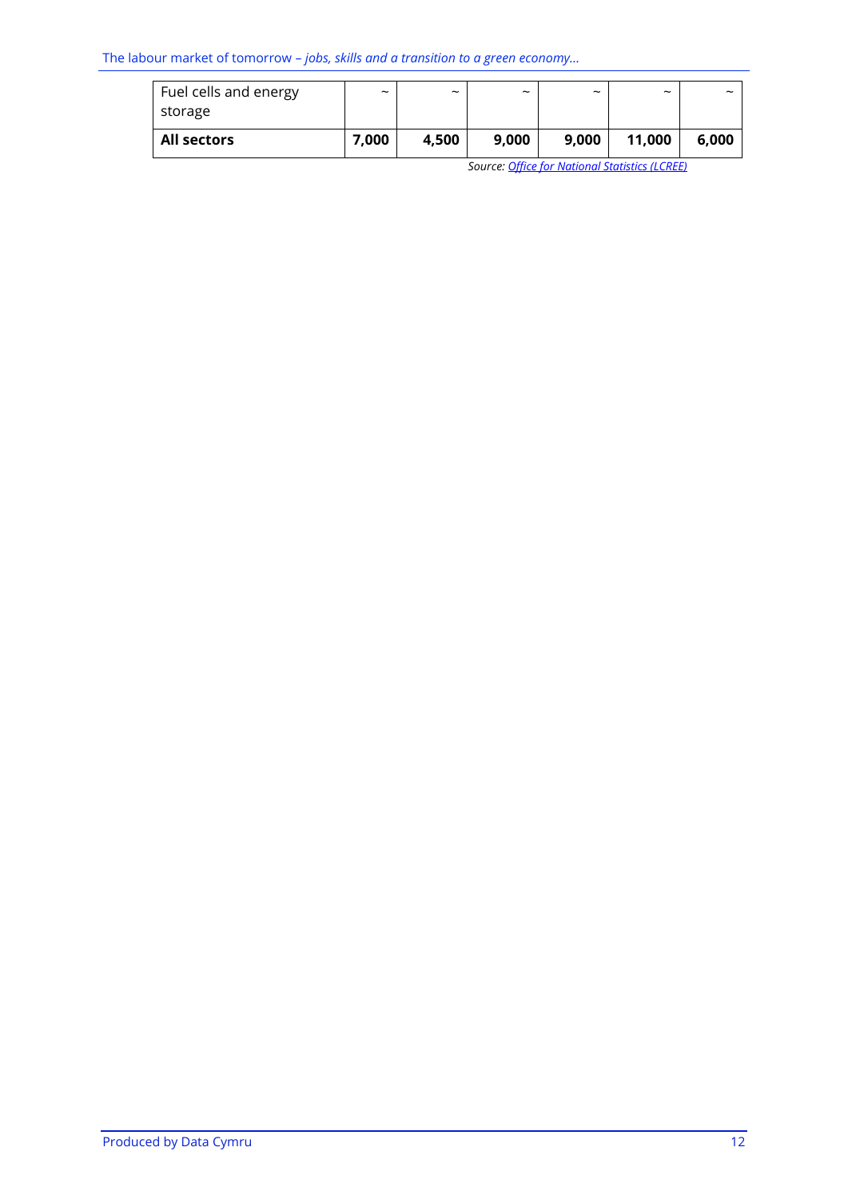| | | | | | | |
|---|---|---|---|---|---|---|
| Fuel cells and energy storage | ~ | ~ | ~ | ~ | ~ | ~ |
| **All sectors** | **7,000** | **4,500** | **9,000** | **9,000** | **11,000** | **6,000** |

*Source: Office for National Statistics (LCREE)*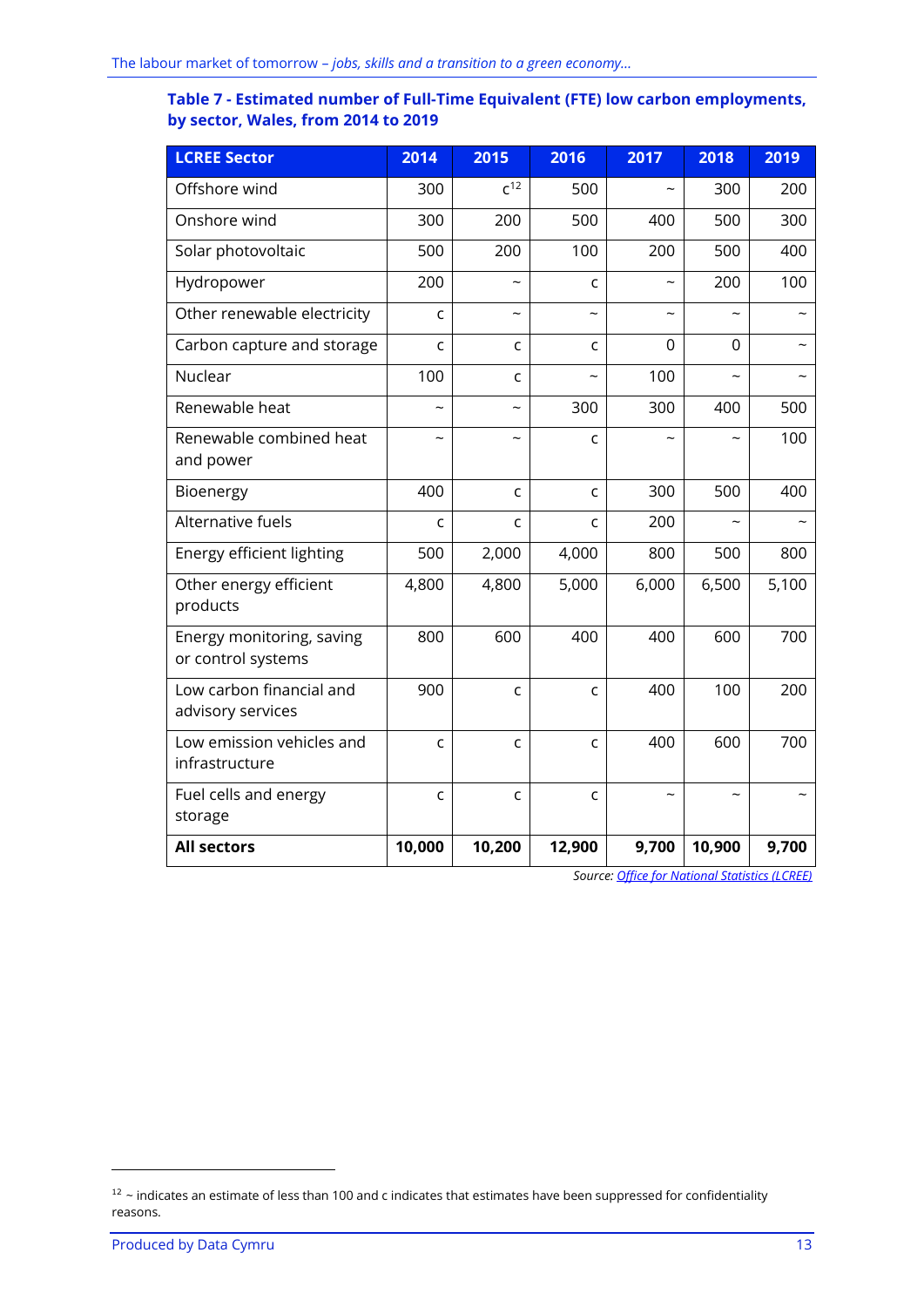**Table 7 - Estimated number of Full-Time Equivalent (FTE) low carbon employments, by sector, Wales, from 2014 to 2019**

| LCREE Sector | 2014 | 2015 | 2016 | 2017 | 2018 | 2019 |
|---|---|---|---|---|---|---|
| Offshore wind | 300 | c[12] | 500 | ~ | 300 | 200 |
| Onshore wind | 300 | 200 | 500 | 400 | 500 | 300 |
| Solar photovoltaic | 500 | 200 | 100 | 200 | 500 | 400 |
| Hydropower | 200 | ~ | c | ~ | 200 | 100 |
| Other renewable electricity | c | ~ | ~ | ~ | ~ | ~ |
| Carbon capture and storage | c | c | c | 0 | 0 | ~ |
| Nuclear | 100 | c | ~ | 100 | ~ | ~ |
| Renewable heat | ~ | ~ | 300 | 300 | 400 | 500 |
| Renewable combined heat and power | ~ | ~ | c | ~ | ~ | 100 |
| Bioenergy | 400 | c | c | 300 | 500 | 400 |
| Alternative fuels | c | c | c | 200 | ~ | ~ |
| Energy efficient lighting | 500 | 2,000 | 4,000 | 800 | 500 | 800 |
| Other energy efficient products | 4,800 | 4,800 | 5,000 | 6,000 | 6,500 | 5,100 |
| Energy monitoring, saving or control systems | 800 | 600 | 400 | 400 | 600 | 700 |
| Low carbon financial and advisory services | 900 | c | c | 400 | 100 | 200 |
| Low emission vehicles and infrastructure | c | c | c | 400 | 600 | 700 |
| Fuel cells and energy storage | c | c | c | ~ | ~ | ~ |
| **All sectors** | **10,000** | **10,200** | **12,900** | **9,700** | **10,900** | **9,700** |

*Source: Office for National Statistics (LCREE)*

[12] ~ indicates an estimate of less than 100 and c indicates that estimates have been suppressed for confidentiality reasons.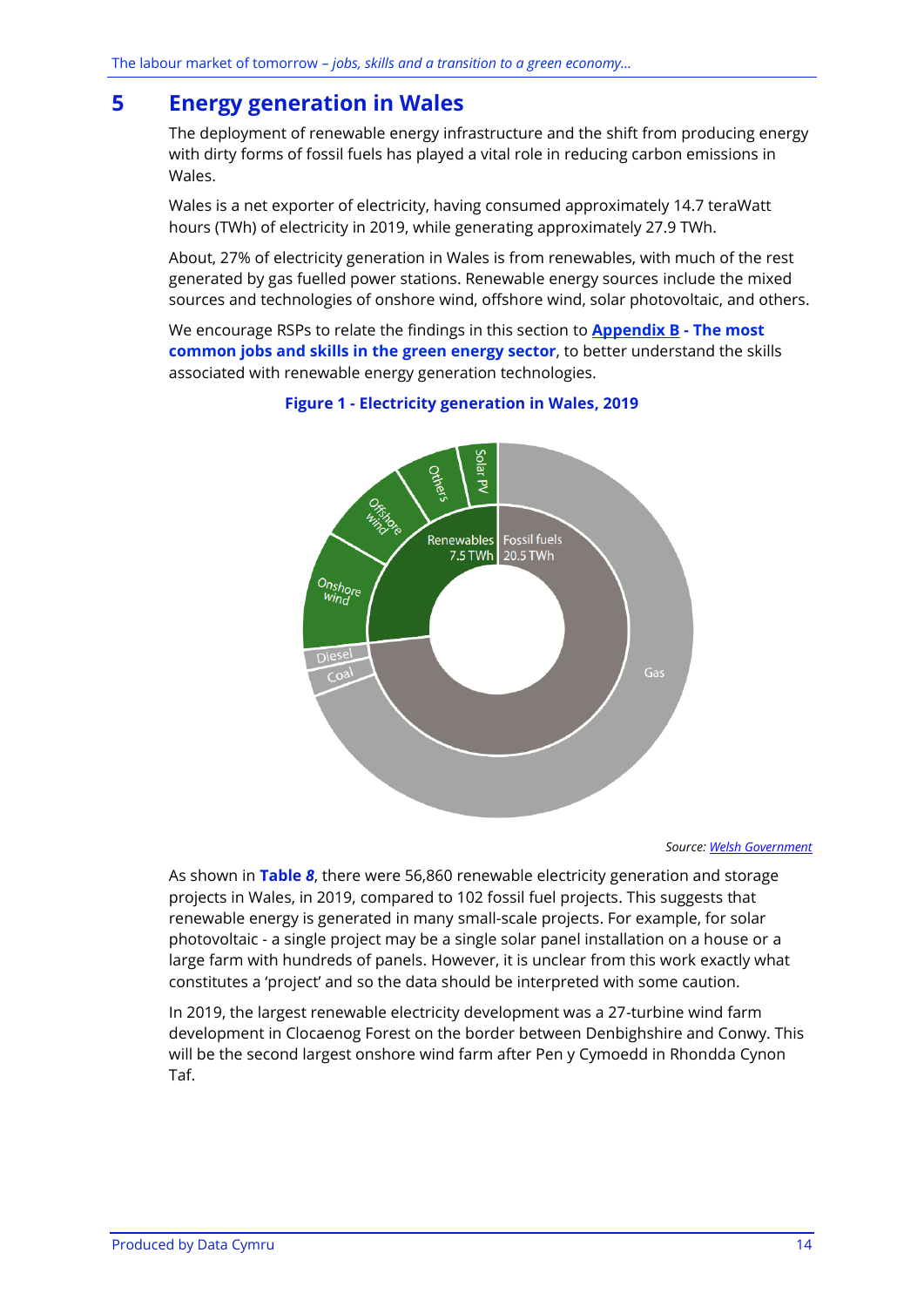# 5 Energy generation in Wales

The deployment of renewable energy infrastructure and the shift from producing energy with dirty forms of fossil fuels has played a vital role in reducing carbon emissions in Wales.

Wales is a net exporter of electricity, having consumed approximately 14.7 teraWatt hours (TWh) of electricity in 2019, while generating approximately 27.9 TWh.

About, 27% of electricity generation in Wales is from renewables, with much of the rest generated by gas fuelled power stations. Renewable energy sources include the mixed sources and technologies of onshore wind, offshore wind, solar photovoltaic, and others.

We encourage RSPs to relate the findings in this section to **Appendix B - The most common jobs and skills in the green energy sector**, to better understand the skills associated with renewable energy generation technologies.

**Figure 1 - Electricity generation in Wales, 2019**

Renewables 7.5 TWh | Fossil fuels 20.5 TWh

Solar PV, Others, Offshore wind, Onshore wind, Diesel, Coal, Gas

*Source: Welsh Government*

As shown in **Table 8**, there were 56,860 renewable electricity generation and storage projects in Wales, in 2019, compared to 102 fossil fuel projects. This suggests that renewable energy is generated in many small-scale projects. For example, for solar photovoltaic - a single project may be a single solar panel installation on a house or a large farm with hundreds of panels. However, it is unclear from this work exactly what constitutes a 'project' and so the data should be interpreted with some caution.

In 2019, the largest renewable electricity development was a 27-turbine wind farm development in Clocaenog Forest on the border between Denbighshire and Conwy. This will be the second largest onshore wind farm after Pen y Cymoedd in Rhondda Cynon Taf.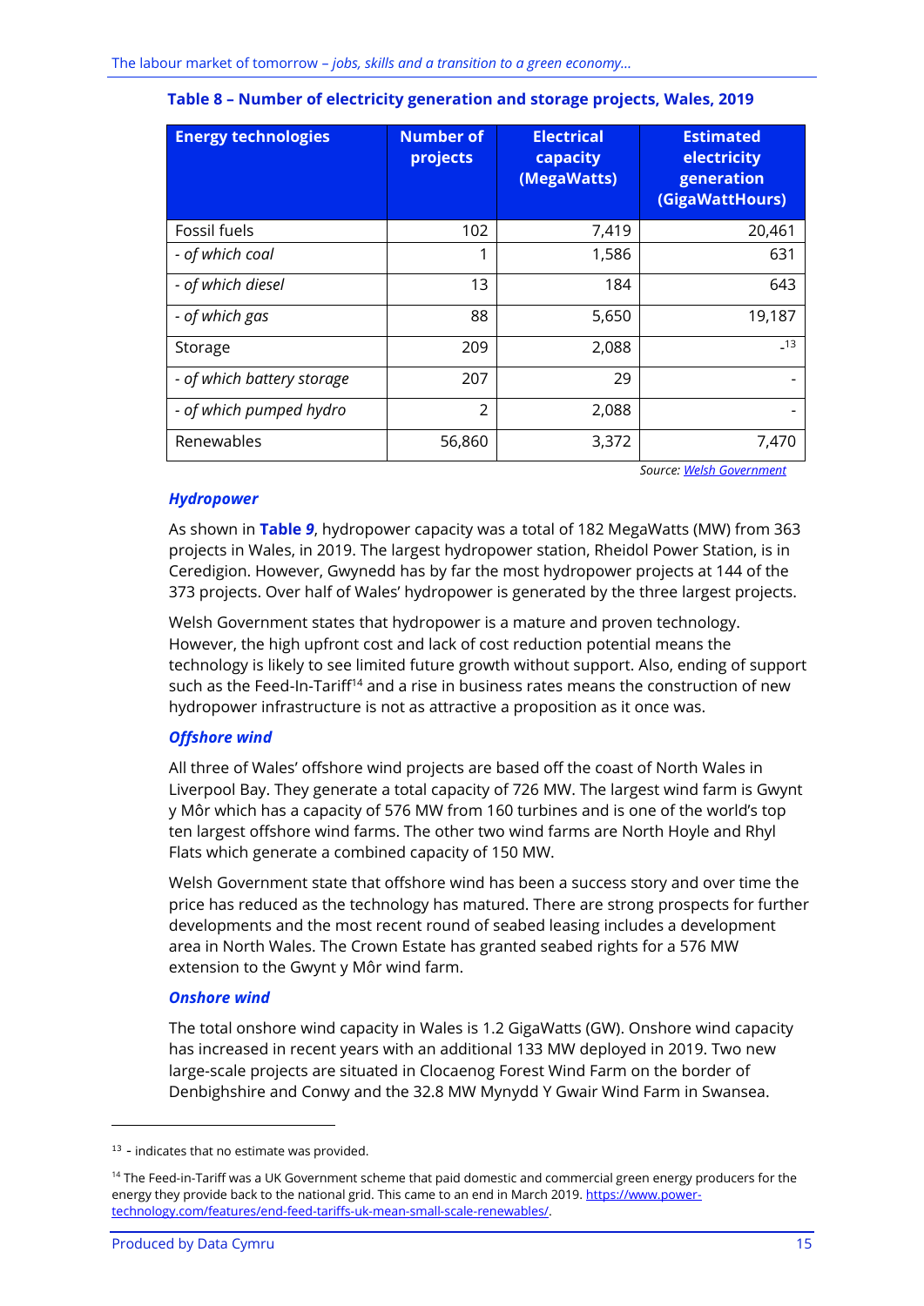**Table 8 – Number of electricity generation and storage projects, Wales, 2019**

| Energy technologies | Number of projects | Electrical capacity (MegaWatts) | Estimated electricity generation (GigaWattHours) |
|---|---|---|---|
| Fossil fuels | 102 | 7,419 | 20,461 |
| *- of which coal* | 1 | 1,586 | 631 |
| *- of which diesel* | 13 | 184 | 643 |
| *- of which gas* | 88 | 5,650 | 19,187 |
| Storage | 209 | 2,088 | -[13] |
| *- of which battery storage* | 207 | 29 | - |
| *- of which pumped hydro* | 2 | 2,088 | - |
| Renewables | 56,860 | 3,372 | 7,470 |

*Source: Welsh Government*

### *Hydropower*

As shown in **Table *9***, hydropower capacity was a total of 182 MegaWatts (MW) from 363 projects in Wales, in 2019. The largest hydropower station, Rheidol Power Station, is in Ceredigion. However, Gwynedd has by far the most hydropower projects at 144 of the 373 projects. Over half of Wales' hydropower is generated by the three largest projects.

Welsh Government states that hydropower is a mature and proven technology. However, the high upfront cost and lack of cost reduction potential means the technology is likely to see limited future growth without support. Also, ending of support such as the Feed-In-Tariff[14] and a rise in business rates means the construction of new hydropower infrastructure is not as attractive a proposition as it once was.

### *Offshore wind*

All three of Wales' offshore wind projects are based off the coast of North Wales in Liverpool Bay. They generate a total capacity of 726 MW. The largest wind farm is Gwynt y Môr which has a capacity of 576 MW from 160 turbines and is one of the world's top ten largest offshore wind farms. The other two wind farms are North Hoyle and Rhyl Flats which generate a combined capacity of 150 MW.

Welsh Government state that offshore wind has been a success story and over time the price has reduced as the technology has matured. There are strong prospects for further developments and the most recent round of seabed leasing includes a development area in North Wales. The Crown Estate has granted seabed rights for a 576 MW extension to the Gwynt y Môr wind farm.

### *Onshore wind*

The total onshore wind capacity in Wales is 1.2 GigaWatts (GW). Onshore wind capacity has increased in recent years with an additional 133 MW deployed in 2019. Two new large-scale projects are situated in Clocaenog Forest Wind Farm on the border of Denbighshire and Conwy and the 32.8 MW Mynydd Y Gwair Wind Farm in Swansea.

---

[13] - indicates that no estimate was provided.

[14] The Feed-in-Tariff was a UK Government scheme that paid domestic and commercial green energy producers for the energy they provide back to the national grid. This came to an end in March 2019. https://www.power-technology.com/features/end-feed-tariffs-uk-mean-small-scale-renewables/.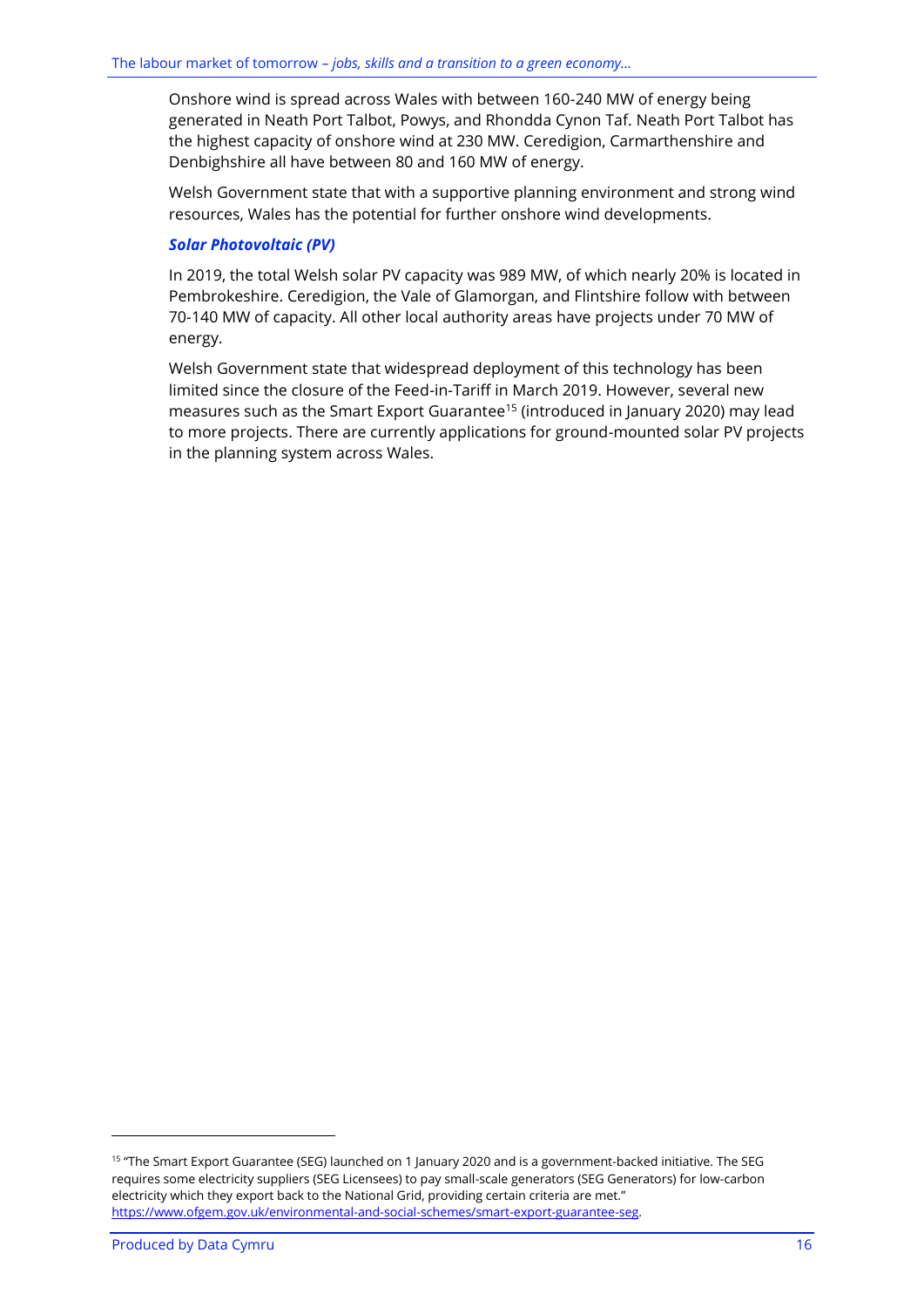Onshore wind is spread across Wales with between 160-240 MW of energy being generated in Neath Port Talbot, Powys, and Rhondda Cynon Taf. Neath Port Talbot has the highest capacity of onshore wind at 230 MW. Ceredigion, Carmarthenshire and Denbighshire all have between 80 and 160 MW of energy.

Welsh Government state that with a supportive planning environment and strong wind resources, Wales has the potential for further onshore wind developments.

#### *Solar Photovoltaic (PV)*

In 2019, the total Welsh solar PV capacity was 989 MW, of which nearly 20% is located in Pembrokeshire. Ceredigion, the Vale of Glamorgan, and Flintshire follow with between 70-140 MW of capacity. All other local authority areas have projects under 70 MW of energy.

Welsh Government state that widespread deployment of this technology has been limited since the closure of the Feed-in-Tariff in March 2019. However, several new measures such as the Smart Export Guarantee[15] (introduced in January 2020) may lead to more projects. There are currently applications for ground-mounted solar PV projects in the planning system across Wales.

---

[15] "The Smart Export Guarantee (SEG) launched on 1 January 2020 and is a government-backed initiative. The SEG requires some electricity suppliers (SEG Licensees) to pay small-scale generators (SEG Generators) for low-carbon electricity which they export back to the National Grid, providing certain criteria are met." https://www.ofgem.gov.uk/environmental-and-social-schemes/smart-export-guarantee-seg.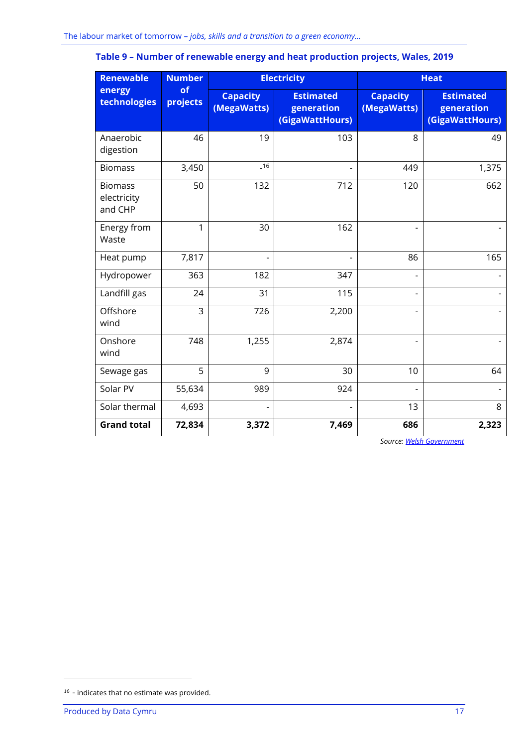**Table 9 – Number of renewable energy and heat production projects, Wales, 2019**

| Renewable energy technologies | Number of projects | Electricity | | Heat | |
|---|---|---|---|---|---|
| | | Capacity (MegaWatts) | Estimated generation (GigaWattHours) | Capacity (MegaWatts) | Estimated generation (GigaWattHours) |
| Anaerobic digestion | 46 | 19 | 103 | 8 | 49 |
| Biomass | 3,450 | -[16] | - | 449 | 1,375 |
| Biomass electricity and CHP | 50 | 132 | 712 | 120 | 662 |
| Energy from Waste | 1 | 30 | 162 | - | - |
| Heat pump | 7,817 | - | - | 86 | 165 |
| Hydropower | 363 | 182 | 347 | - | - |
| Landfill gas | 24 | 31 | 115 | - | - |
| Offshore wind | 3 | 726 | 2,200 | - | - |
| Onshore wind | 748 | 1,255 | 2,874 | - | - |
| Sewage gas | 5 | 9 | 30 | 10 | 64 |
| Solar PV | 55,634 | 989 | 924 | - | - |
| Solar thermal | 4,693 | - | - | 13 | 8 |
| **Grand total** | **72,834** | **3,372** | **7,469** | **686** | **2,323** |

*Source: Welsh Government*

[16] - indicates that no estimate was provided.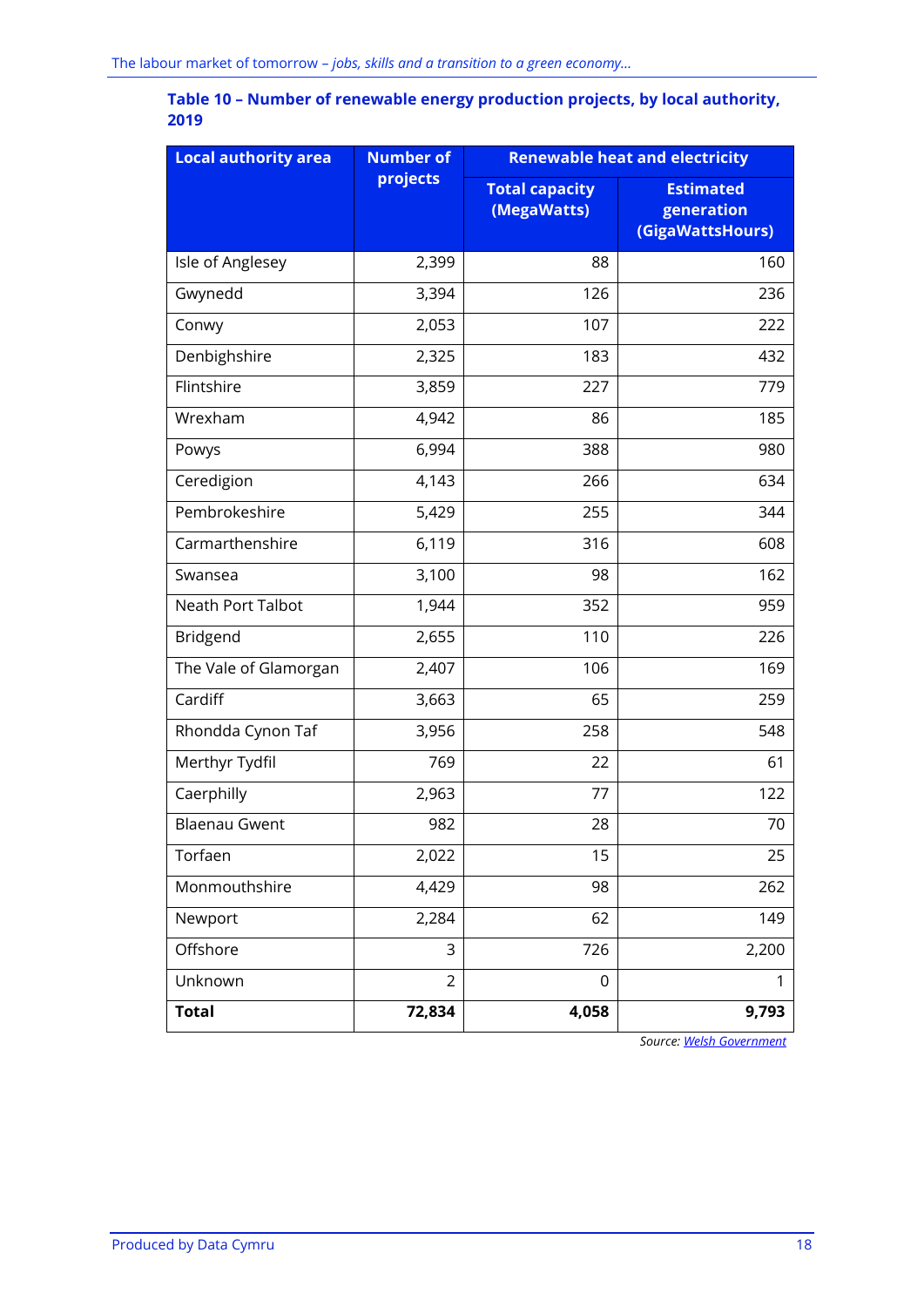**Table 10 – Number of renewable energy production projects, by local authority, 2019**

| Local authority area | Number of projects | Renewable heat and electricity | |
|---|---|---|---|
| | | Total capacity (MegaWatts) | Estimated generation (GigaWattsHours) |
| Isle of Anglesey | 2,399 | 88 | 160 |
| Gwynedd | 3,394 | 126 | 236 |
| Conwy | 2,053 | 107 | 222 |
| Denbighshire | 2,325 | 183 | 432 |
| Flintshire | 3,859 | 227 | 779 |
| Wrexham | 4,942 | 86 | 185 |
| Powys | 6,994 | 388 | 980 |
| Ceredigion | 4,143 | 266 | 634 |
| Pembrokeshire | 5,429 | 255 | 344 |
| Carmarthenshire | 6,119 | 316 | 608 |
| Swansea | 3,100 | 98 | 162 |
| Neath Port Talbot | 1,944 | 352 | 959 |
| Bridgend | 2,655 | 110 | 226 |
| The Vale of Glamorgan | 2,407 | 106 | 169 |
| Cardiff | 3,663 | 65 | 259 |
| Rhondda Cynon Taf | 3,956 | 258 | 548 |
| Merthyr Tydfil | 769 | 22 | 61 |
| Caerphilly | 2,963 | 77 | 122 |
| Blaenau Gwent | 982 | 28 | 70 |
| Torfaen | 2,022 | 15 | 25 |
| Monmouthshire | 4,429 | 98 | 262 |
| Newport | 2,284 | 62 | 149 |
| Offshore | 3 | 726 | 2,200 |
| Unknown | 2 | 0 | 1 |
| **Total** | **72,834** | **4,058** | **9,793** |

*Source: Welsh Government*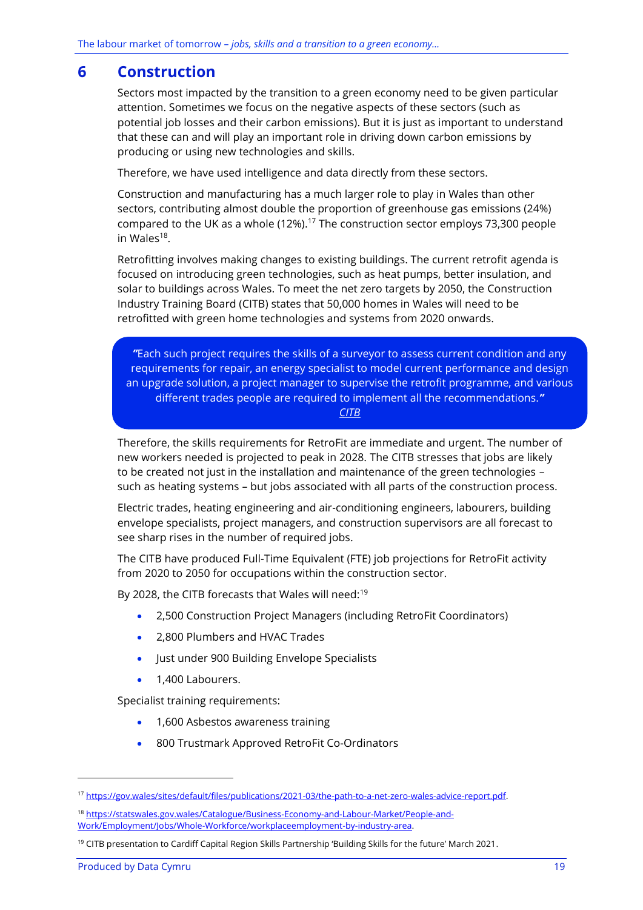# 6 Construction

Sectors most impacted by the transition to a green economy need to be given particular attention. Sometimes we focus on the negative aspects of these sectors (such as potential job losses and their carbon emissions). But it is just as important to understand that these can and will play an important role in driving down carbon emissions by producing or using new technologies and skills.

Therefore, we have used intelligence and data directly from these sectors.

Construction and manufacturing has a much larger role to play in Wales than other sectors, contributing almost double the proportion of greenhouse gas emissions (24%) compared to the UK as a whole (12%).[17] The construction sector employs 73,300 people in Wales[18].

Retrofitting involves making changes to existing buildings. The current retrofit agenda is focused on introducing green technologies, such as heat pumps, better insulation, and solar to buildings across Wales. To meet the net zero targets by 2050, the Construction Industry Training Board (CITB) states that 50,000 homes in Wales will need to be retrofitted with green home technologies and systems from 2020 onwards.

> **"**Each such project requires the skills of a surveyor to assess current condition and any requirements for repair, an energy specialist to model current performance and design an upgrade solution, a project manager to supervise the retrofit programme, and various different trades people are required to implement all the recommendations.**"**
> *CITB*

Therefore, the skills requirements for RetroFit are immediate and urgent. The number of new workers needed is projected to peak in 2028. The CITB stresses that jobs are likely to be created not just in the installation and maintenance of the green technologies – such as heating systems – but jobs associated with all parts of the construction process.

Electric trades, heating engineering and air-conditioning engineers, labourers, building envelope specialists, project managers, and construction supervisors are all forecast to see sharp rises in the number of required jobs.

The CITB have produced Full-Time Equivalent (FTE) job projections for RetroFit activity from 2020 to 2050 for occupations within the construction sector.

By 2028, the CITB forecasts that Wales will need:[19]

- 2,500 Construction Project Managers (including RetroFit Coordinators)
- 2,800 Plumbers and HVAC Trades
- Just under 900 Building Envelope Specialists
- 1,400 Labourers.

Specialist training requirements:

- 1,600 Asbestos awareness training
- 800 Trustmark Approved RetroFit Co-Ordinators

---

[17] https://gov.wales/sites/default/files/publications/2021-03/the-path-to-a-net-zero-wales-advice-report.pdf.

[18] https://statswales.gov.wales/Catalogue/Business-Economy-and-Labour-Market/People-and-Work/Employment/Jobs/Whole-Workforce/workplaceemployment-by-industry-area.

[19] CITB presentation to Cardiff Capital Region Skills Partnership 'Building Skills for the future' March 2021.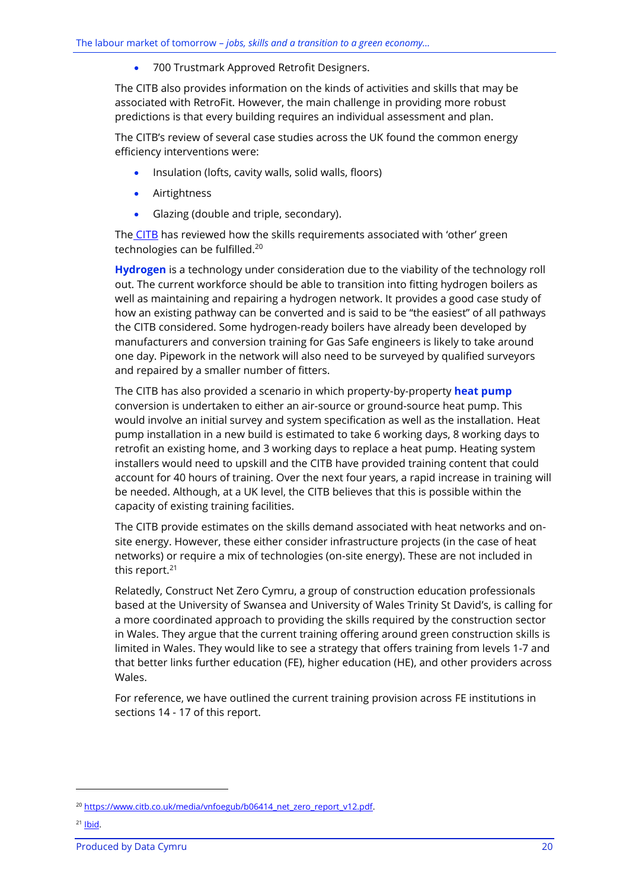- 700 Trustmark Approved Retrofit Designers.

The CITB also provides information on the kinds of activities and skills that may be associated with RetroFit. However, the main challenge in providing more robust predictions is that every building requires an individual assessment and plan.

The CITB's review of several case studies across the UK found the common energy efficiency interventions were:

- Insulation (lofts, cavity walls, solid walls, floors)
- Airtightness
- Glazing (double and triple, secondary).

The CITB has reviewed how the skills requirements associated with 'other' green technologies can be fulfilled.[20]

**Hydrogen** is a technology under consideration due to the viability of the technology roll out. The current workforce should be able to transition into fitting hydrogen boilers as well as maintaining and repairing a hydrogen network. It provides a good case study of how an existing pathway can be converted and is said to be "the easiest" of all pathways the CITB considered. Some hydrogen-ready boilers have already been developed by manufacturers and conversion training for Gas Safe engineers is likely to take around one day. Pipework in the network will also need to be surveyed by qualified surveyors and repaired by a smaller number of fitters.

The CITB has also provided a scenario in which property-by-property **heat pump** conversion is undertaken to either an air-source or ground-source heat pump. This would involve an initial survey and system specification as well as the installation. Heat pump installation in a new build is estimated to take 6 working days, 8 working days to retrofit an existing home, and 3 working days to replace a heat pump. Heating system installers would need to upskill and the CITB have provided training content that could account for 40 hours of training. Over the next four years, a rapid increase in training will be needed. Although, at a UK level, the CITB believes that this is possible within the capacity of existing training facilities.

The CITB provide estimates on the skills demand associated with heat networks and on-site energy. However, these either consider infrastructure projects (in the case of heat networks) or require a mix of technologies (on-site energy). These are not included in this report.[21]

Relatedly, Construct Net Zero Cymru, a group of construction education professionals based at the University of Swansea and University of Wales Trinity St David's, is calling for a more coordinated approach to providing the skills required by the construction sector in Wales. They argue that the current training offering around green construction skills is limited in Wales. They would like to see a strategy that offers training from levels 1-7 and that better links further education (FE), higher education (HE), and other providers across Wales.

For reference, we have outlined the current training provision across FE institutions in sections 14 - 17 of this report.

---

[20] https://www.citb.co.uk/media/vnfoegub/b06414_net_zero_report_v12.pdf.

[21] Ibid.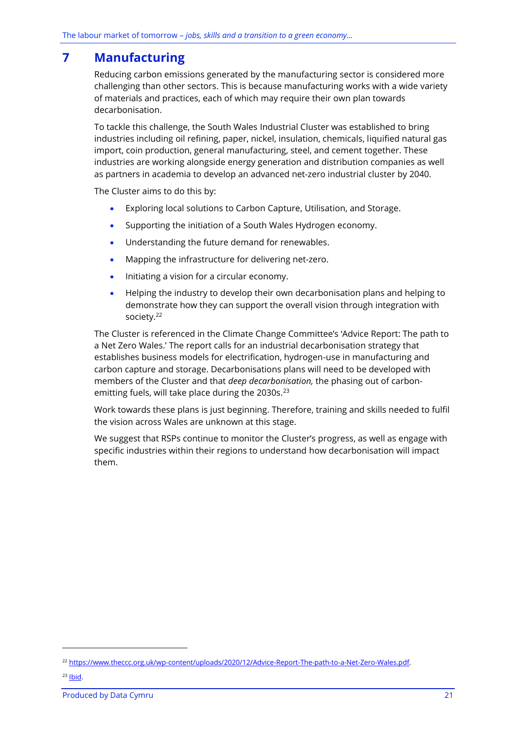# 7 Manufacturing

Reducing carbon emissions generated by the manufacturing sector is considered more challenging than other sectors. This is because manufacturing works with a wide variety of materials and practices, each of which may require their own plan towards decarbonisation.

To tackle this challenge, the South Wales Industrial Cluster was established to bring industries including oil refining, paper, nickel, insulation, chemicals, liquified natural gas import, coin production, general manufacturing, steel, and cement together. These industries are working alongside energy generation and distribution companies as well as partners in academia to develop an advanced net-zero industrial cluster by 2040.

The Cluster aims to do this by:

- Exploring local solutions to Carbon Capture, Utilisation, and Storage.
- Supporting the initiation of a South Wales Hydrogen economy.
- Understanding the future demand for renewables.
- Mapping the infrastructure for delivering net-zero.
- Initiating a vision for a circular economy.
- Helping the industry to develop their own decarbonisation plans and helping to demonstrate how they can support the overall vision through integration with society.[22]

The Cluster is referenced in the Climate Change Committee's 'Advice Report: The path to a Net Zero Wales.' The report calls for an industrial decarbonisation strategy that establishes business models for electrification, hydrogen-use in manufacturing and carbon capture and storage. Decarbonisations plans will need to be developed with members of the Cluster and that *deep decarbonisation,* the phasing out of carbon-emitting fuels, will take place during the 2030s.[23]

Work towards these plans is just beginning. Therefore, training and skills needed to fulfil the vision across Wales are unknown at this stage.

We suggest that RSPs continue to monitor the Cluster's progress, as well as engage with specific industries within their regions to understand how decarbonisation will impact them.

---

[22] https://www.theccc.org.uk/wp-content/uploads/2020/12/Advice-Report-The-path-to-a-Net-Zero-Wales.pdf.

[23] Ibid.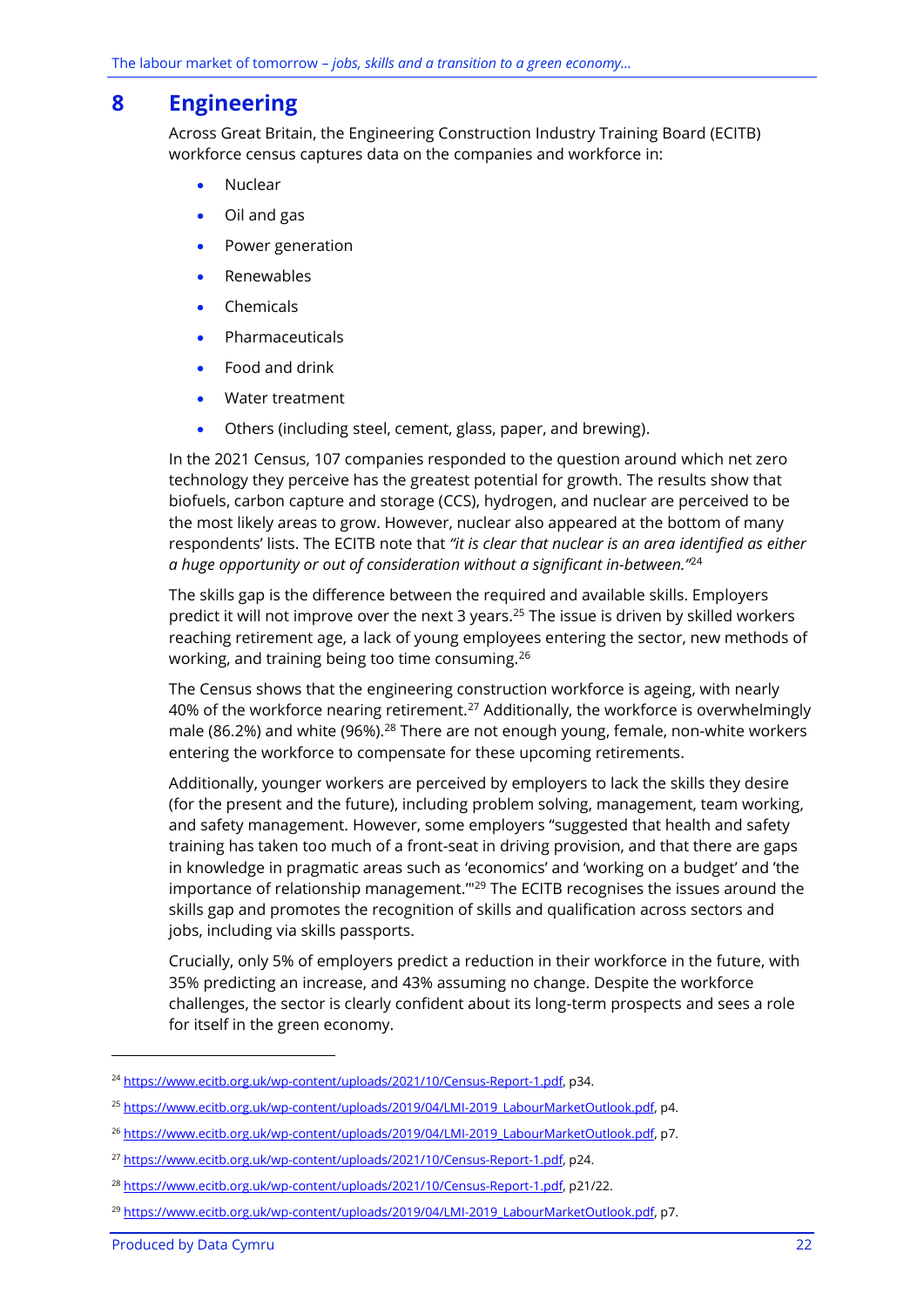# 8 Engineering

Across Great Britain, the Engineering Construction Industry Training Board (ECITB) workforce census captures data on the companies and workforce in:

- Nuclear
- Oil and gas
- Power generation
- Renewables
- Chemicals
- Pharmaceuticals
- Food and drink
- Water treatment
- Others (including steel, cement, glass, paper, and brewing).

In the 2021 Census, 107 companies responded to the question around which net zero technology they perceive has the greatest potential for growth. The results show that biofuels, carbon capture and storage (CCS), hydrogen, and nuclear are perceived to be the most likely areas to grow. However, nuclear also appeared at the bottom of many respondents' lists. The ECITB note that *"it is clear that nuclear is an area identified as either a huge opportunity or out of consideration without a significant in-between."*[24]

The skills gap is the difference between the required and available skills. Employers predict it will not improve over the next 3 years.[25] The issue is driven by skilled workers reaching retirement age, a lack of young employees entering the sector, new methods of working, and training being too time consuming.[26]

The Census shows that the engineering construction workforce is ageing, with nearly 40% of the workforce nearing retirement.[27] Additionally, the workforce is overwhelmingly male (86.2%) and white (96%).[28] There are not enough young, female, non-white workers entering the workforce to compensate for these upcoming retirements.

Additionally, younger workers are perceived by employers to lack the skills they desire (for the present and the future), including problem solving, management, team working, and safety management. However, some employers "suggested that health and safety training has taken too much of a front-seat in driving provision, and that there are gaps in knowledge in pragmatic areas such as 'economics' and 'working on a budget' and 'the importance of relationship management.'"[29] The ECITB recognises the issues around the skills gap and promotes the recognition of skills and qualification across sectors and jobs, including via skills passports.

Crucially, only 5% of employers predict a reduction in their workforce in the future, with 35% predicting an increase, and 43% assuming no change. Despite the workforce challenges, the sector is clearly confident about its long-term prospects and sees a role for itself in the green economy.

---

[24] https://www.ecitb.org.uk/wp-content/uploads/2021/10/Census-Report-1.pdf, p34.

[25] https://www.ecitb.org.uk/wp-content/uploads/2019/04/LMI-2019_LabourMarketOutlook.pdf, p4.

[26] https://www.ecitb.org.uk/wp-content/uploads/2019/04/LMI-2019_LabourMarketOutlook.pdf, p7.

[27] https://www.ecitb.org.uk/wp-content/uploads/2021/10/Census-Report-1.pdf, p24.

[28] https://www.ecitb.org.uk/wp-content/uploads/2021/10/Census-Report-1.pdf, p21/22.

[29] https://www.ecitb.org.uk/wp-content/uploads/2019/04/LMI-2019_LabourMarketOutlook.pdf, p7.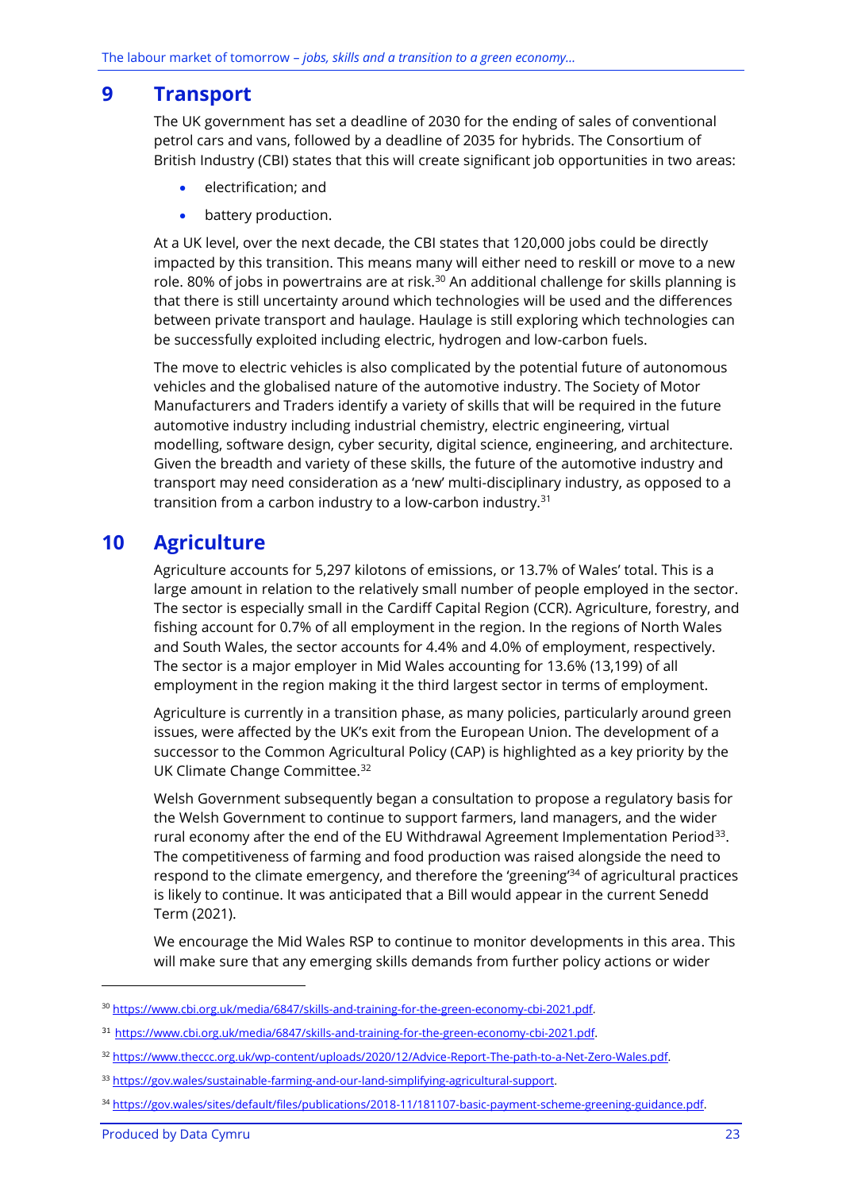# 9 Transport

The UK government has set a deadline of 2030 for the ending of sales of conventional petrol cars and vans, followed by a deadline of 2035 for hybrids. The Consortium of British Industry (CBI) states that this will create significant job opportunities in two areas:

- electrification; and
- battery production.

At a UK level, over the next decade, the CBI states that 120,000 jobs could be directly impacted by this transition. This means many will either need to reskill or move to a new role. 80% of jobs in powertrains are at risk.[30] An additional challenge for skills planning is that there is still uncertainty around which technologies will be used and the differences between private transport and haulage. Haulage is still exploring which technologies can be successfully exploited including electric, hydrogen and low-carbon fuels.

The move to electric vehicles is also complicated by the potential future of autonomous vehicles and the globalised nature of the automotive industry. The Society of Motor Manufacturers and Traders identify a variety of skills that will be required in the future automotive industry including industrial chemistry, electric engineering, virtual modelling, software design, cyber security, digital science, engineering, and architecture. Given the breadth and variety of these skills, the future of the automotive industry and transport may need consideration as a 'new' multi-disciplinary industry, as opposed to a transition from a carbon industry to a low-carbon industry.[31]

# 10 Agriculture

Agriculture accounts for 5,297 kilotons of emissions, or 13.7% of Wales' total. This is a large amount in relation to the relatively small number of people employed in the sector. The sector is especially small in the Cardiff Capital Region (CCR). Agriculture, forestry, and fishing account for 0.7% of all employment in the region. In the regions of North Wales and South Wales, the sector accounts for 4.4% and 4.0% of employment, respectively. The sector is a major employer in Mid Wales accounting for 13.6% (13,199) of all employment in the region making it the third largest sector in terms of employment.

Agriculture is currently in a transition phase, as many policies, particularly around green issues, were affected by the UK's exit from the European Union. The development of a successor to the Common Agricultural Policy (CAP) is highlighted as a key priority by the UK Climate Change Committee.[32]

Welsh Government subsequently began a consultation to propose a regulatory basis for the Welsh Government to continue to support farmers, land managers, and the wider rural economy after the end of the EU Withdrawal Agreement Implementation Period[33]. The competitiveness of farming and food production was raised alongside the need to respond to the climate emergency, and therefore the 'greening'[34] of agricultural practices is likely to continue. It was anticipated that a Bill would appear in the current Senedd Term (2021).

We encourage the Mid Wales RSP to continue to monitor developments in this area. This will make sure that any emerging skills demands from further policy actions or wider

---

[30] https://www.cbi.org.uk/media/6847/skills-and-training-for-the-green-economy-cbi-2021.pdf.

[31] https://www.cbi.org.uk/media/6847/skills-and-training-for-the-green-economy-cbi-2021.pdf.

[32] https://www.theccc.org.uk/wp-content/uploads/2020/12/Advice-Report-The-path-to-a-Net-Zero-Wales.pdf.

[33] https://gov.wales/sustainable-farming-and-our-land-simplifying-agricultural-support.

[34] https://gov.wales/sites/default/files/publications/2018-11/181107-basic-payment-scheme-greening-guidance.pdf.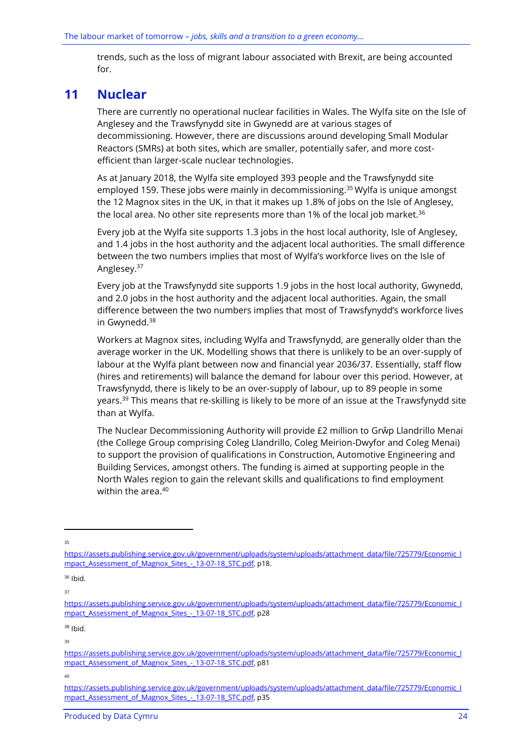trends, such as the loss of migrant labour associated with Brexit, are being accounted for.

## 11 Nuclear

There are currently no operational nuclear facilities in Wales. The Wylfa site on the Isle of Anglesey and the Trawsfynydd site in Gwynedd are at various stages of decommissioning. However, there are discussions around developing Small Modular Reactors (SMRs) at both sites, which are smaller, potentially safer, and more cost-efficient than larger-scale nuclear technologies.

As at January 2018, the Wylfa site employed 393 people and the Trawsfynydd site employed 159. These jobs were mainly in decommissioning.[35] Wylfa is unique amongst the 12 Magnox sites in the UK, in that it makes up 1.8% of jobs on the Isle of Anglesey, the local area. No other site represents more than 1% of the local job market.[36]

Every job at the Wylfa site supports 1.3 jobs in the host local authority, Isle of Anglesey, and 1.4 jobs in the host authority and the adjacent local authorities. The small difference between the two numbers implies that most of Wylfa's workforce lives on the Isle of Anglesey.[37]

Every job at the Trawsfynydd site supports 1.9 jobs in the host local authority, Gwynedd, and 2.0 jobs in the host authority and the adjacent local authorities. Again, the small difference between the two numbers implies that most of Trawsfynydd's workforce lives in Gwynedd.[38]

Workers at Magnox sites, including Wylfa and Trawsfynydd, are generally older than the average worker in the UK. Modelling shows that there is unlikely to be an over-supply of labour at the Wylfa plant between now and financial year 2036/37. Essentially, staff flow (hires and retirements) will balance the demand for labour over this period. However, at Trawsfynydd, there is likely to be an over-supply of labour, up to 89 people in some years.[39] This means that re-skilling is likely to be more of an issue at the Trawsfynydd site than at Wylfa.

The Nuclear Decommissioning Authority will provide £2 million to Grŵp Llandrillo Menai (the College Group comprising Coleg Llandrillo, Coleg Meirion-Dwyfor and Coleg Menai) to support the provision of qualifications in Construction, Automotive Engineering and Building Services, amongst others. The funding is aimed at supporting people in the North Wales region to gain the relevant skills and qualifications to find employment within the area.[40]

---

[35] https://assets.publishing.service.gov.uk/government/uploads/system/uploads/attachment_data/file/725779/Economic_Impact_Assessment_of_Magnox_Sites_-_13-07-18_STC.pdf, p18.

[36] Ibid.

[37] https://assets.publishing.service.gov.uk/government/uploads/system/uploads/attachment_data/file/725779/Economic_Impact_Assessment_of_Magnox_Sites_-_13-07-18_STC.pdf, p28

[38] Ibid.

[39] https://assets.publishing.service.gov.uk/government/uploads/system/uploads/attachment_data/file/725779/Economic_Impact_Assessment_of_Magnox_Sites_-_13-07-18_STC.pdf, p81

[40] https://assets.publishing.service.gov.uk/government/uploads/system/uploads/attachment_data/file/725779/Economic_Impact_Assessment_of_Magnox_Sites_-_13-07-18_STC.pdf, p35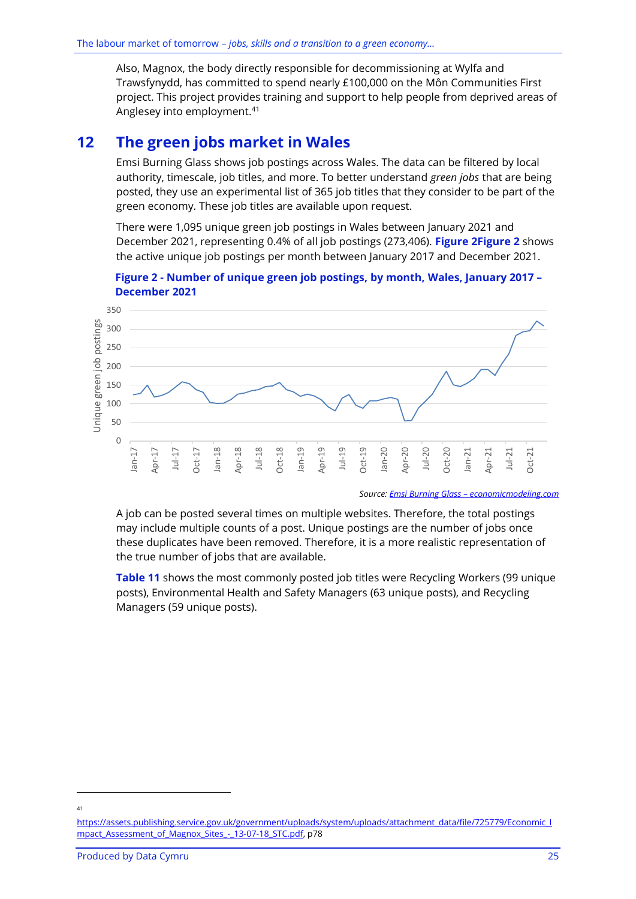Also, Magnox, the body directly responsible for decommissioning at Wylfa and Trawsfynydd, has committed to spend nearly £100,000 on the Môn Communities First project. This project provides training and support to help people from deprived areas of Anglesey into employment.[41]

## 12 The green jobs market in Wales

Emsi Burning Glass shows job postings across Wales. The data can be filtered by local authority, timescale, job titles, and more. To better understand *green jobs* that are being posted, they use an experimental list of 365 job titles that they consider to be part of the green economy. These job titles are available upon request.

There were 1,095 unique green job postings in Wales between January 2021 and December 2021, representing 0.4% of all job postings (273,406). **Figure 2Figure 2** shows the active unique job postings per month between January 2017 and December 2021.

**Figure 2 - Number of unique green job postings, by month, Wales, January 2017 – December 2021**

*Source: Emsi Burning Glass – economicmodeling.com*

A job can be posted several times on multiple websites. Therefore, the total postings may include multiple counts of a post. Unique postings are the number of jobs once these duplicates have been removed. Therefore, it is a more realistic representation of the true number of jobs that are available.

**Table 11** shows the most commonly posted job titles were Recycling Workers (99 unique posts), Environmental Health and Safety Managers (63 unique posts), and Recycling Managers (59 unique posts).

---

[41] https://assets.publishing.service.gov.uk/government/uploads/system/uploads/attachment_data/file/725779/Economic_Impact_Assessment_of_Magnox_Sites_-_13-07-18_STC.pdf, p78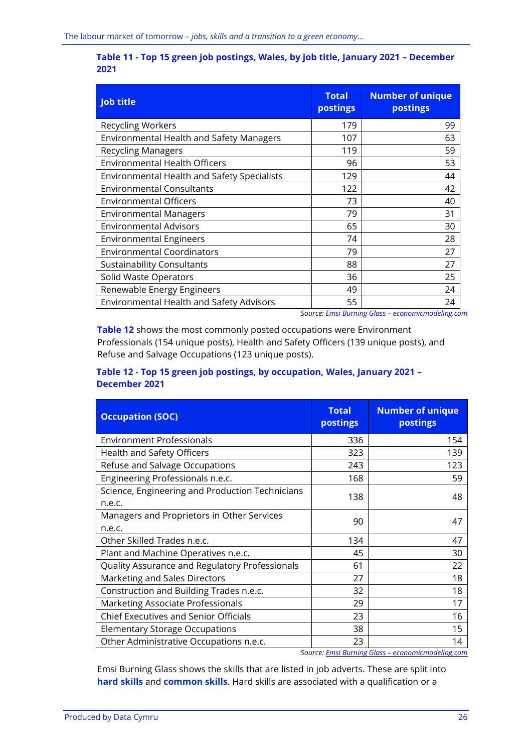**Table 11 - Top 15 green job postings, Wales, by job title, January 2021 – December 2021**

| Job title | Total postings | Number of unique postings |
|---|---|---|
| Recycling Workers | 179 | 99 |
| Environmental Health and Safety Managers | 107 | 63 |
| Recycling Managers | 119 | 59 |
| Environmental Health Officers | 96 | 53 |
| Environmental Health and Safety Specialists | 129 | 44 |
| Environmental Consultants | 122 | 42 |
| Environmental Officers | 73 | 40 |
| Environmental Managers | 79 | 31 |
| Environmental Advisors | 65 | 30 |
| Environmental Engineers | 74 | 28 |
| Environmental Coordinators | 79 | 27 |
| Sustainability Consultants | 88 | 27 |
| Solid Waste Operators | 36 | 25 |
| Renewable Energy Engineers | 49 | 24 |
| Environmental Health and Safety Advisors | 55 | 24 |

*Source: Emsi Burning Glass – economicmodeling.com*

**Table 12** shows the most commonly posted occupations were Environment Professionals (154 unique posts), Health and Safety Officers (139 unique posts), and Refuse and Salvage Occupations (123 unique posts).

**Table 12 - Top 15 green job postings, by occupation, Wales, January 2021 – December 2021**

| Occupation (SOC) | Total postings | Number of unique postings |
|---|---|---|
| Environment Professionals | 336 | 154 |
| Health and Safety Officers | 323 | 139 |
| Refuse and Salvage Occupations | 243 | 123 |
| Engineering Professionals n.e.c. | 168 | 59 |
| Science, Engineering and Production Technicians n.e.c. | 138 | 48 |
| Managers and Proprietors in Other Services n.e.c. | 90 | 47 |
| Other Skilled Trades n.e.c. | 134 | 47 |
| Plant and Machine Operatives n.e.c. | 45 | 30 |
| Quality Assurance and Regulatory Professionals | 61 | 22 |
| Marketing and Sales Directors | 27 | 18 |
| Construction and Building Trades n.e.c. | 32 | 18 |
| Marketing Associate Professionals | 29 | 17 |
| Chief Executives and Senior Officials | 23 | 16 |
| Elementary Storage Occupations | 38 | 15 |
| Other Administrative Occupations n.e.c. | 23 | 14 |

*Source: Emsi Burning Glass – economicmodeling.com*

Emsi Burning Glass shows the skills that are listed in job adverts. These are split into **hard skills** and **common skills**. Hard skills are associated with a qualification or a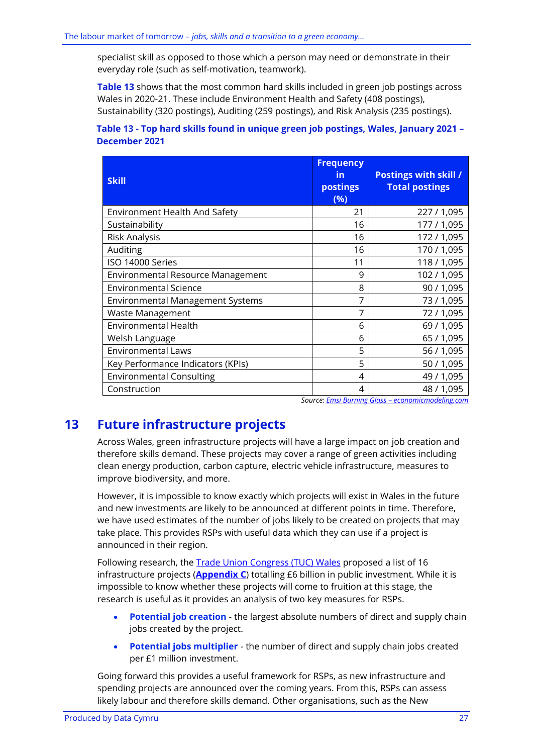specialist skill as opposed to those which a person may need or demonstrate in their everyday role (such as self-motivation, teamwork).

**Table 13** shows that the most common hard skills included in green job postings across Wales in 2020-21. These include Environment Health and Safety (408 postings), Sustainability (320 postings), Auditing (259 postings), and Risk Analysis (235 postings).

**Table 13 - Top hard skills found in unique green job postings, Wales, January 2021 – December 2021**

| Skill | Frequency in postings (%) | Postings with skill / Total postings |
|---|---|---|
| Environment Health And Safety | 21 | 227 / 1,095 |
| Sustainability | 16 | 177 / 1,095 |
| Risk Analysis | 16 | 172 / 1,095 |
| Auditing | 16 | 170 / 1,095 |
| ISO 14000 Series | 11 | 118 / 1,095 |
| Environmental Resource Management | 9 | 102 / 1,095 |
| Environmental Science | 8 | 90 / 1,095 |
| Environmental Management Systems | 7 | 73 / 1,095 |
| Waste Management | 7 | 72 / 1,095 |
| Environmental Health | 6 | 69 / 1,095 |
| Welsh Language | 6 | 65 / 1,095 |
| Environmental Laws | 5 | 56 / 1,095 |
| Key Performance Indicators (KPIs) | 5 | 50 / 1,095 |
| Environmental Consulting | 4 | 49 / 1,095 |
| Construction | 4 | 48 / 1,095 |

*Source: Emsi Burning Glass – economicmodeling.com*

## 13 Future infrastructure projects

Across Wales, green infrastructure projects will have a large impact on job creation and therefore skills demand. These projects may cover a range of green activities including clean energy production, carbon capture, electric vehicle infrastructure, measures to improve biodiversity, and more.

However, it is impossible to know exactly which projects will exist in Wales in the future and new investments are likely to be announced at different points in time. Therefore, we have used estimates of the number of jobs likely to be created on projects that may take place. This provides RSPs with useful data which they can use if a project is announced in their region.

Following research, the Trade Union Congress (TUC) Wales proposed a list of 16 infrastructure projects (**Appendix C**) totalling £6 billion in public investment. While it is impossible to know whether these projects will come to fruition at this stage, the research is useful as it provides an analysis of two key measures for RSPs.

- **Potential job creation** - the largest absolute numbers of direct and supply chain jobs created by the project.
- **Potential jobs multiplier** - the number of direct and supply chain jobs created per £1 million investment.

Going forward this provides a useful framework for RSPs, as new infrastructure and spending projects are announced over the coming years. From this, RSPs can assess likely labour and therefore skills demand. Other organisations, such as the New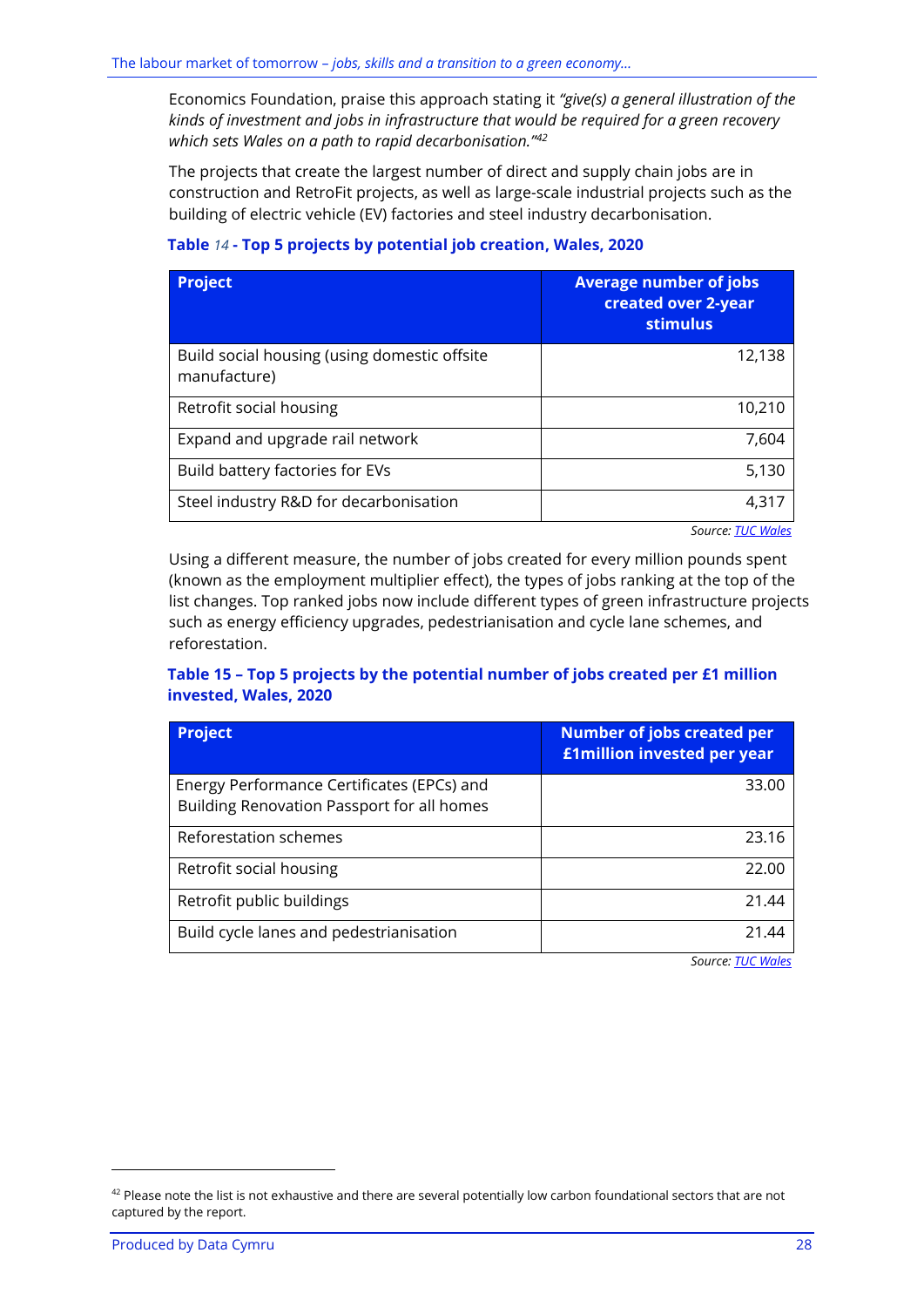Economics Foundation, praise this approach stating it *"give(s) a general illustration of the kinds of investment and jobs in infrastructure that would be required for a green recovery which sets Wales on a path to rapid decarbonisation."*[42]

The projects that create the largest number of direct and supply chain jobs are in construction and RetroFit projects, as well as large-scale industrial projects such as the building of electric vehicle (EV) factories and steel industry decarbonisation.

**Table *14* - Top 5 projects by potential job creation, Wales, 2020**

| Project | Average number of jobs created over 2-year stimulus |
|---|---:|
| Build social housing (using domestic offsite manufacture) | 12,138 |
| Retrofit social housing | 10,210 |
| Expand and upgrade rail network | 7,604 |
| Build battery factories for EVs | 5,130 |
| Steel industry R&D for decarbonisation | 4,317 |

*Source: TUC Wales*

Using a different measure, the number of jobs created for every million pounds spent (known as the employment multiplier effect), the types of jobs ranking at the top of the list changes. Top ranked jobs now include different types of green infrastructure projects such as energy efficiency upgrades, pedestrianisation and cycle lane schemes, and reforestation.

**Table 15 – Top 5 projects by the potential number of jobs created per £1 million invested, Wales, 2020**

| Project | Number of jobs created per £1million invested per year |
|---|---:|
| Energy Performance Certificates (EPCs) and Building Renovation Passport for all homes | 33.00 |
| Reforestation schemes | 23.16 |
| Retrofit social housing | 22.00 |
| Retrofit public buildings | 21.44 |
| Build cycle lanes and pedestrianisation | 21.44 |

*Source: TUC Wales*

[42] Please note the list is not exhaustive and there are several potentially low carbon foundational sectors that are not captured by the report.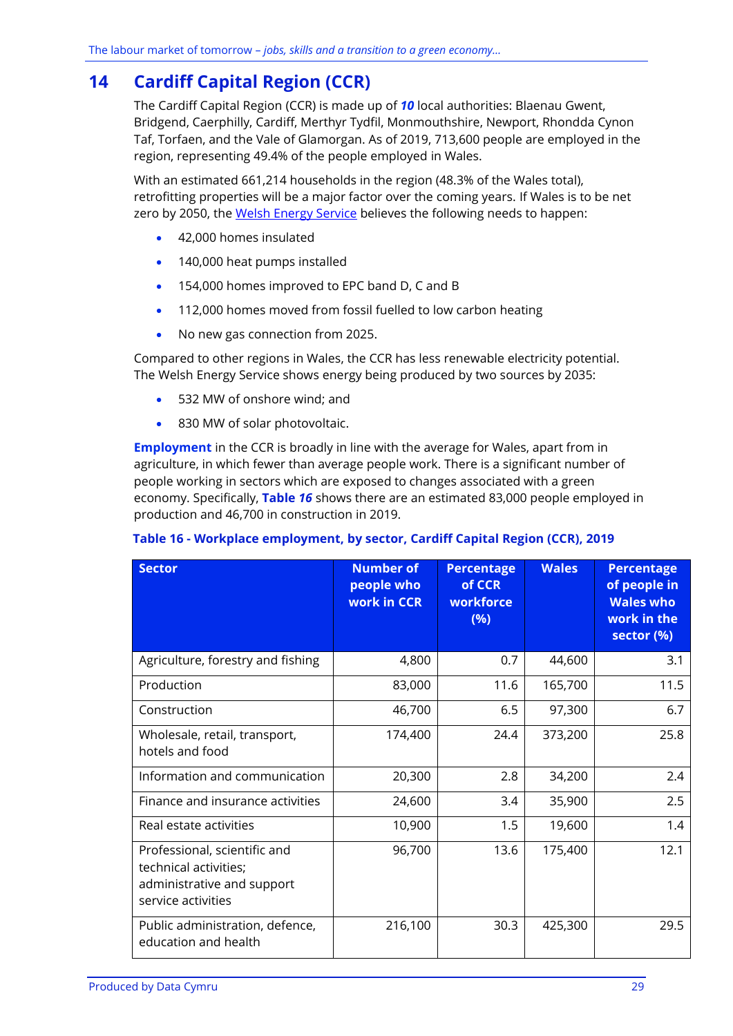# 14 Cardiff Capital Region (CCR)

The Cardiff Capital Region (CCR) is made up of ***10*** local authorities: Blaenau Gwent, Bridgend, Caerphilly, Cardiff, Merthyr Tydfil, Monmouthshire, Newport, Rhondda Cynon Taf, Torfaen, and the Vale of Glamorgan. As of 2019, 713,600 people are employed in the region, representing 49.4% of the people employed in Wales.

With an estimated 661,214 households in the region (48.3% of the Wales total), retrofitting properties will be a major factor over the coming years. If Wales is to be net zero by 2050, the Welsh Energy Service believes the following needs to happen:

- 42,000 homes insulated
- 140,000 heat pumps installed
- 154,000 homes improved to EPC band D, C and B
- 112,000 homes moved from fossil fuelled to low carbon heating
- No new gas connection from 2025.

Compared to other regions in Wales, the CCR has less renewable electricity potential. The Welsh Energy Service shows energy being produced by two sources by 2035:

- 532 MW of onshore wind; and
- 830 MW of solar photovoltaic.

**Employment** in the CCR is broadly in line with the average for Wales, apart from in agriculture, in which fewer than average people work. There is a significant number of people working in sectors which are exposed to changes associated with a green economy. Specifically, **Table *16*** shows there are an estimated 83,000 people employed in production and 46,700 in construction in 2019.

**Table 16 - Workplace employment, by sector, Cardiff Capital Region (CCR), 2019**

| Sector | Number of people who work in CCR | Percentage of CCR workforce (%) | Wales | Percentage of people in Wales who work in the sector (%) |
|---|---|---|---|---|
| Agriculture, forestry and fishing | 4,800 | 0.7 | 44,600 | 3.1 |
| Production | 83,000 | 11.6 | 165,700 | 11.5 |
| Construction | 46,700 | 6.5 | 97,300 | 6.7 |
| Wholesale, retail, transport, hotels and food | 174,400 | 24.4 | 373,200 | 25.8 |
| Information and communication | 20,300 | 2.8 | 34,200 | 2.4 |
| Finance and insurance activities | 24,600 | 3.4 | 35,900 | 2.5 |
| Real estate activities | 10,900 | 1.5 | 19,600 | 1.4 |
| Professional, scientific and technical activities; administrative and support service activities | 96,700 | 13.6 | 175,400 | 12.1 |
| Public administration, defence, education and health | 216,100 | 30.3 | 425,300 | 29.5 |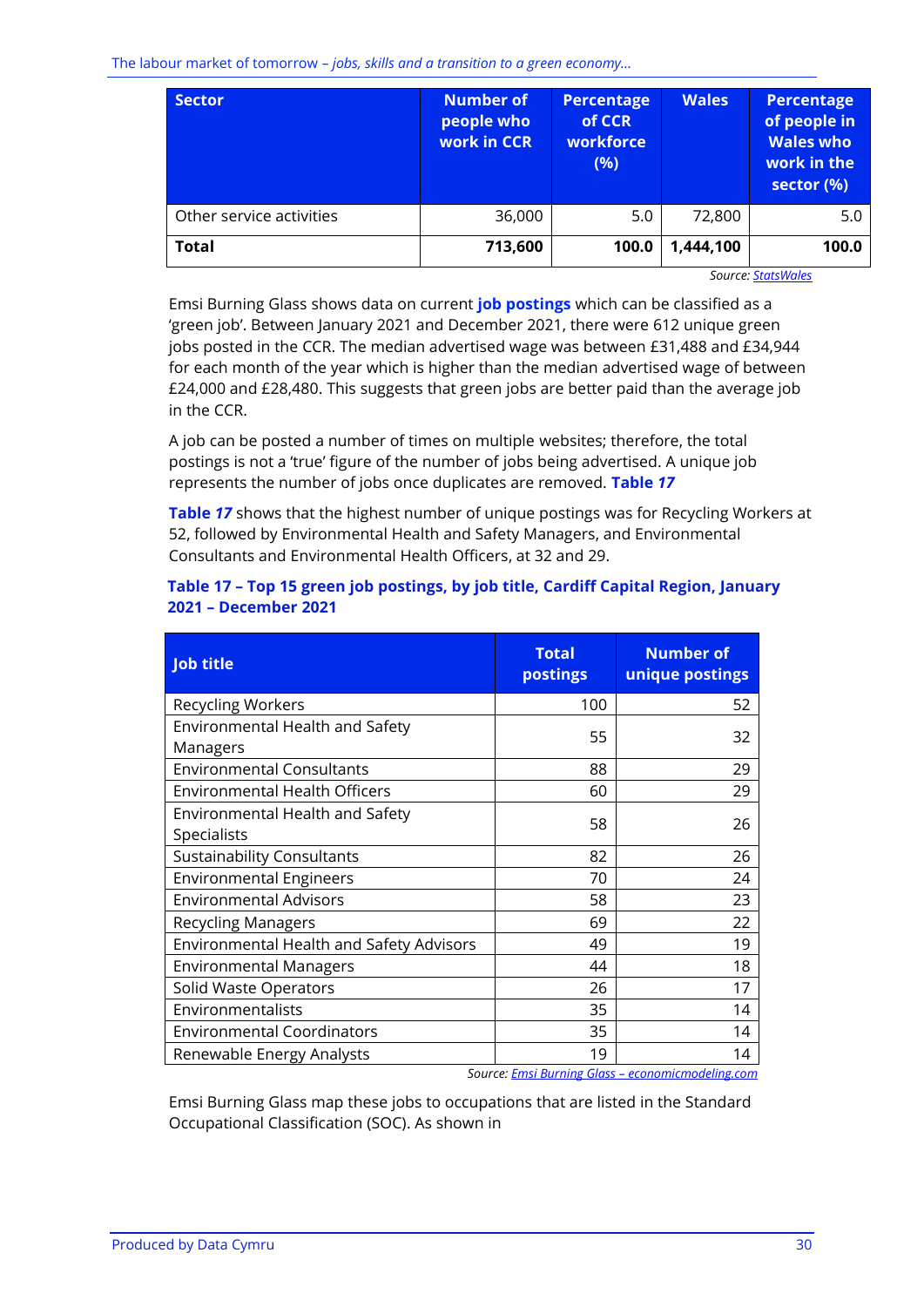| Sector | Number of people who work in CCR | Percentage of CCR workforce (%) | Wales | Percentage of people in Wales who work in the sector (%) |
|---|---|---|---|---|
| Other service activities | 36,000 | 5.0 | 72,800 | 5.0 |
| **Total** | **713,600** | **100.0** | **1,444,100** | **100.0** |

*Source: StatsWales*

Emsi Burning Glass shows data on current **job postings** which can be classified as a 'green job'. Between January 2021 and December 2021, there were 612 unique green jobs posted in the CCR. The median advertised wage was between £31,488 and £34,944 for each month of the year which is higher than the median advertised wage of between £24,000 and £28,480. This suggests that green jobs are better paid than the average job in the CCR.

A job can be posted a number of times on multiple websites; therefore, the total postings is not a 'true' figure of the number of jobs being advertised. A unique job represents the number of jobs once duplicates are removed. **Table *17***

**Table *17*** shows that the highest number of unique postings was for Recycling Workers at 52, followed by Environmental Health and Safety Managers, and Environmental Consultants and Environmental Health Officers, at 32 and 29.

**Table 17 – Top 15 green job postings, by job title, Cardiff Capital Region, January 2021 – December 2021**

| Job title | Total postings | Number of unique postings |
|---|---|---|
| Recycling Workers | 100 | 52 |
| Environmental Health and Safety Managers | 55 | 32 |
| Environmental Consultants | 88 | 29 |
| Environmental Health Officers | 60 | 29 |
| Environmental Health and Safety Specialists | 58 | 26 |
| Sustainability Consultants | 82 | 26 |
| Environmental Engineers | 70 | 24 |
| Environmental Advisors | 58 | 23 |
| Recycling Managers | 69 | 22 |
| Environmental Health and Safety Advisors | 49 | 19 |
| Environmental Managers | 44 | 18 |
| Solid Waste Operators | 26 | 17 |
| Environmentalists | 35 | 14 |
| Environmental Coordinators | 35 | 14 |
| Renewable Energy Analysts | 19 | 14 |

*Source: Emsi Burning Glass – economicmodeling.com*

Emsi Burning Glass map these jobs to occupations that are listed in the Standard Occupational Classification (SOC). As shown in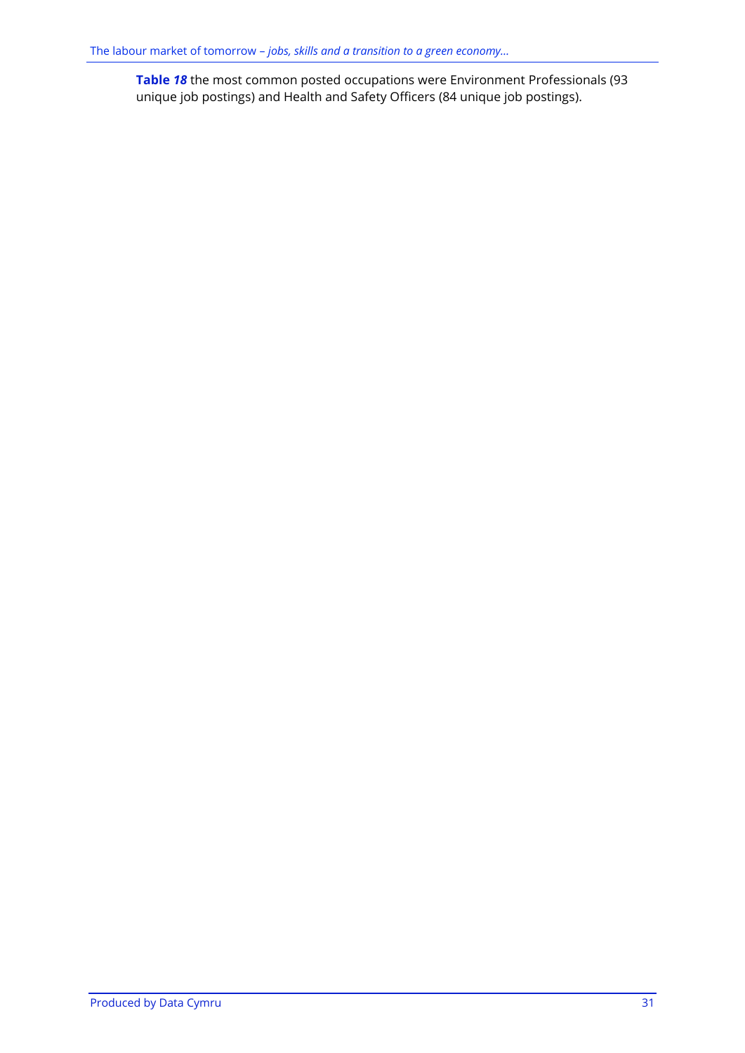**Table *18*** the most common posted occupations were Environment Professionals (93 unique job postings) and Health and Safety Officers (84 unique job postings).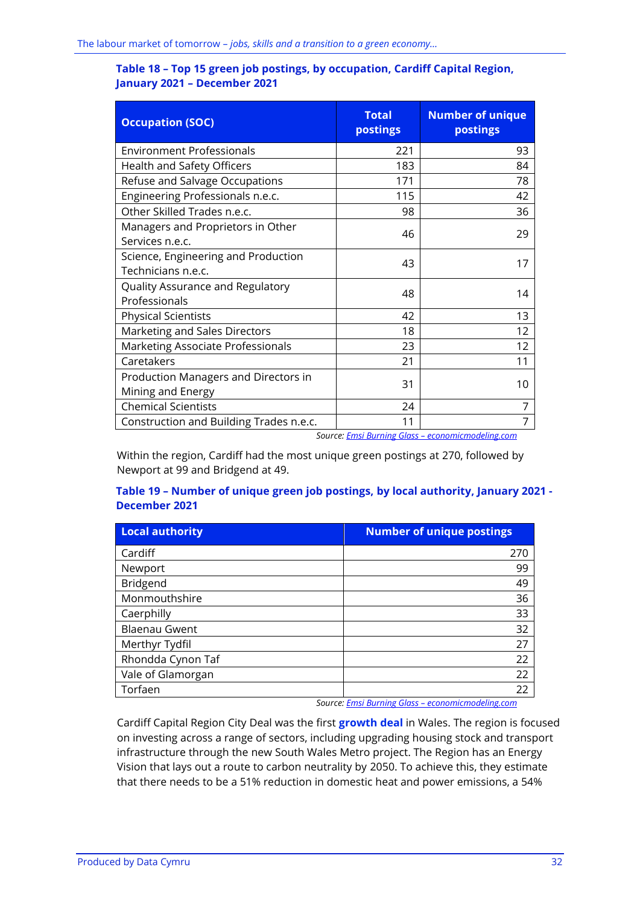### Table 18 – Top 15 green job postings, by occupation, Cardiff Capital Region, January 2021 – December 2021

| Occupation (SOC) | Total postings | Number of unique postings |
|---|---|---|
| Environment Professionals | 221 | 93 |
| Health and Safety Officers | 183 | 84 |
| Refuse and Salvage Occupations | 171 | 78 |
| Engineering Professionals n.e.c. | 115 | 42 |
| Other Skilled Trades n.e.c. | 98 | 36 |
| Managers and Proprietors in Other Services n.e.c. | 46 | 29 |
| Science, Engineering and Production Technicians n.e.c. | 43 | 17 |
| Quality Assurance and Regulatory Professionals | 48 | 14 |
| Physical Scientists | 42 | 13 |
| Marketing and Sales Directors | 18 | 12 |
| Marketing Associate Professionals | 23 | 12 |
| Caretakers | 21 | 11 |
| Production Managers and Directors in Mining and Energy | 31 | 10 |
| Chemical Scientists | 24 | 7 |
| Construction and Building Trades n.e.c. | 11 | 7 |

*Source: Emsi Burning Glass – economicmodeling.com*

Within the region, Cardiff had the most unique green postings at 270, followed by Newport at 99 and Bridgend at 49.

### Table 19 – Number of unique green job postings, by local authority, January 2021 - December 2021

| Local authority | Number of unique postings |
|---|---|
| Cardiff | 270 |
| Newport | 99 |
| Bridgend | 49 |
| Monmouthshire | 36 |
| Caerphilly | 33 |
| Blaenau Gwent | 32 |
| Merthyr Tydfil | 27 |
| Rhondda Cynon Taf | 22 |
| Vale of Glamorgan | 22 |
| Torfaen | 22 |

*Source: Emsi Burning Glass – economicmodeling.com*

Cardiff Capital Region City Deal was the first **growth deal** in Wales. The region is focused on investing across a range of sectors, including upgrading housing stock and transport infrastructure through the new South Wales Metro project. The Region has an Energy Vision that lays out a route to carbon neutrality by 2050. To achieve this, they estimate that there needs to be a 51% reduction in domestic heat and power emissions, a 54%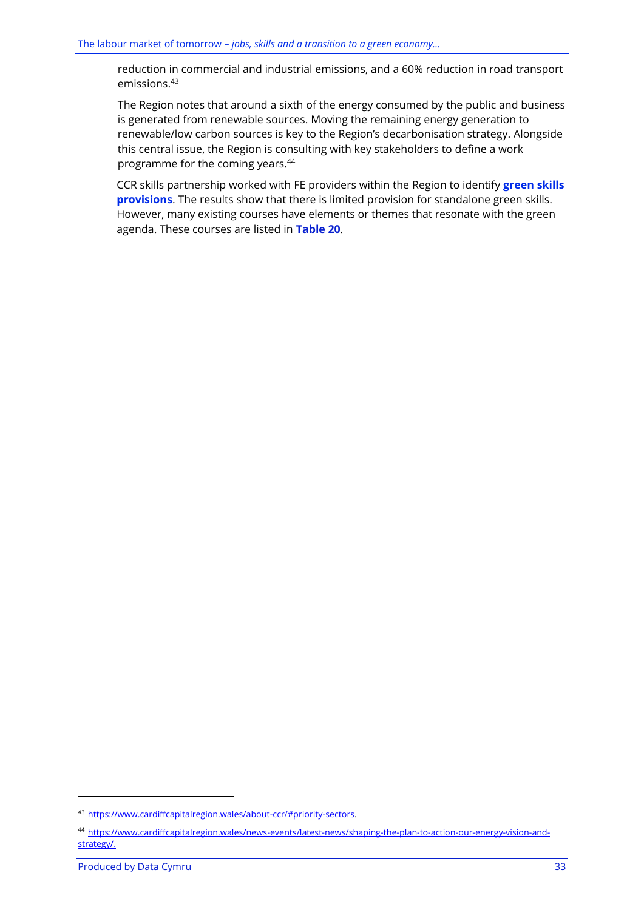reduction in commercial and industrial emissions, and a 60% reduction in road transport emissions.[43]

The Region notes that around a sixth of the energy consumed by the public and business is generated from renewable sources. Moving the remaining energy generation to renewable/low carbon sources is key to the Region's decarbonisation strategy. Alongside this central issue, the Region is consulting with key stakeholders to define a work programme for the coming years.[44]

CCR skills partnership worked with FE providers within the Region to identify **green skills provisions**. The results show that there is limited provision for standalone green skills. However, many existing courses have elements or themes that resonate with the green agenda. These courses are listed in **Table 20**.

---

[43] https://www.cardiffcapitalregion.wales/about-ccr/#priority-sectors.

[44] https://www.cardiffcapitalregion.wales/news-events/latest-news/shaping-the-plan-to-action-our-energy-vision-and-strategy/.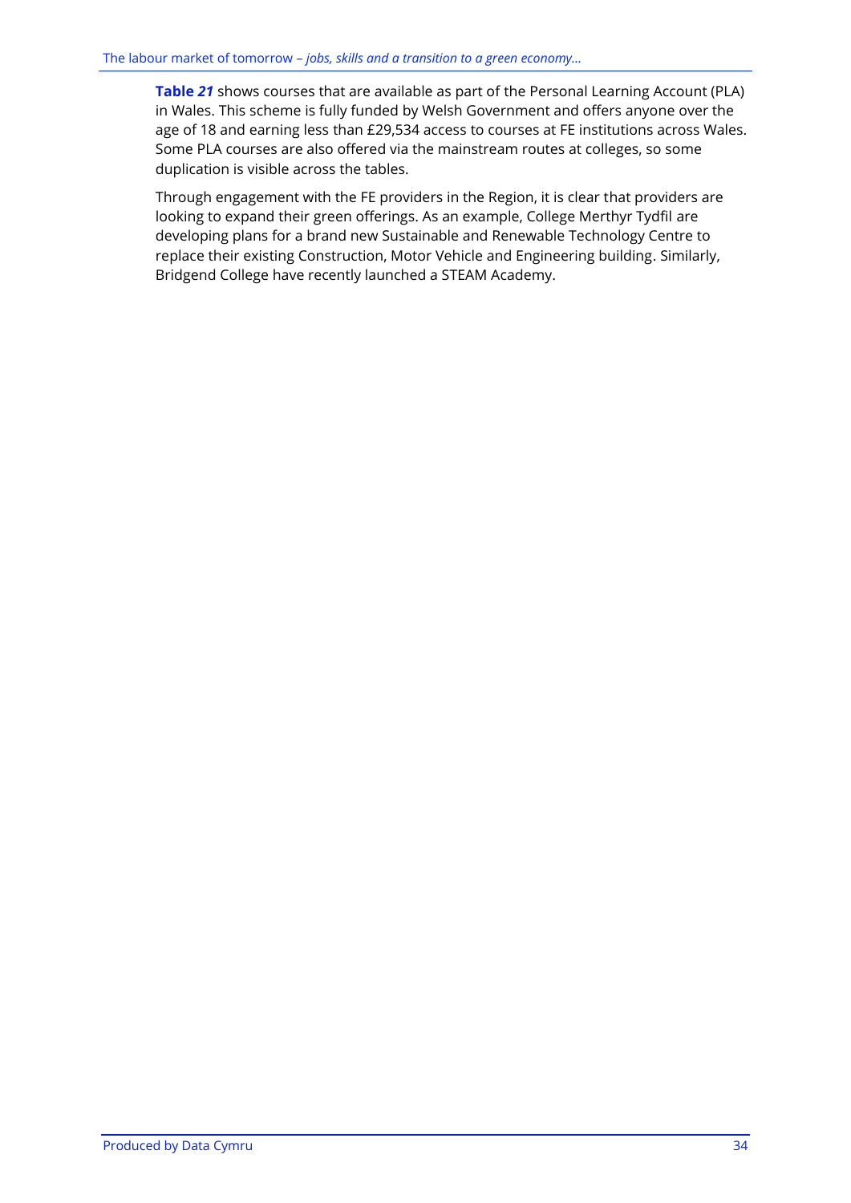**Table *21*** shows courses that are available as part of the Personal Learning Account (PLA) in Wales. This scheme is fully funded by Welsh Government and offers anyone over the age of 18 and earning less than £29,534 access to courses at FE institutions across Wales. Some PLA courses are also offered via the mainstream routes at colleges, so some duplication is visible across the tables.

Through engagement with the FE providers in the Region, it is clear that providers are looking to expand their green offerings. As an example, College Merthyr Tydfil are developing plans for a brand new Sustainable and Renewable Technology Centre to replace their existing Construction, Motor Vehicle and Engineering building. Similarly, Bridgend College have recently launched a STEAM Academy.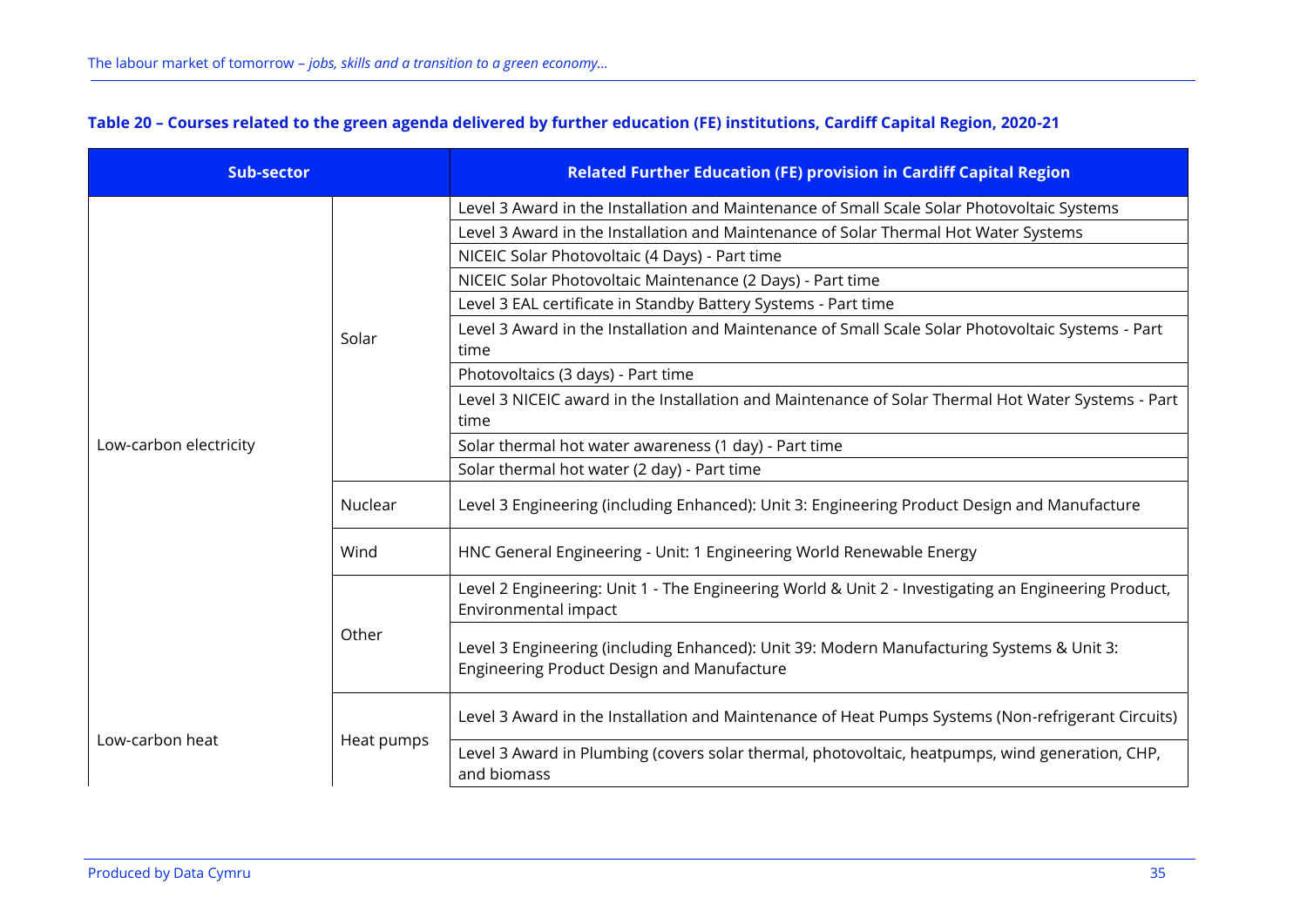**Table 20 – Courses related to the green agenda delivered by further education (FE) institutions, Cardiff Capital Region, 2020-21**

| Sub-sector | | Related Further Education (FE) provision in Cardiff Capital Region |
|---|---|---|
| Low-carbon electricity | Solar | Level 3 Award in the Installation and Maintenance of Small Scale Solar Photovoltaic Systems |
| | | Level 3 Award in the Installation and Maintenance of Solar Thermal Hot Water Systems |
| | | NICEIC Solar Photovoltaic (4 Days) - Part time |
| | | NICEIC Solar Photovoltaic Maintenance (2 Days) - Part time |
| | | Level 3 EAL certificate in Standby Battery Systems - Part time |
| | | Level 3 Award in the Installation and Maintenance of Small Scale Solar Photovoltaic Systems - Part time |
| | | Photovoltaics (3 days) - Part time |
| | | Level 3 NICEIC award in the Installation and Maintenance of Solar Thermal Hot Water Systems - Part time |
| | | Solar thermal hot water awareness (1 day) - Part time |
| | | Solar thermal hot water (2 day) - Part time |
| | Nuclear | Level 3 Engineering (including Enhanced): Unit 3: Engineering Product Design and Manufacture |
| | Wind | HNC General Engineering - Unit: 1 Engineering World Renewable Energy |
| | Other | Level 2 Engineering: Unit 1 - The Engineering World & Unit 2 - Investigating an Engineering Product, Environmental impact |
| | | Level 3 Engineering (including Enhanced): Unit 39: Modern Manufacturing Systems & Unit 3: Engineering Product Design and Manufacture |
| Low-carbon heat | Heat pumps | Level 3 Award in the Installation and Maintenance of Heat Pumps Systems (Non-refrigerant Circuits) |
| | | Level 3 Award in Plumbing (covers solar thermal, photovoltaic, heatpumps, wind generation, CHP, and biomass |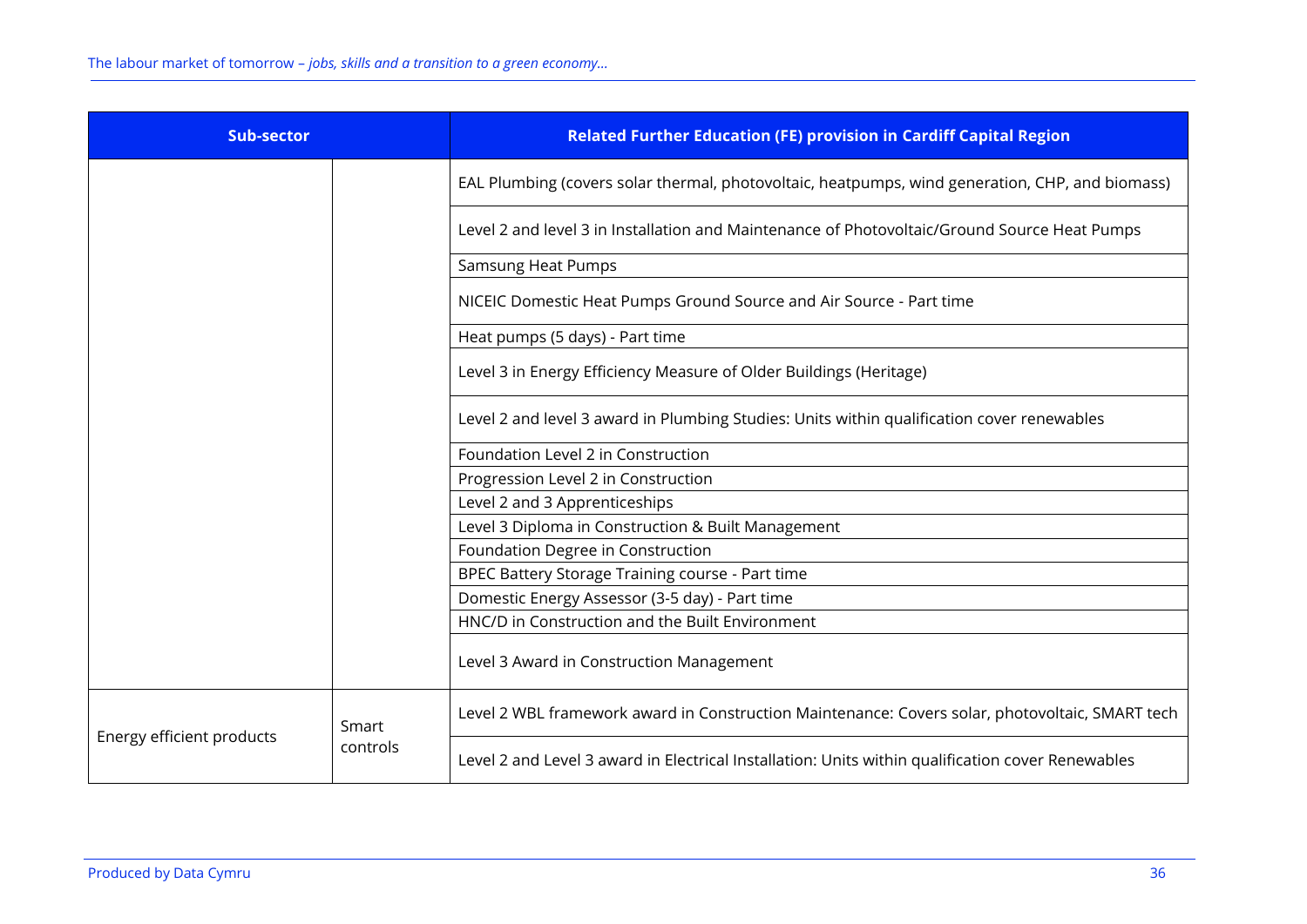| Sub-sector | | Related Further Education (FE) provision in Cardiff Capital Region |
|---|---|---|
| | | EAL Plumbing (covers solar thermal, photovoltaic, heatpumps, wind generation, CHP, and biomass) |
| | | Level 2 and level 3 in Installation and Maintenance of Photovoltaic/Ground Source Heat Pumps |
| | | Samsung Heat Pumps |
| | | NICEIC Domestic Heat Pumps Ground Source and Air Source - Part time |
| | | Heat pumps (5 days) - Part time |
| | | Level 3 in Energy Efficiency Measure of Older Buildings (Heritage) |
| | | Level 2 and level 3 award in Plumbing Studies: Units within qualification cover renewables |
| | | Foundation Level 2 in Construction |
| | | Progression Level 2 in Construction |
| | | Level 2 and 3 Apprenticeships |
| | | Level 3 Diploma in Construction & Built Management |
| | | Foundation Degree in Construction |
| | | BPEC Battery Storage Training course - Part time |
| | | Domestic Energy Assessor (3-5 day) - Part time |
| | | HNC/D in Construction and the Built Environment |
| | | Level 3 Award in Construction Management |
| Energy efficient products | Smart controls | Level 2 WBL framework award in Construction Maintenance: Covers solar, photovoltaic, SMART tech |
| | | Level 2 and Level 3 award in Electrical Installation: Units within qualification cover Renewables |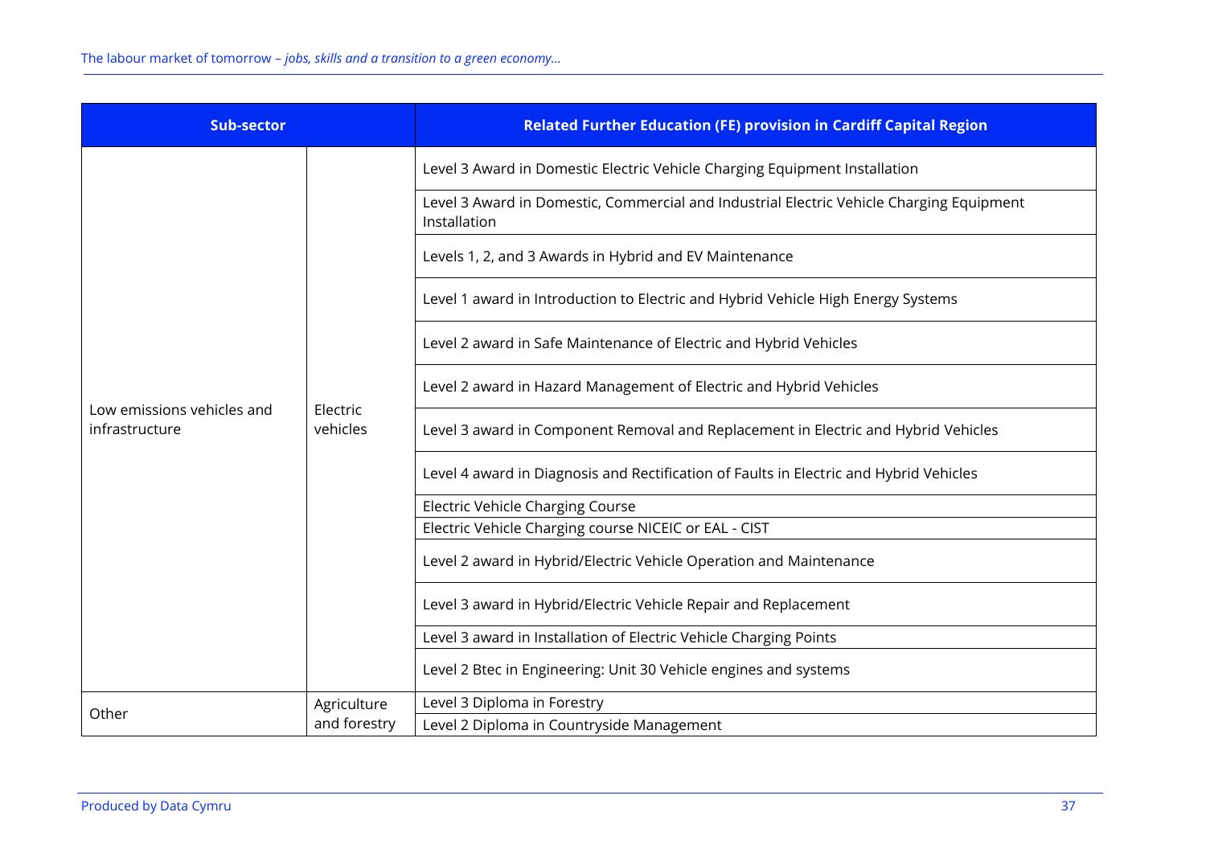| Sub-sector | | Related Further Education (FE) provision in Cardiff Capital Region |
|---|---|---|
| Low emissions vehicles and infrastructure | Electric vehicles | Level 3 Award in Domestic Electric Vehicle Charging Equipment Installation |
| | | Level 3 Award in Domestic, Commercial and Industrial Electric Vehicle Charging Equipment Installation |
| | | Levels 1, 2, and 3 Awards in Hybrid and EV Maintenance |
| | | Level 1 award in Introduction to Electric and Hybrid Vehicle High Energy Systems |
| | | Level 2 award in Safe Maintenance of Electric and Hybrid Vehicles |
| | | Level 2 award in Hazard Management of Electric and Hybrid Vehicles |
| | | Level 3 award in Component Removal and Replacement in Electric and Hybrid Vehicles |
| | | Level 4 award in Diagnosis and Rectification of Faults in Electric and Hybrid Vehicles |
| | | Electric Vehicle Charging Course |
| | | Electric Vehicle Charging course NICEIC or EAL - CIST |
| | | Level 2 award in Hybrid/Electric Vehicle Operation and Maintenance |
| | | Level 3 award in Hybrid/Electric Vehicle Repair and Replacement |
| | | Level 3 award in Installation of Electric Vehicle Charging Points |
| | | Level 2 Btec in Engineering: Unit 30 Vehicle engines and systems |
| Other | Agriculture and forestry | Level 3 Diploma in Forestry |
| | | Level 2 Diploma in Countryside Management |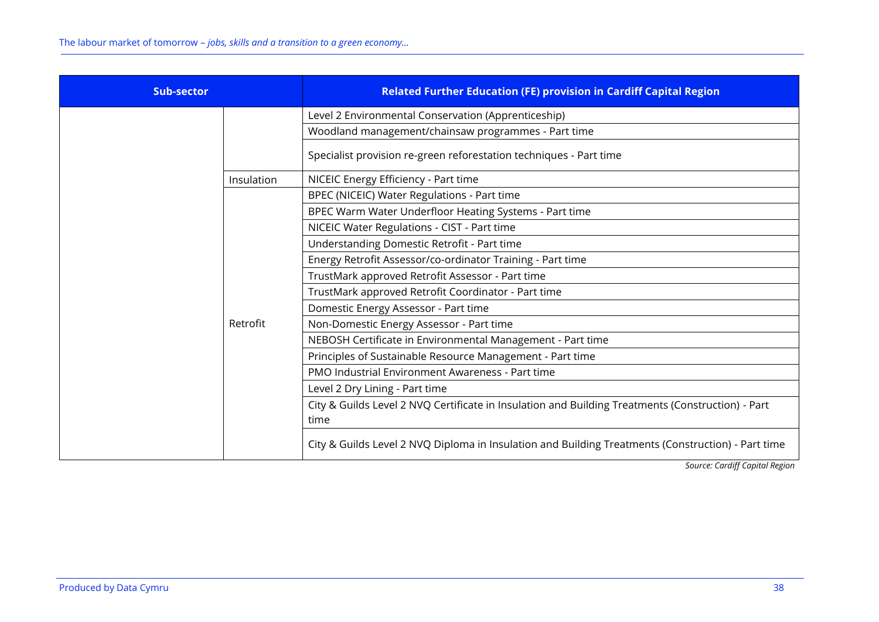| Sub-sector | | Related Further Education (FE) provision in Cardiff Capital Region |
|---|---|---|
| | | Level 2 Environmental Conservation (Apprenticeship) |
| | | Woodland management/chainsaw programmes - Part time |
| | | Specialist provision re-green reforestation techniques - Part time |
| | Insulation | NICEIC Energy Efficiency - Part time |
| | Retrofit | BPEC (NICEIC) Water Regulations - Part time |
| | | BPEC Warm Water Underfloor Heating Systems - Part time |
| | | NICEIC Water Regulations - CIST - Part time |
| | | Understanding Domestic Retrofit - Part time |
| | | Energy Retrofit Assessor/co-ordinator Training - Part time |
| | | TrustMark approved Retrofit Assessor - Part time |
| | | TrustMark approved Retrofit Coordinator - Part time |
| | | Domestic Energy Assessor - Part time |
| | | Non-Domestic Energy Assessor - Part time |
| | | NEBOSH Certificate in Environmental Management - Part time |
| | | Principles of Sustainable Resource Management - Part time |
| | | PMO Industrial Environment Awareness - Part time |
| | | Level 2 Dry Lining - Part time |
| | | City & Guilds Level 2 NVQ Certificate in Insulation and Building Treatments (Construction) - Part time |
| | | City & Guilds Level 2 NVQ Diploma in Insulation and Building Treatments (Construction) - Part time |

*Source: Cardiff Capital Region*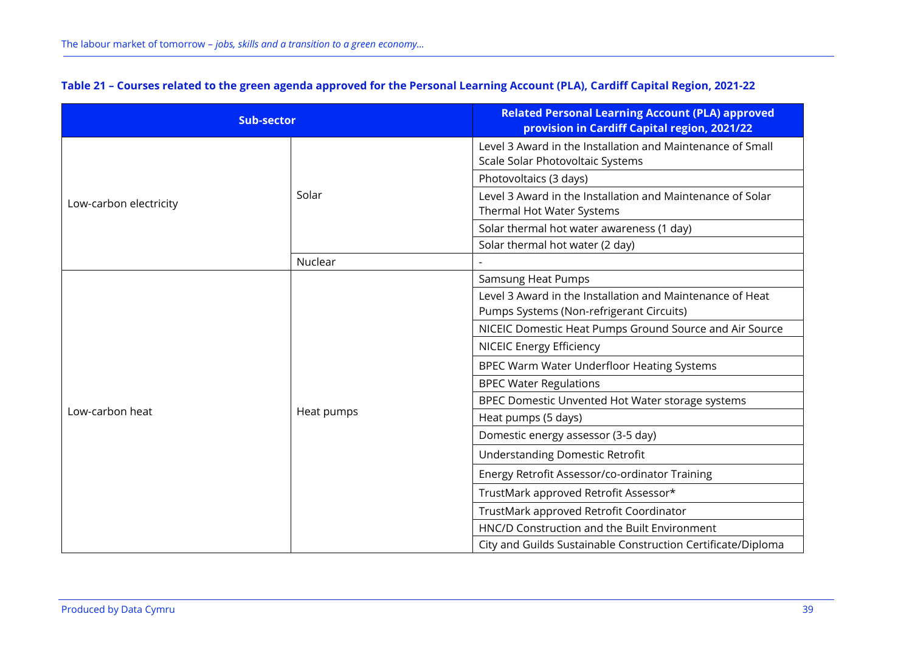**Table 21 – Courses related to the green agenda approved for the Personal Learning Account (PLA), Cardiff Capital Region, 2021-22**

| Sub-sector | | Related Personal Learning Account (PLA) approved provision in Cardiff Capital region, 2021/22 |
|---|---|---|
| Low-carbon electricity | Solar | Level 3 Award in the Installation and Maintenance of Small Scale Solar Photovoltaic Systems |
| | | Photovoltaics (3 days) |
| | | Level 3 Award in the Installation and Maintenance of Solar Thermal Hot Water Systems |
| | | Solar thermal hot water awareness (1 day) |
| | | Solar thermal hot water (2 day) |
| | Nuclear | - |
| Low-carbon heat | Heat pumps | Samsung Heat Pumps |
| | | Level 3 Award in the Installation and Maintenance of Heat Pumps Systems (Non-refrigerant Circuits) |
| | | NICEIC Domestic Heat Pumps Ground Source and Air Source |
| | | NICEIC Energy Efficiency |
| | | BPEC Warm Water Underfloor Heating Systems |
| | | BPEC Water Regulations |
| | | BPEC Domestic Unvented Hot Water storage systems |
| | | Heat pumps (5 days) |
| | | Domestic energy assessor (3-5 day) |
| | | Understanding Domestic Retrofit |
| | | Energy Retrofit Assessor/co-ordinator Training |
| | | TrustMark approved Retrofit Assessor* |
| | | TrustMark approved Retrofit Coordinator |
| | | HNC/D Construction and the Built Environment |
| | | City and Guilds Sustainable Construction Certificate/Diploma |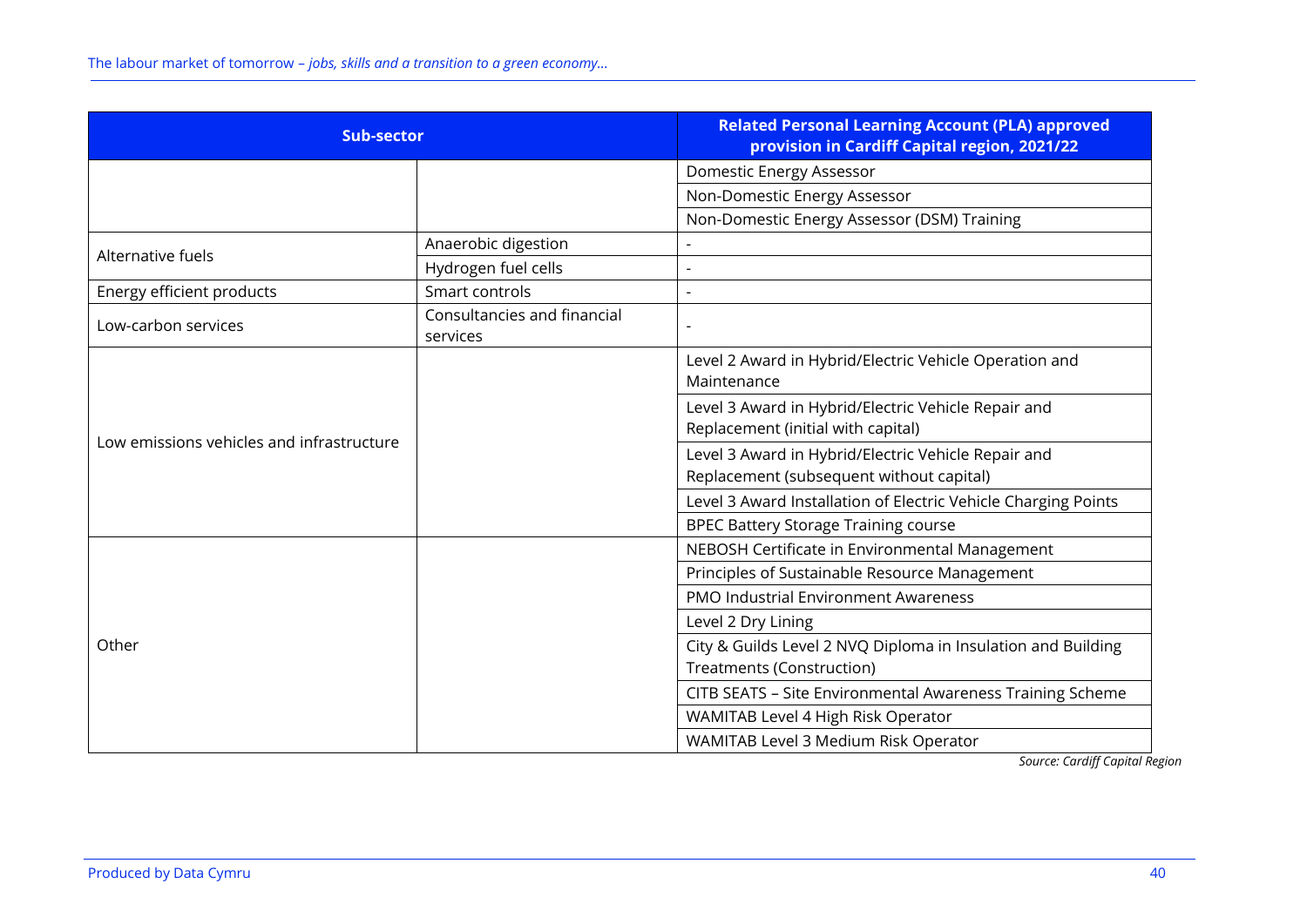| Sub-sector | | Related Personal Learning Account (PLA) approved provision in Cardiff Capital region, 2021/22 |
| --- | --- | --- |
| | | Domestic Energy Assessor |
| | | Non-Domestic Energy Assessor |
| | | Non-Domestic Energy Assessor (DSM) Training |
| Alternative fuels | Anaerobic digestion | - |
| | Hydrogen fuel cells | - |
| Energy efficient products | Smart controls | - |
| Low-carbon services | Consultancies and financial services | - |
| Low emissions vehicles and infrastructure | | Level 2 Award in Hybrid/Electric Vehicle Operation and Maintenance |
| | | Level 3 Award in Hybrid/Electric Vehicle Repair and Replacement (initial with capital) |
| | | Level 3 Award in Hybrid/Electric Vehicle Repair and Replacement (subsequent without capital) |
| | | Level 3 Award Installation of Electric Vehicle Charging Points |
| | | BPEC Battery Storage Training course |
| Other | | NEBOSH Certificate in Environmental Management |
| | | Principles of Sustainable Resource Management |
| | | PMO Industrial Environment Awareness |
| | | Level 2 Dry Lining |
| | | City & Guilds Level 2 NVQ Diploma in Insulation and Building Treatments (Construction) |
| | | CITB SEATS – Site Environmental Awareness Training Scheme |
| | | WAMITAB Level 4 High Risk Operator |
| | | WAMITAB Level 3 Medium Risk Operator |

*Source: Cardiff Capital Region*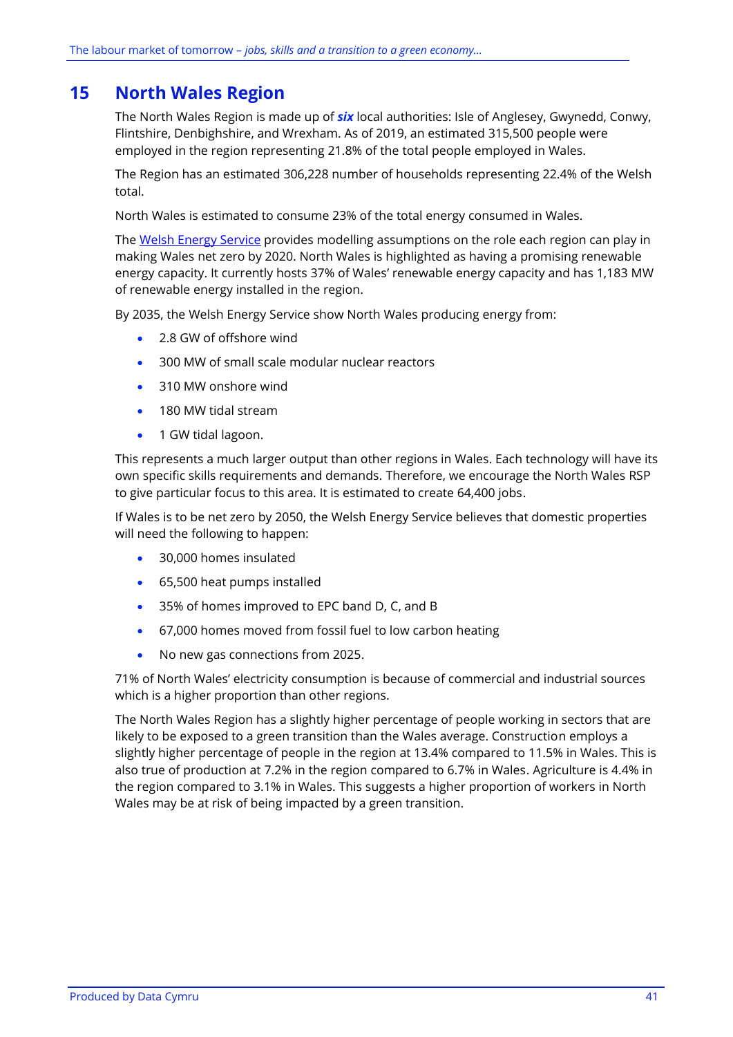# 15 North Wales Region

The North Wales Region is made up of ***six*** local authorities: Isle of Anglesey, Gwynedd, Conwy, Flintshire, Denbighshire, and Wrexham. As of 2019, an estimated 315,500 people were employed in the region representing 21.8% of the total people employed in Wales.

The Region has an estimated 306,228 number of households representing 22.4% of the Welsh total.

North Wales is estimated to consume 23% of the total energy consumed in Wales.

The Welsh Energy Service provides modelling assumptions on the role each region can play in making Wales net zero by 2020. North Wales is highlighted as having a promising renewable energy capacity. It currently hosts 37% of Wales' renewable energy capacity and has 1,183 MW of renewable energy installed in the region.

By 2035, the Welsh Energy Service show North Wales producing energy from:

- 2.8 GW of offshore wind
- 300 MW of small scale modular nuclear reactors
- 310 MW onshore wind
- 180 MW tidal stream
- 1 GW tidal lagoon.

This represents a much larger output than other regions in Wales. Each technology will have its own specific skills requirements and demands. Therefore, we encourage the North Wales RSP to give particular focus to this area. It is estimated to create 64,400 jobs.

If Wales is to be net zero by 2050, the Welsh Energy Service believes that domestic properties will need the following to happen:

- 30,000 homes insulated
- 65,500 heat pumps installed
- 35% of homes improved to EPC band D, C, and B
- 67,000 homes moved from fossil fuel to low carbon heating
- No new gas connections from 2025.

71% of North Wales' electricity consumption is because of commercial and industrial sources which is a higher proportion than other regions.

The North Wales Region has a slightly higher percentage of people working in sectors that are likely to be exposed to a green transition than the Wales average. Construction employs a slightly higher percentage of people in the region at 13.4% compared to 11.5% in Wales. This is also true of production at 7.2% in the region compared to 6.7% in Wales. Agriculture is 4.4% in the region compared to 3.1% in Wales. This suggests a higher proportion of workers in North Wales may be at risk of being impacted by a green transition.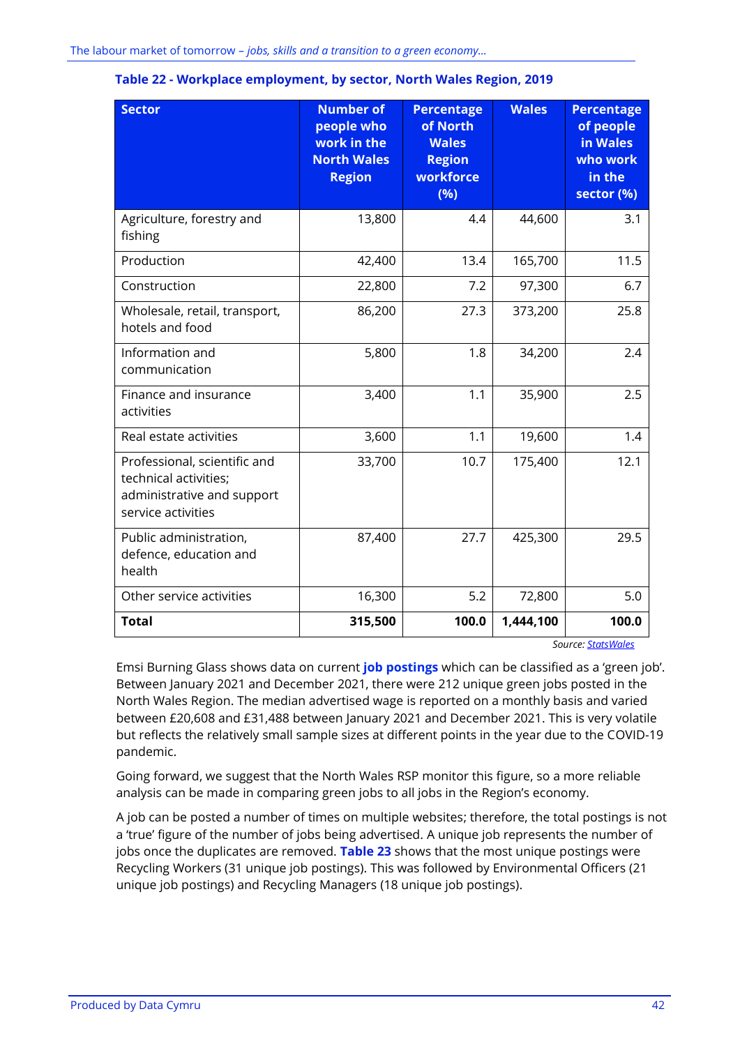**Table 22 - Workplace employment, by sector, North Wales Region, 2019**

| Sector | Number of people who work in the North Wales Region | Percentage of North Wales Region workforce (%) | Wales | Percentage of people in Wales who work in the sector (%) |
|---|---|---|---|---|
| Agriculture, forestry and fishing | 13,800 | 4.4 | 44,600 | 3.1 |
| Production | 42,400 | 13.4 | 165,700 | 11.5 |
| Construction | 22,800 | 7.2 | 97,300 | 6.7 |
| Wholesale, retail, transport, hotels and food | 86,200 | 27.3 | 373,200 | 25.8 |
| Information and communication | 5,800 | 1.8 | 34,200 | 2.4 |
| Finance and insurance activities | 3,400 | 1.1 | 35,900 | 2.5 |
| Real estate activities | 3,600 | 1.1 | 19,600 | 1.4 |
| Professional, scientific and technical activities; administrative and support service activities | 33,700 | 10.7 | 175,400 | 12.1 |
| Public administration, defence, education and health | 87,400 | 27.7 | 425,300 | 29.5 |
| Other service activities | 16,300 | 5.2 | 72,800 | 5.0 |
| **Total** | **315,500** | **100.0** | **1,444,100** | **100.0** |

*Source: StatsWales*

Emsi Burning Glass shows data on current **job postings** which can be classified as a 'green job'. Between January 2021 and December 2021, there were 212 unique green jobs posted in the North Wales Region. The median advertised wage is reported on a monthly basis and varied between £20,608 and £31,488 between January 2021 and December 2021. This is very volatile but reflects the relatively small sample sizes at different points in the year due to the COVID-19 pandemic.

Going forward, we suggest that the North Wales RSP monitor this figure, so a more reliable analysis can be made in comparing green jobs to all jobs in the Region's economy.

A job can be posted a number of times on multiple websites; therefore, the total postings is not a 'true' figure of the number of jobs being advertised. A unique job represents the number of jobs once the duplicates are removed. **Table 23** shows that the most unique postings were Recycling Workers (31 unique job postings). This was followed by Environmental Officers (21 unique job postings) and Recycling Managers (18 unique job postings).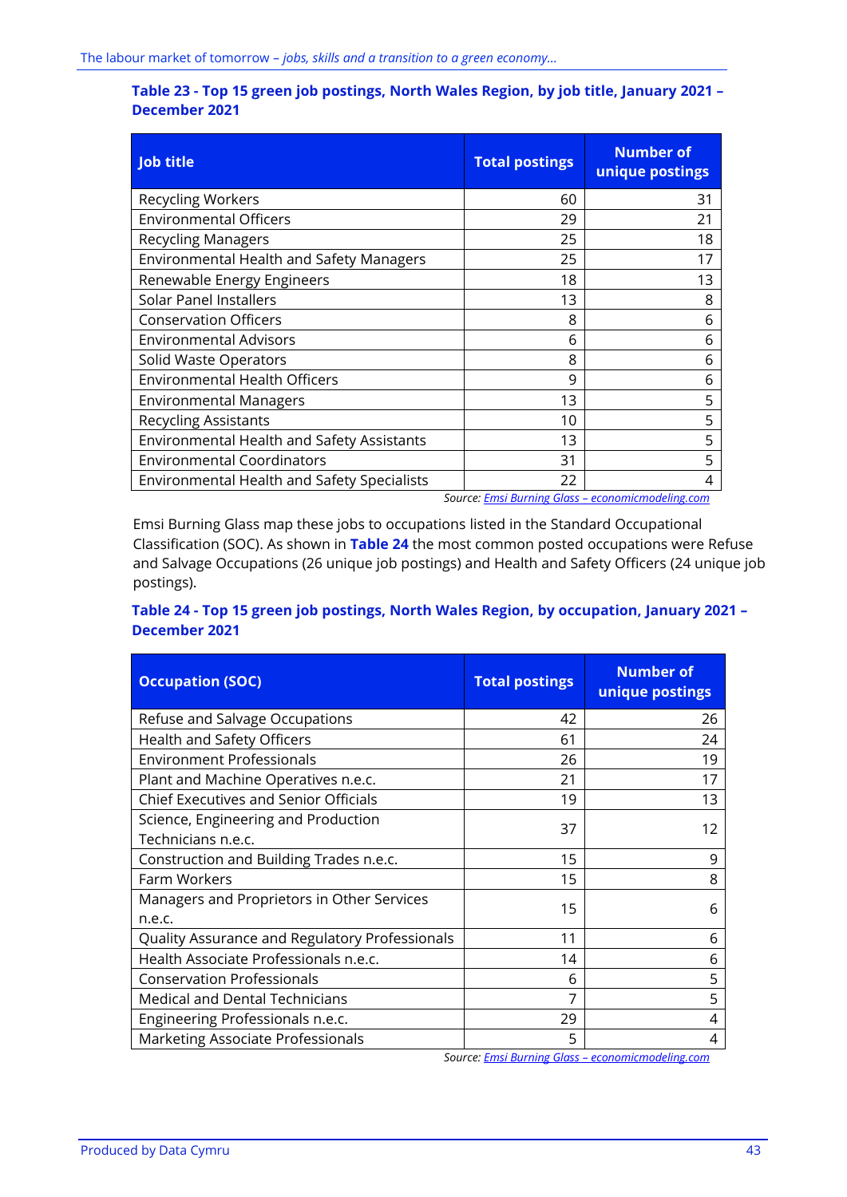**Table 23 - Top 15 green job postings, North Wales Region, by job title, January 2021 – December 2021**

| Job title | Total postings | Number of unique postings |
|---|---|---|
| Recycling Workers | 60 | 31 |
| Environmental Officers | 29 | 21 |
| Recycling Managers | 25 | 18 |
| Environmental Health and Safety Managers | 25 | 17 |
| Renewable Energy Engineers | 18 | 13 |
| Solar Panel Installers | 13 | 8 |
| Conservation Officers | 8 | 6 |
| Environmental Advisors | 6 | 6 |
| Solid Waste Operators | 8 | 6 |
| Environmental Health Officers | 9 | 6 |
| Environmental Managers | 13 | 5 |
| Recycling Assistants | 10 | 5 |
| Environmental Health and Safety Assistants | 13 | 5 |
| Environmental Coordinators | 31 | 5 |
| Environmental Health and Safety Specialists | 22 | 4 |

*Source: Emsi Burning Glass – economicmodeling.com*

Emsi Burning Glass map these jobs to occupations listed in the Standard Occupational Classification (SOC). As shown in **Table 24** the most common posted occupations were Refuse and Salvage Occupations (26 unique job postings) and Health and Safety Officers (24 unique job postings).

**Table 24 - Top 15 green job postings, North Wales Region, by occupation, January 2021 – December 2021**

| Occupation (SOC) | Total postings | Number of unique postings |
|---|---|---|
| Refuse and Salvage Occupations | 42 | 26 |
| Health and Safety Officers | 61 | 24 |
| Environment Professionals | 26 | 19 |
| Plant and Machine Operatives n.e.c. | 21 | 17 |
| Chief Executives and Senior Officials | 19 | 13 |
| Science, Engineering and Production Technicians n.e.c. | 37 | 12 |
| Construction and Building Trades n.e.c. | 15 | 9 |
| Farm Workers | 15 | 8 |
| Managers and Proprietors in Other Services n.e.c. | 15 | 6 |
| Quality Assurance and Regulatory Professionals | 11 | 6 |
| Health Associate Professionals n.e.c. | 14 | 6 |
| Conservation Professionals | 6 | 5 |
| Medical and Dental Technicians | 7 | 5 |
| Engineering Professionals n.e.c. | 29 | 4 |
| Marketing Associate Professionals | 5 | 4 |

*Source: Emsi Burning Glass – economicmodeling.com*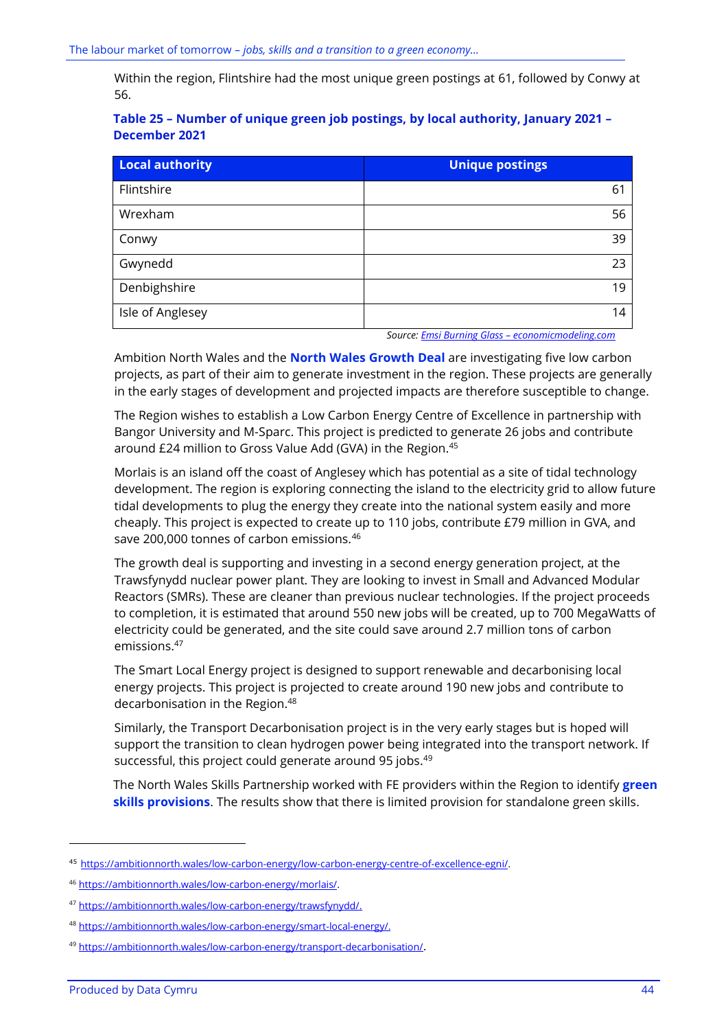Within the region, Flintshire had the most unique green postings at 61, followed by Conwy at 56.

**Table 25 – Number of unique green job postings, by local authority, January 2021 – December 2021**

| Local authority | Unique postings |
|---|---|
| Flintshire | 61 |
| Wrexham | 56 |
| Conwy | 39 |
| Gwynedd | 23 |
| Denbighshire | 19 |
| Isle of Anglesey | 14 |

*Source: Emsi Burning Glass – economicmodeling.com*

Ambition North Wales and the **North Wales Growth Deal** are investigating five low carbon projects, as part of their aim to generate investment in the region. These projects are generally in the early stages of development and projected impacts are therefore susceptible to change.

The Region wishes to establish a Low Carbon Energy Centre of Excellence in partnership with Bangor University and M-Sparc. This project is predicted to generate 26 jobs and contribute around £24 million to Gross Value Add (GVA) in the Region.[45]

Morlais is an island off the coast of Anglesey which has potential as a site of tidal technology development. The region is exploring connecting the island to the electricity grid to allow future tidal developments to plug the energy they create into the national system easily and more cheaply. This project is expected to create up to 110 jobs, contribute £79 million in GVA, and save 200,000 tonnes of carbon emissions.[46]

The growth deal is supporting and investing in a second energy generation project, at the Trawsfynydd nuclear power plant. They are looking to invest in Small and Advanced Modular Reactors (SMRs). These are cleaner than previous nuclear technologies. If the project proceeds to completion, it is estimated that around 550 new jobs will be created, up to 700 MegaWatts of electricity could be generated, and the site could save around 2.7 million tons of carbon emissions.[47]

The Smart Local Energy project is designed to support renewable and decarbonising local energy projects. This project is projected to create around 190 new jobs and contribute to decarbonisation in the Region.[48]

Similarly, the Transport Decarbonisation project is in the very early stages but is hoped will support the transition to clean hydrogen power being integrated into the transport network. If successful, this project could generate around 95 jobs.[49]

The North Wales Skills Partnership worked with FE providers within the Region to identify **green skills provisions**. The results show that there is limited provision for standalone green skills.

---

[45] https://ambitionnorth.wales/low-carbon-energy/low-carbon-energy-centre-of-excellence-egni/.

[46] https://ambitionnorth.wales/low-carbon-energy/morlais/.

[47] https://ambitionnorth.wales/low-carbon-energy/trawsfynydd/.

[48] https://ambitionnorth.wales/low-carbon-energy/smart-local-energy/.

[49] https://ambitionnorth.wales/low-carbon-energy/transport-decarbonisation/.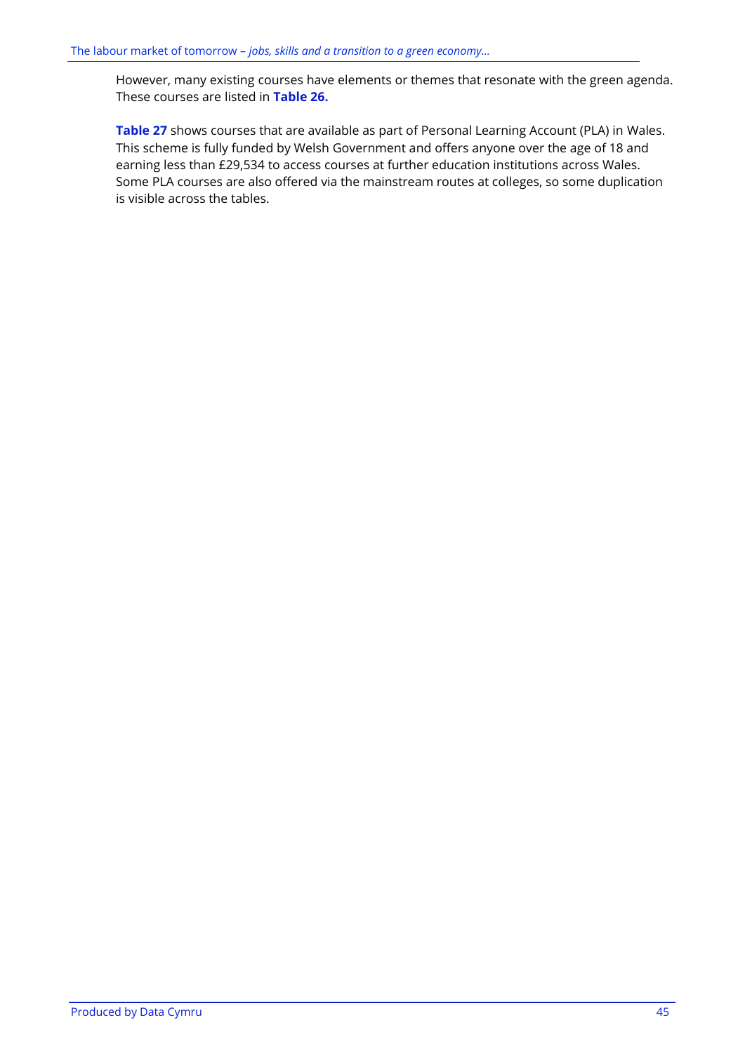However, many existing courses have elements or themes that resonate with the green agenda. These courses are listed in **Table 26.**

**Table 27** shows courses that are available as part of Personal Learning Account (PLA) in Wales. This scheme is fully funded by Welsh Government and offers anyone over the age of 18 and earning less than £29,534 to access courses at further education institutions across Wales. Some PLA courses are also offered via the mainstream routes at colleges, so some duplication is visible across the tables.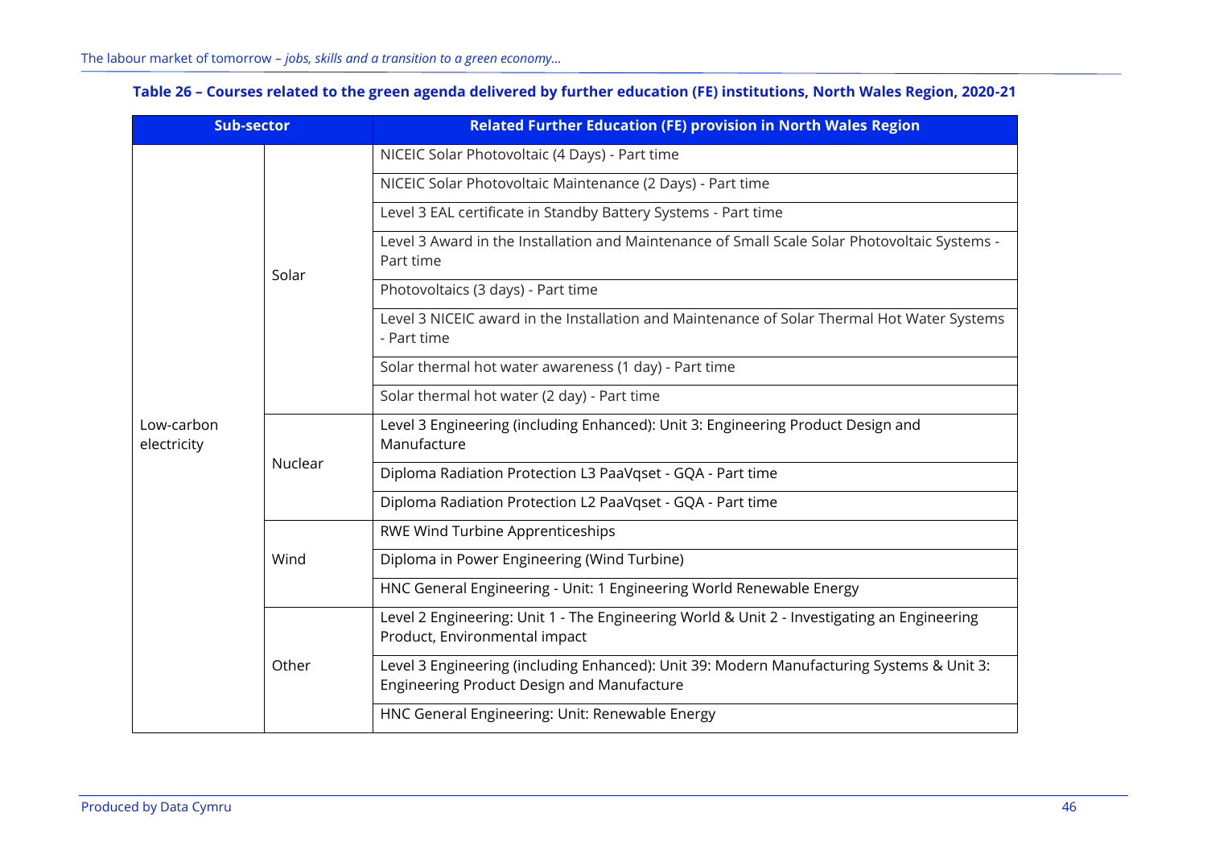**Table 26 – Courses related to the green agenda delivered by further education (FE) institutions, North Wales Region, 2020-21**

| Sub-sector | | Related Further Education (FE) provision in North Wales Region |
|---|---|---|
| Low-carbon electricity | Solar | NICEIC Solar Photovoltaic (4 Days) - Part time |
| | | NICEIC Solar Photovoltaic Maintenance (2 Days) - Part time |
| | | Level 3 EAL certificate in Standby Battery Systems - Part time |
| | | Level 3 Award in the Installation and Maintenance of Small Scale Solar Photovoltaic Systems - Part time |
| | | Photovoltaics (3 days) - Part time |
| | | Level 3 NICEIC award in the Installation and Maintenance of Solar Thermal Hot Water Systems - Part time |
| | | Solar thermal hot water awareness (1 day) - Part time |
| | | Solar thermal hot water (2 day) - Part time |
| | Nuclear | Level 3 Engineering (including Enhanced): Unit 3: Engineering Product Design and Manufacture |
| | | Diploma Radiation Protection L3 PaaVqset - GQA - Part time |
| | | Diploma Radiation Protection L2 PaaVqset - GQA - Part time |
| | Wind | RWE Wind Turbine Apprenticeships |
| | | Diploma in Power Engineering (Wind Turbine) |
| | | HNC General Engineering - Unit: 1 Engineering World Renewable Energy |
| | Other | Level 2 Engineering: Unit 1 - The Engineering World & Unit 2 - Investigating an Engineering Product, Environmental impact |
| | | Level 3 Engineering (including Enhanced): Unit 39: Modern Manufacturing Systems & Unit 3: Engineering Product Design and Manufacture |
| | | HNC General Engineering: Unit: Renewable Energy |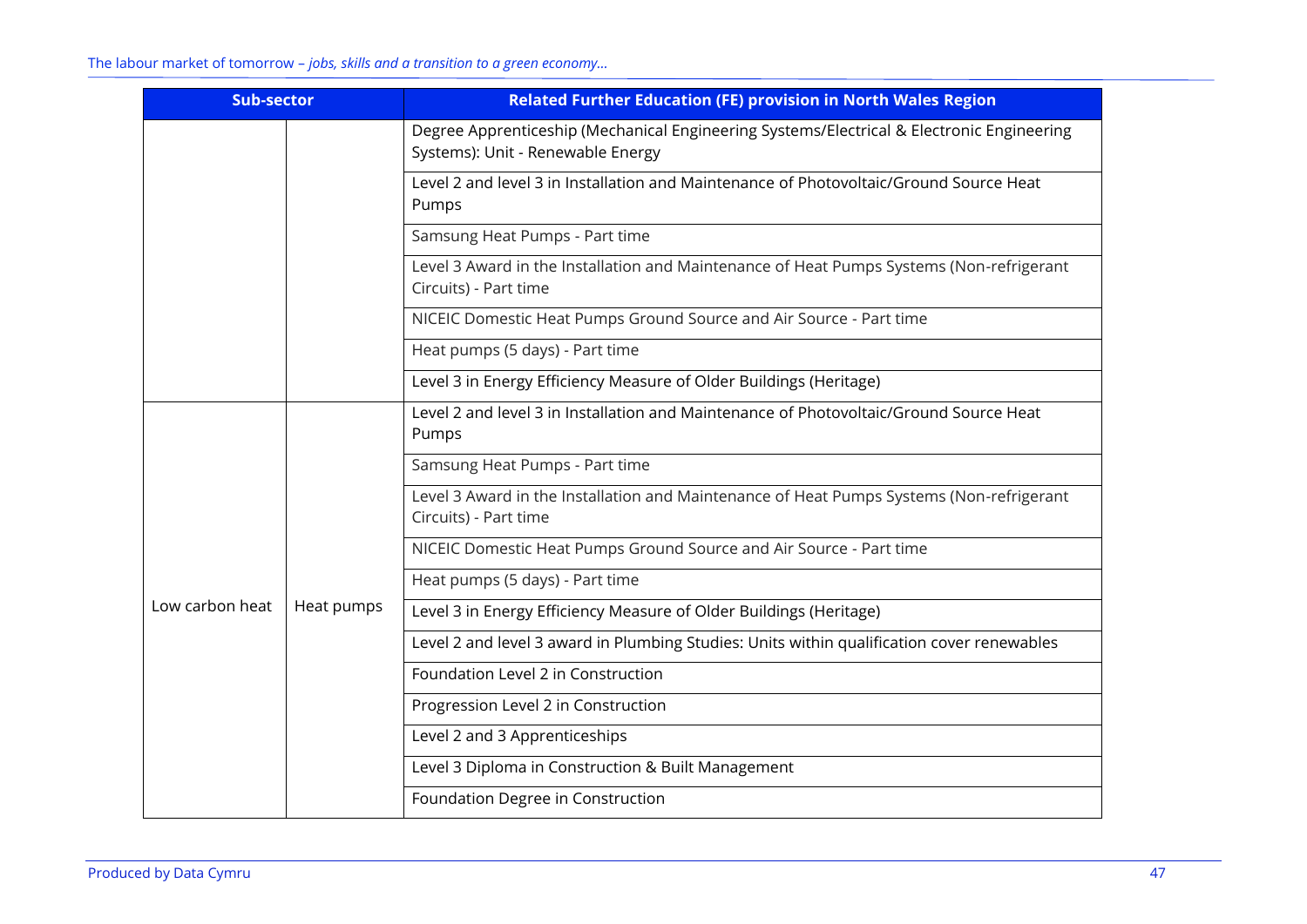| Sub-sector | | Related Further Education (FE) provision in North Wales Region |
|---|---|---|
| | | Degree Apprenticeship (Mechanical Engineering Systems/Electrical & Electronic Engineering Systems): Unit - Renewable Energy |
| | | Level 2 and level 3 in Installation and Maintenance of Photovoltaic/Ground Source Heat Pumps |
| | | Samsung Heat Pumps - Part time |
| | | Level 3 Award in the Installation and Maintenance of Heat Pumps Systems (Non-refrigerant Circuits) - Part time |
| | | NICEIC Domestic Heat Pumps Ground Source and Air Source - Part time |
| | | Heat pumps (5 days) - Part time |
| | | Level 3 in Energy Efficiency Measure of Older Buildings (Heritage) |
| Low carbon heat | Heat pumps | Level 2 and level 3 in Installation and Maintenance of Photovoltaic/Ground Source Heat Pumps |
| | | Samsung Heat Pumps - Part time |
| | | Level 3 Award in the Installation and Maintenance of Heat Pumps Systems (Non-refrigerant Circuits) - Part time |
| | | NICEIC Domestic Heat Pumps Ground Source and Air Source - Part time |
| | | Heat pumps (5 days) - Part time |
| | | Level 3 in Energy Efficiency Measure of Older Buildings (Heritage) |
| | | Level 2 and level 3 award in Plumbing Studies: Units within qualification cover renewables |
| | | Foundation Level 2 in Construction |
| | | Progression Level 2 in Construction |
| | | Level 2 and 3 Apprenticeships |
| | | Level 3 Diploma in Construction & Built Management |
| | | Foundation Degree in Construction |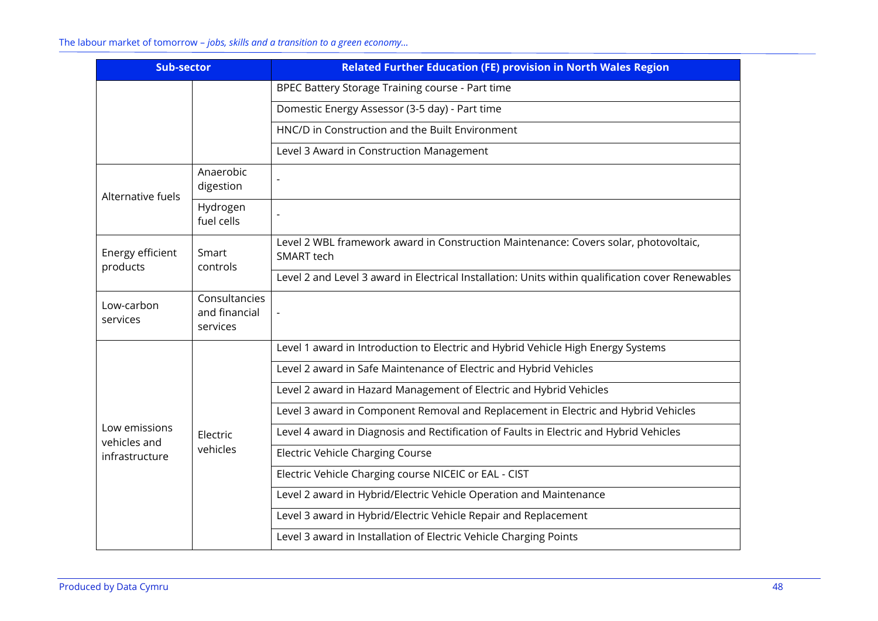| Sub-sector | | Related Further Education (FE) provision in North Wales Region |
|---|---|---|
| | | BPEC Battery Storage Training course - Part time |
| | | Domestic Energy Assessor (3-5 day) - Part time |
| | | HNC/D in Construction and the Built Environment |
| | | Level 3 Award in Construction Management |
| Alternative fuels | Anaerobic digestion | - |
| | Hydrogen fuel cells | - |
| Energy efficient products | Smart controls | Level 2 WBL framework award in Construction Maintenance: Covers solar, photovoltaic, SMART tech |
| | | Level 2 and Level 3 award in Electrical Installation: Units within qualification cover Renewables |
| Low-carbon services | Consultancies and financial services | - |
| Low emissions vehicles and infrastructure | Electric vehicles | Level 1 award in Introduction to Electric and Hybrid Vehicle High Energy Systems |
| | | Level 2 award in Safe Maintenance of Electric and Hybrid Vehicles |
| | | Level 2 award in Hazard Management of Electric and Hybrid Vehicles |
| | | Level 3 award in Component Removal and Replacement in Electric and Hybrid Vehicles |
| | | Level 4 award in Diagnosis and Rectification of Faults in Electric and Hybrid Vehicles |
| | | Electric Vehicle Charging Course |
| | | Electric Vehicle Charging course NICEIC or EAL - CIST |
| | | Level 2 award in Hybrid/Electric Vehicle Operation and Maintenance |
| | | Level 3 award in Hybrid/Electric Vehicle Repair and Replacement |
| | | Level 3 award in Installation of Electric Vehicle Charging Points |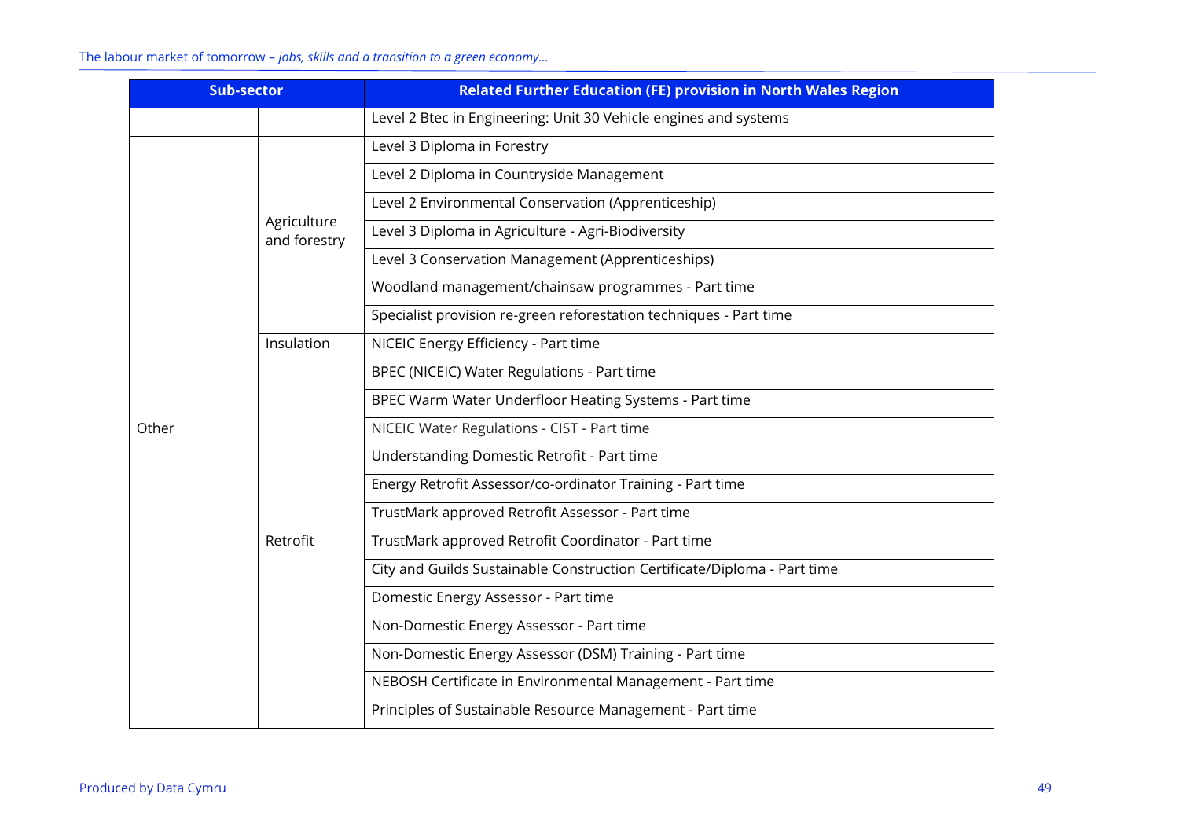| Sub-sector | | Related Further Education (FE) provision in North Wales Region |
|---|---|---|
| | | Level 2 Btec in Engineering: Unit 30 Vehicle engines and systems |
| Other | Agriculture and forestry | Level 3 Diploma in Forestry |
| | | Level 2 Diploma in Countryside Management |
| | | Level 2 Environmental Conservation (Apprenticeship) |
| | | Level 3 Diploma in Agriculture - Agri-Biodiversity |
| | | Level 3 Conservation Management (Apprenticeships) |
| | | Woodland management/chainsaw programmes - Part time |
| | | Specialist provision re-green reforestation techniques - Part time |
| | Insulation | NICEIC Energy Efficiency - Part time |
| | Retrofit | BPEC (NICEIC) Water Regulations - Part time |
| | | BPEC Warm Water Underfloor Heating Systems - Part time |
| | | NICEIC Water Regulations - CIST - Part time |
| | | Understanding Domestic Retrofit - Part time |
| | | Energy Retrofit Assessor/co-ordinator Training - Part time |
| | | TrustMark approved Retrofit Assessor - Part time |
| | | TrustMark approved Retrofit Coordinator - Part time |
| | | City and Guilds Sustainable Construction Certificate/Diploma - Part time |
| | | Domestic Energy Assessor - Part time |
| | | Non-Domestic Energy Assessor - Part time |
| | | Non-Domestic Energy Assessor (DSM) Training - Part time |
| | | NEBOSH Certificate in Environmental Management - Part time |
| | | Principles of Sustainable Resource Management - Part time |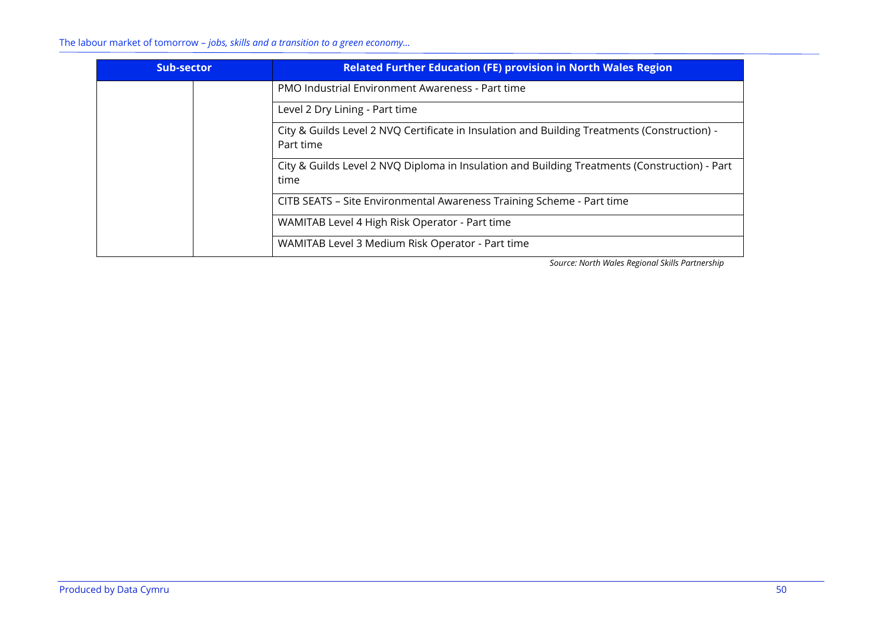| Sub-sector | | Related Further Education (FE) provision in North Wales Region |
|---|---|---|
| | | PMO Industrial Environment Awareness - Part time |
| | | Level 2 Dry Lining - Part time |
| | | City & Guilds Level 2 NVQ Certificate in Insulation and Building Treatments (Construction) - Part time |
| | | City & Guilds Level 2 NVQ Diploma in Insulation and Building Treatments (Construction) - Part time |
| | | CITB SEATS – Site Environmental Awareness Training Scheme - Part time |
| | | WAMITAB Level 4 High Risk Operator - Part time |
| | | WAMITAB Level 3 Medium Risk Operator - Part time |

*Source: North Wales Regional Skills Partnership*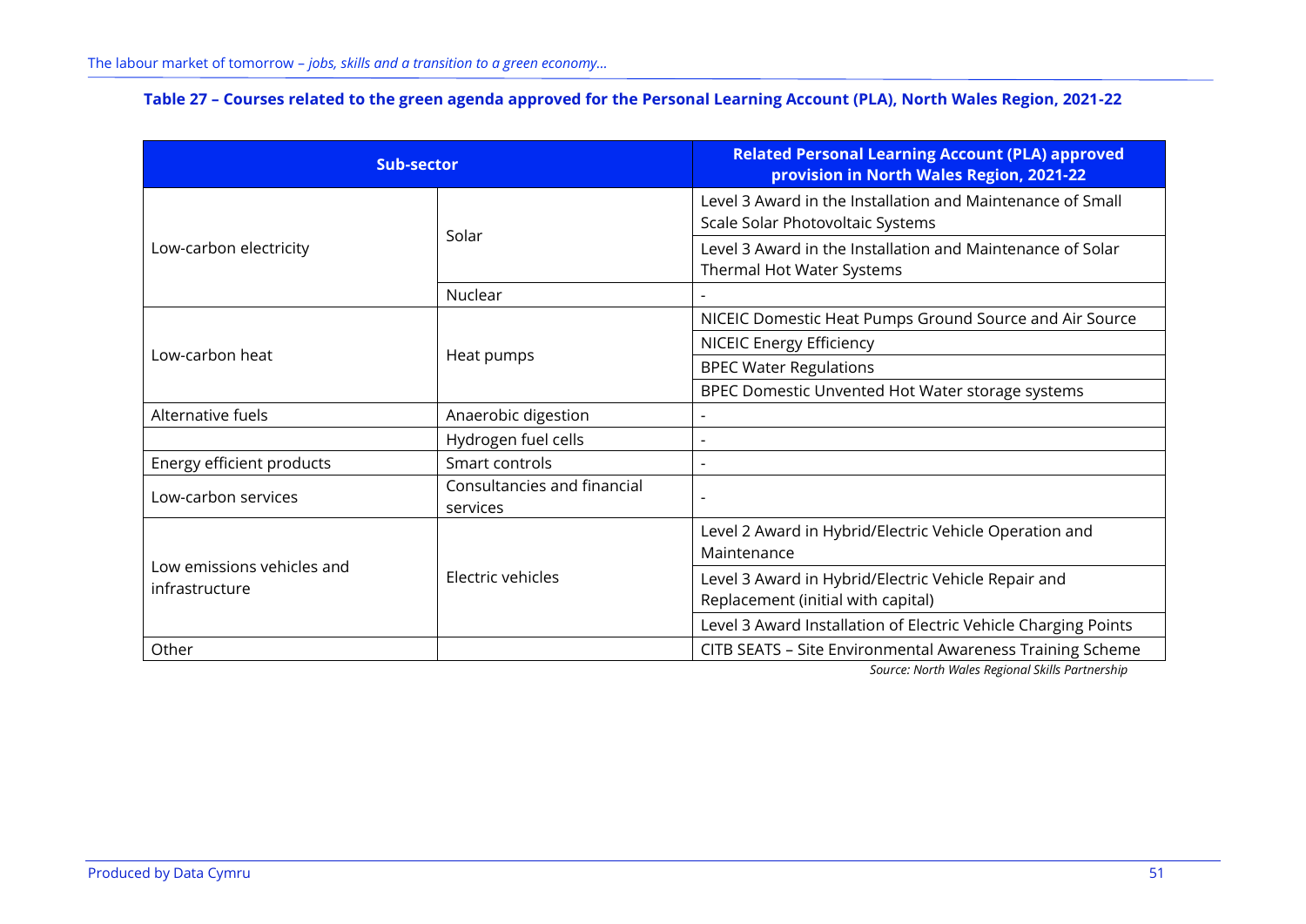**Table 27 – Courses related to the green agenda approved for the Personal Learning Account (PLA), North Wales Region, 2021-22**

| Sub-sector | | Related Personal Learning Account (PLA) approved provision in North Wales Region, 2021-22 |
|---|---|---|
| Low-carbon electricity | Solar | Level 3 Award in the Installation and Maintenance of Small Scale Solar Photovoltaic Systems |
| | | Level 3 Award in the Installation and Maintenance of Solar Thermal Hot Water Systems |
| | Nuclear | - |
| Low-carbon heat | Heat pumps | NICEIC Domestic Heat Pumps Ground Source and Air Source |
| | | NICEIC Energy Efficiency |
| | | BPEC Water Regulations |
| | | BPEC Domestic Unvented Hot Water storage systems |
| Alternative fuels | Anaerobic digestion | - |
| | Hydrogen fuel cells | - |
| Energy efficient products | Smart controls | - |
| Low-carbon services | Consultancies and financial services | - |
| Low emissions vehicles and infrastructure | Electric vehicles | Level 2 Award in Hybrid/Electric Vehicle Operation and Maintenance |
| | | Level 3 Award in Hybrid/Electric Vehicle Repair and Replacement (initial with capital) |
| | | Level 3 Award Installation of Electric Vehicle Charging Points |
| Other | | CITB SEATS – Site Environmental Awareness Training Scheme |

*Source: North Wales Regional Skills Partnership*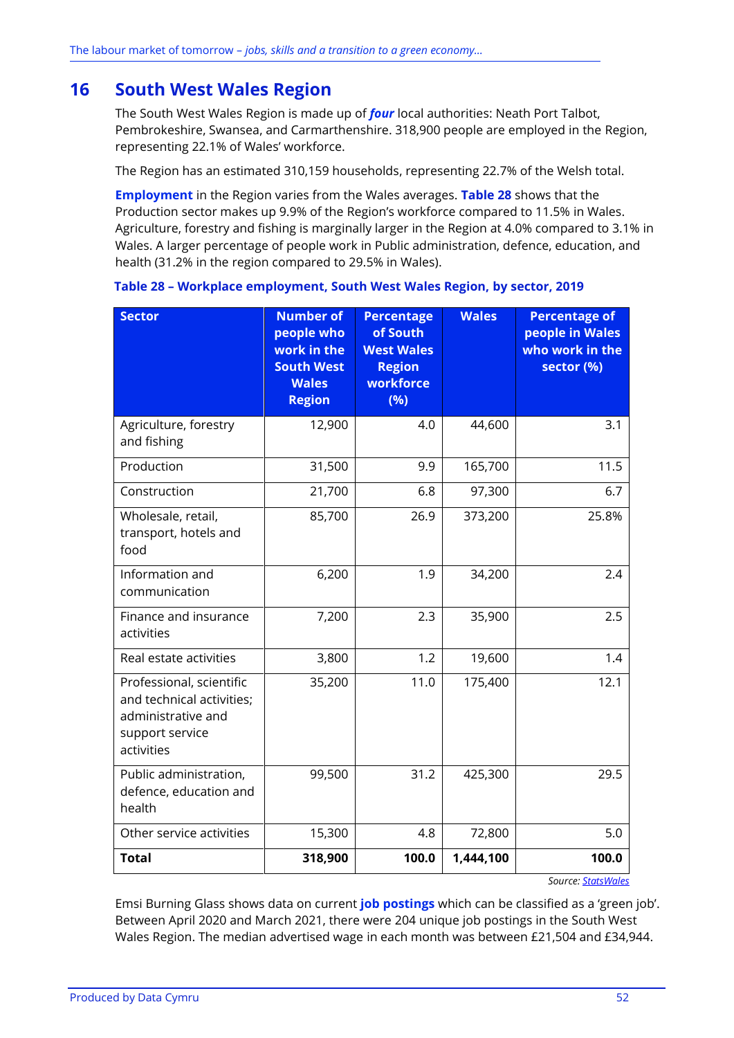## 16 South West Wales Region

The South West Wales Region is made up of ***four*** local authorities: Neath Port Talbot, Pembrokeshire, Swansea, and Carmarthenshire. 318,900 people are employed in the Region, representing 22.1% of Wales' workforce.

The Region has an estimated 310,159 households, representing 22.7% of the Welsh total.

**Employment** in the Region varies from the Wales averages. **Table 28** shows that the Production sector makes up 9.9% of the Region's workforce compared to 11.5% in Wales. Agriculture, forestry and fishing is marginally larger in the Region at 4.0% compared to 3.1% in Wales. A larger percentage of people work in Public administration, defence, education, and health (31.2% in the region compared to 29.5% in Wales).

**Table 28 – Workplace employment, South West Wales Region, by sector, 2019**

| Sector | Number of people who work in the South West Wales Region | Percentage of South West Wales Region workforce (%) | Wales | Percentage of people in Wales who work in the sector (%) |
|---|---|---|---|---|
| Agriculture, forestry and fishing | 12,900 | 4.0 | 44,600 | 3.1 |
| Production | 31,500 | 9.9 | 165,700 | 11.5 |
| Construction | 21,700 | 6.8 | 97,300 | 6.7 |
| Wholesale, retail, transport, hotels and food | 85,700 | 26.9 | 373,200 | 25.8% |
| Information and communication | 6,200 | 1.9 | 34,200 | 2.4 |
| Finance and insurance activities | 7,200 | 2.3 | 35,900 | 2.5 |
| Real estate activities | 3,800 | 1.2 | 19,600 | 1.4 |
| Professional, scientific and technical activities; administrative and support service activities | 35,200 | 11.0 | 175,400 | 12.1 |
| Public administration, defence, education and health | 99,500 | 31.2 | 425,300 | 29.5 |
| Other service activities | 15,300 | 4.8 | 72,800 | 5.0 |
| **Total** | **318,900** | **100.0** | **1,444,100** | **100.0** |

*Source: StatsWales*

Emsi Burning Glass shows data on current **job postings** which can be classified as a 'green job'. Between April 2020 and March 2021, there were 204 unique job postings in the South West Wales Region. The median advertised wage in each month was between £21,504 and £34,944.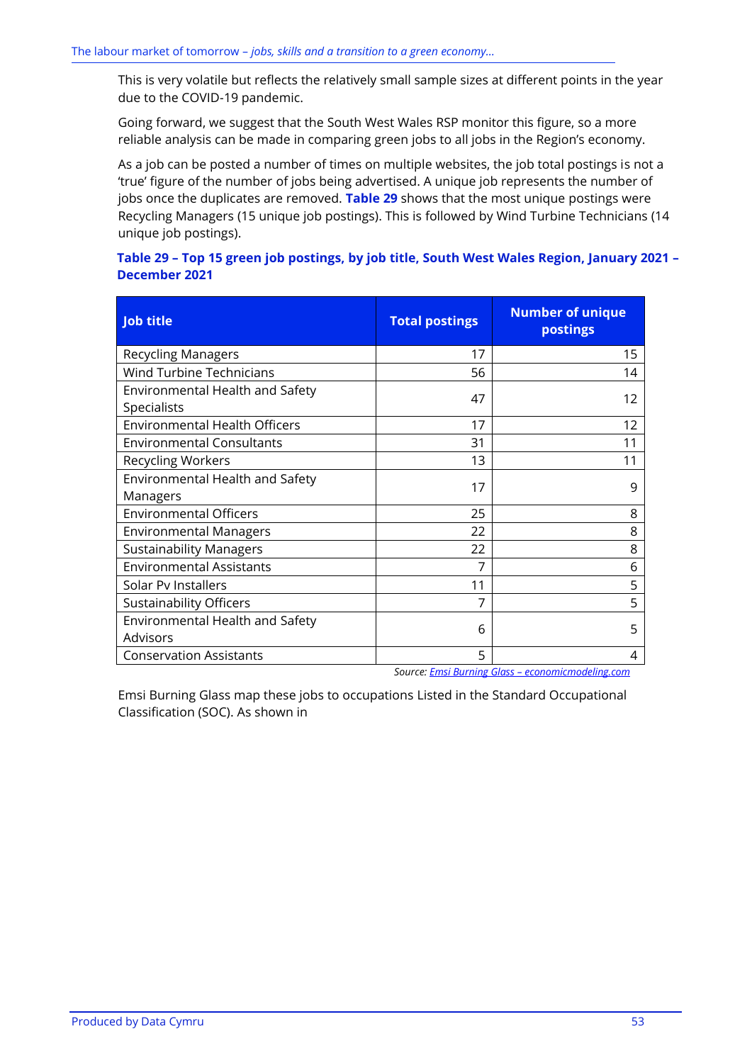This is very volatile but reflects the relatively small sample sizes at different points in the year due to the COVID-19 pandemic.

Going forward, we suggest that the South West Wales RSP monitor this figure, so a more reliable analysis can be made in comparing green jobs to all jobs in the Region's economy.

As a job can be posted a number of times on multiple websites, the job total postings is not a 'true' figure of the number of jobs being advertised. A unique job represents the number of jobs once the duplicates are removed. **Table 29** shows that the most unique postings were Recycling Managers (15 unique job postings). This is followed by Wind Turbine Technicians (14 unique job postings).

**Table 29 – Top 15 green job postings, by job title, South West Wales Region, January 2021 – December 2021**

| Job title | Total postings | Number of unique postings |
|---|---|---|
| Recycling Managers | 17 | 15 |
| Wind Turbine Technicians | 56 | 14 |
| Environmental Health and Safety Specialists | 47 | 12 |
| Environmental Health Officers | 17 | 12 |
| Environmental Consultants | 31 | 11 |
| Recycling Workers | 13 | 11 |
| Environmental Health and Safety Managers | 17 | 9 |
| Environmental Officers | 25 | 8 |
| Environmental Managers | 22 | 8 |
| Sustainability Managers | 22 | 8 |
| Environmental Assistants | 7 | 6 |
| Solar Pv Installers | 11 | 5 |
| Sustainability Officers | 7 | 5 |
| Environmental Health and Safety Advisors | 6 | 5 |
| Conservation Assistants | 5 | 4 |

*Source: Emsi Burning Glass – economicmodeling.com*

Emsi Burning Glass map these jobs to occupations Listed in the Standard Occupational Classification (SOC). As shown in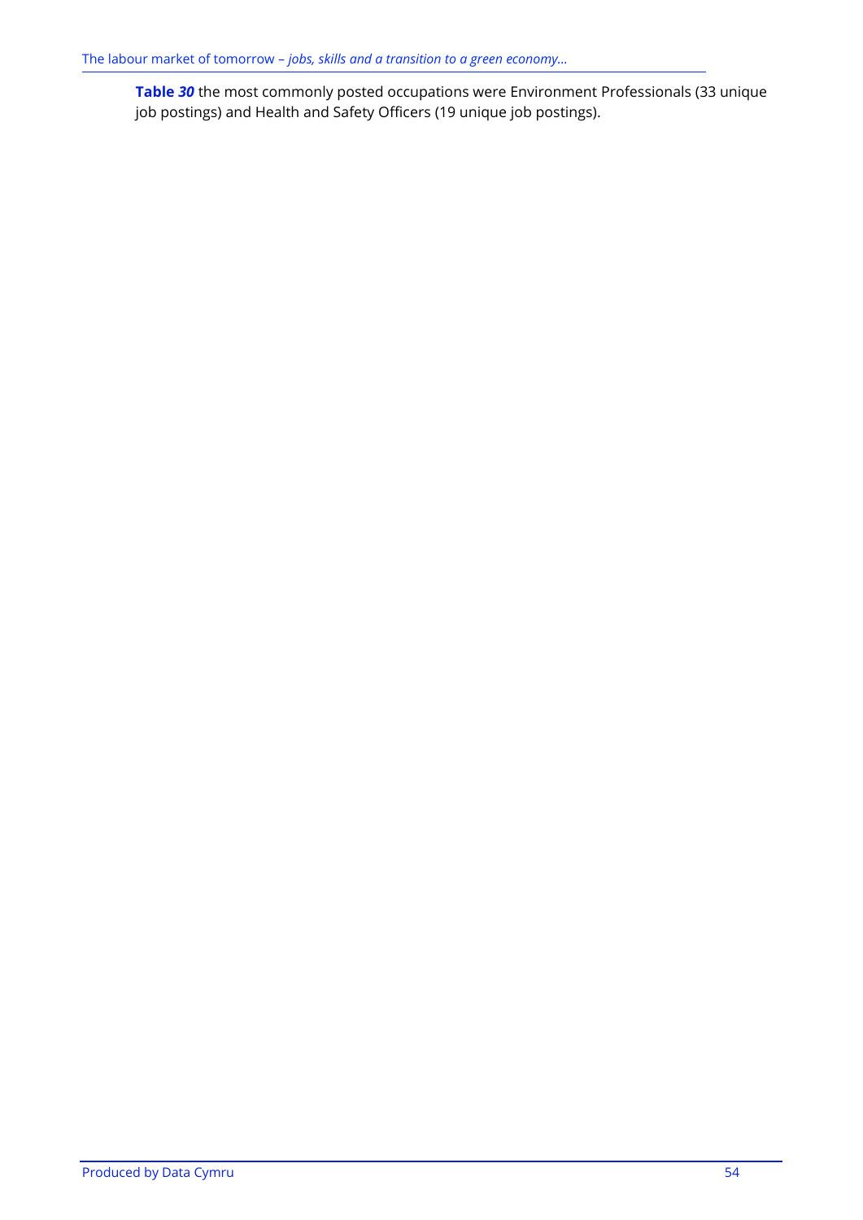**Table *30*** the most commonly posted occupations were Environment Professionals (33 unique job postings) and Health and Safety Officers (19 unique job postings).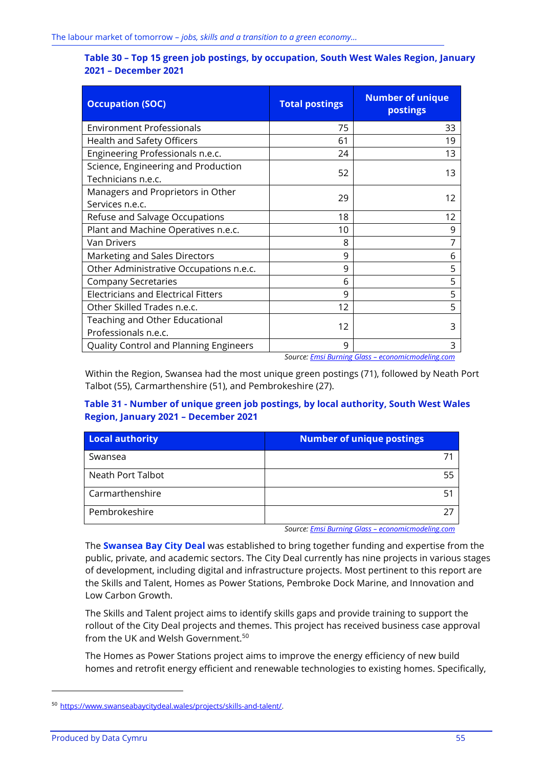**Table 30 – Top 15 green job postings, by occupation, South West Wales Region, January 2021 – December 2021**

| Occupation (SOC) | Total postings | Number of unique postings |
|---|---|---|
| Environment Professionals | 75 | 33 |
| Health and Safety Officers | 61 | 19 |
| Engineering Professionals n.e.c. | 24 | 13 |
| Science, Engineering and Production Technicians n.e.c. | 52 | 13 |
| Managers and Proprietors in Other Services n.e.c. | 29 | 12 |
| Refuse and Salvage Occupations | 18 | 12 |
| Plant and Machine Operatives n.e.c. | 10 | 9 |
| Van Drivers | 8 | 7 |
| Marketing and Sales Directors | 9 | 6 |
| Other Administrative Occupations n.e.c. | 9 | 5 |
| Company Secretaries | 6 | 5 |
| Electricians and Electrical Fitters | 9 | 5 |
| Other Skilled Trades n.e.c. | 12 | 5 |
| Teaching and Other Educational Professionals n.e.c. | 12 | 3 |
| Quality Control and Planning Engineers | 9 | 3 |

*Source: Emsi Burning Glass – economicmodeling.com*

Within the Region, Swansea had the most unique green postings (71), followed by Neath Port Talbot (55), Carmarthenshire (51), and Pembrokeshire (27).

**Table 31 - Number of unique green job postings, by local authority, South West Wales Region, January 2021 – December 2021**

| Local authority | Number of unique postings |
|---|---|
| Swansea | 71 |
| Neath Port Talbot | 55 |
| Carmarthenshire | 51 |
| Pembrokeshire | 27 |

*Source: Emsi Burning Glass – economicmodeling.com*

The **Swansea Bay City Deal** was established to bring together funding and expertise from the public, private, and academic sectors. The City Deal currently has nine projects in various stages of development, including digital and infrastructure projects. Most pertinent to this report are the Skills and Talent, Homes as Power Stations, Pembroke Dock Marine, and Innovation and Low Carbon Growth.

The Skills and Talent project aims to identify skills gaps and provide training to support the rollout of the City Deal projects and themes. This project has received business case approval from the UK and Welsh Government.[50]

The Homes as Power Stations project aims to improve the energy efficiency of new build homes and retrofit energy efficient and renewable technologies to existing homes. Specifically,

[50] https://www.swanseabaycitydeal.wales/projects/skills-and-talent/.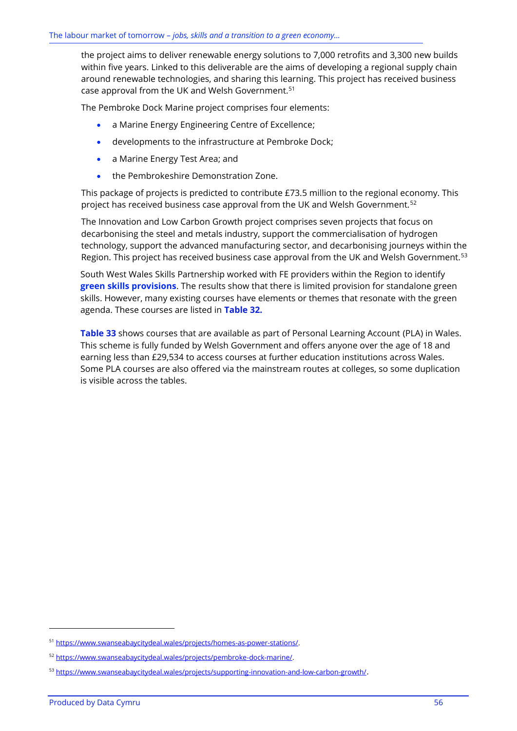the project aims to deliver renewable energy solutions to 7,000 retrofits and 3,300 new builds within five years. Linked to this deliverable are the aims of developing a regional supply chain around renewable technologies, and sharing this learning. This project has received business case approval from the UK and Welsh Government.[51]

The Pembroke Dock Marine project comprises four elements:

- a Marine Energy Engineering Centre of Excellence;
- developments to the infrastructure at Pembroke Dock;
- a Marine Energy Test Area; and
- the Pembrokeshire Demonstration Zone.

This package of projects is predicted to contribute £73.5 million to the regional economy. This project has received business case approval from the UK and Welsh Government.[52]

The Innovation and Low Carbon Growth project comprises seven projects that focus on decarbonising the steel and metals industry, support the commercialisation of hydrogen technology, support the advanced manufacturing sector, and decarbonising journeys within the Region. This project has received business case approval from the UK and Welsh Government.[53]

South West Wales Skills Partnership worked with FE providers within the Region to identify **green skills provisions**. The results show that there is limited provision for standalone green skills. However, many existing courses have elements or themes that resonate with the green agenda. These courses are listed in **Table 32.**

**Table 33** shows courses that are available as part of Personal Learning Account (PLA) in Wales. This scheme is fully funded by Welsh Government and offers anyone over the age of 18 and earning less than £29,534 to access courses at further education institutions across Wales. Some PLA courses are also offered via the mainstream routes at colleges, so some duplication is visible across the tables.

---

[51] https://www.swanseabaycitydeal.wales/projects/homes-as-power-stations/.

[52] https://www.swanseabaycitydeal.wales/projects/pembroke-dock-marine/.

[53] https://www.swanseabaycitydeal.wales/projects/supporting-innovation-and-low-carbon-growth/.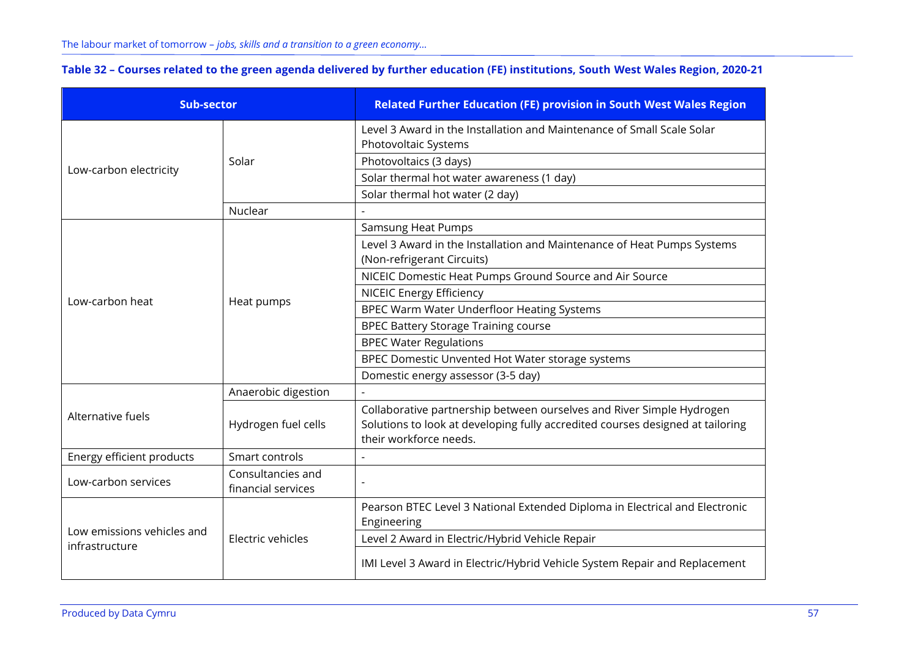**Table 32 – Courses related to the green agenda delivered by further education (FE) institutions, South West Wales Region, 2020-21**

| Sub-sector | | Related Further Education (FE) provision in South West Wales Region |
|---|---|---|
| Low-carbon electricity | Solar | Level 3 Award in the Installation and Maintenance of Small Scale Solar Photovoltaic Systems |
| | | Photovoltaics (3 days) |
| | | Solar thermal hot water awareness (1 day) |
| | | Solar thermal hot water (2 day) |
| | Nuclear | - |
| Low-carbon heat | Heat pumps | Samsung Heat Pumps |
| | | Level 3 Award in the Installation and Maintenance of Heat Pumps Systems (Non-refrigerant Circuits) |
| | | NICEIC Domestic Heat Pumps Ground Source and Air Source |
| | | NICEIC Energy Efficiency |
| | | BPEC Warm Water Underfloor Heating Systems |
| | | BPEC Battery Storage Training course |
| | | BPEC Water Regulations |
| | | BPEC Domestic Unvented Hot Water storage systems |
| | | Domestic energy assessor (3-5 day) |
| Alternative fuels | Anaerobic digestion | - |
| | Hydrogen fuel cells | Collaborative partnership between ourselves and River Simple Hydrogen Solutions to look at developing fully accredited courses designed at tailoring their workforce needs. |
| Energy efficient products | Smart controls | - |
| Low-carbon services | Consultancies and financial services | - |
| Low emissions vehicles and infrastructure | Electric vehicles | Pearson BTEC Level 3 National Extended Diploma in Electrical and Electronic Engineering |
| | | Level 2 Award in Electric/Hybrid Vehicle Repair |
| | | IMI Level 3 Award in Electric/Hybrid Vehicle System Repair and Replacement |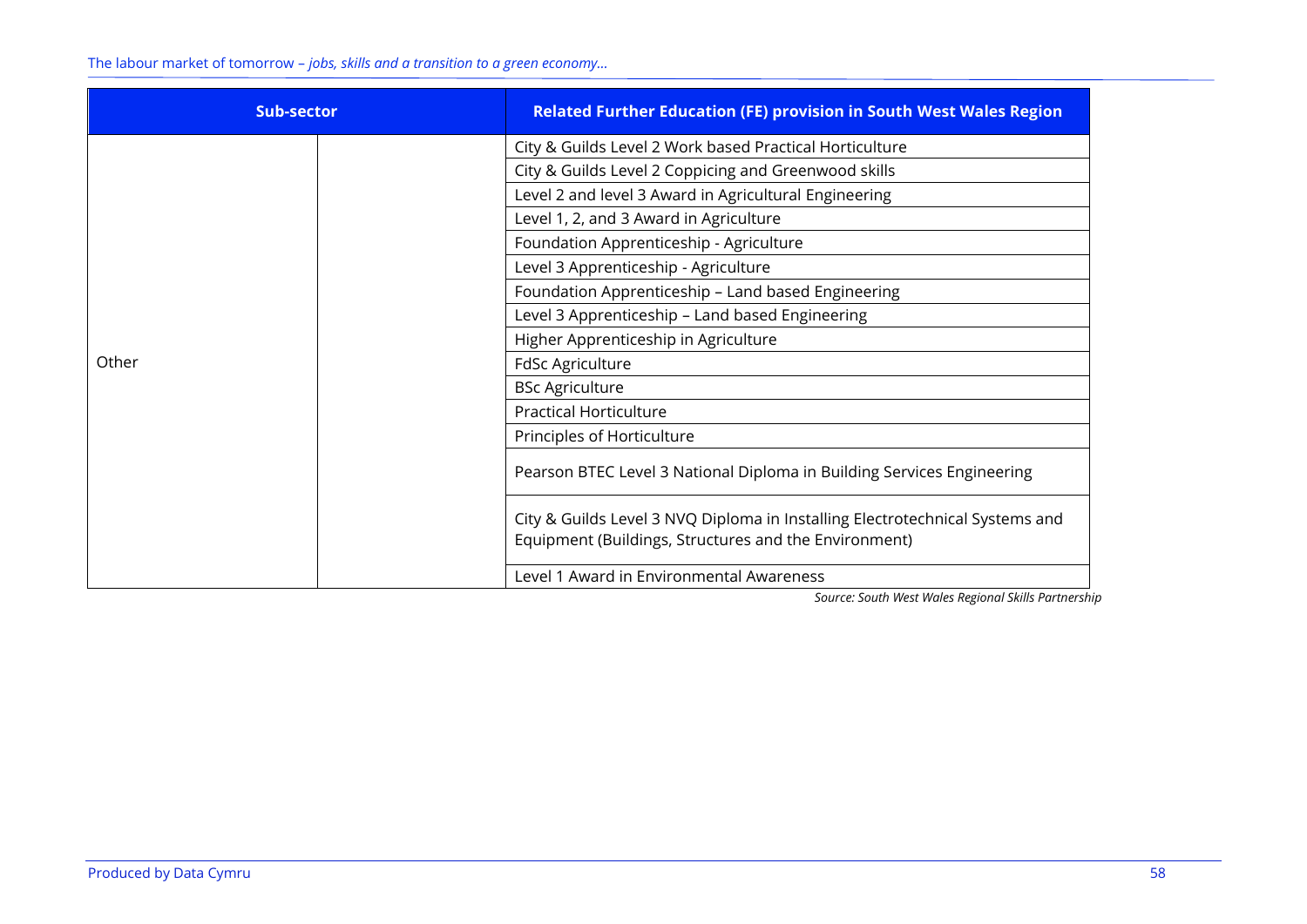| Sub-sector | | Related Further Education (FE) provision in South West Wales Region |
|---|---|---|
| Other | | City & Guilds Level 2 Work based Practical Horticulture |
| | | City & Guilds Level 2 Coppicing and Greenwood skills |
| | | Level 2 and level 3 Award in Agricultural Engineering |
| | | Level 1, 2, and 3 Award in Agriculture |
| | | Foundation Apprenticeship - Agriculture |
| | | Level 3 Apprenticeship - Agriculture |
| | | Foundation Apprenticeship – Land based Engineering |
| | | Level 3 Apprenticeship – Land based Engineering |
| | | Higher Apprenticeship in Agriculture |
| | | FdSc Agriculture |
| | | BSc Agriculture |
| | | Practical Horticulture |
| | | Principles of Horticulture |
| | | Pearson BTEC Level 3 National Diploma in Building Services Engineering |
| | | City & Guilds Level 3 NVQ Diploma in Installing Electrotechnical Systems and Equipment (Buildings, Structures and the Environment) |
| | | Level 1 Award in Environmental Awareness |

*Source: South West Wales Regional Skills Partnership*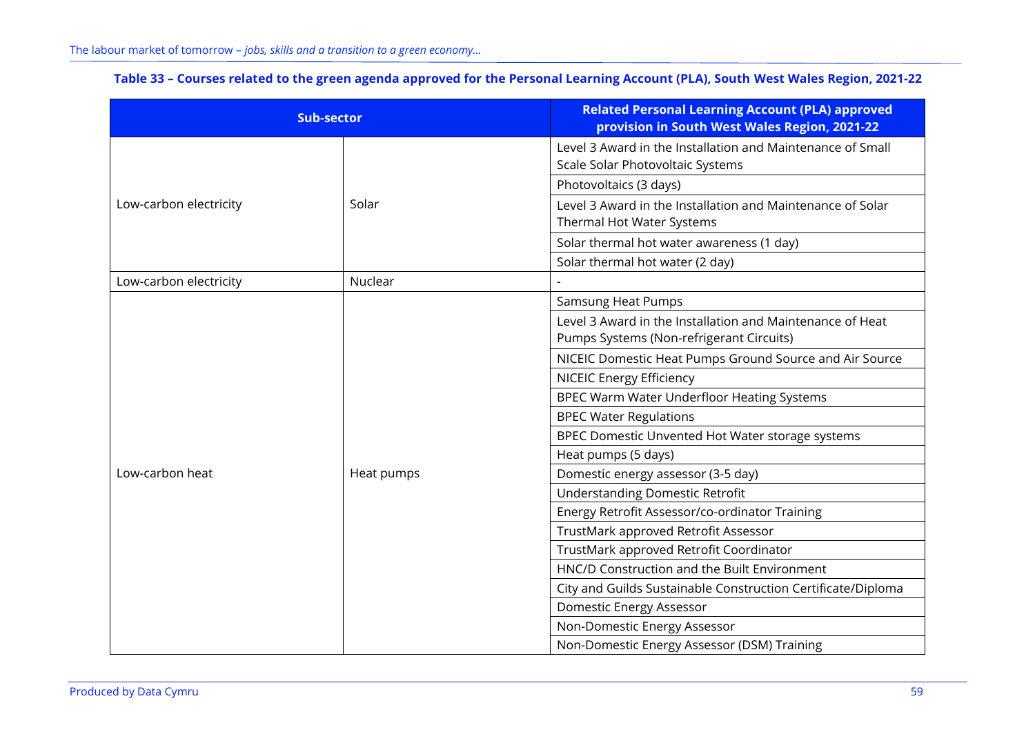**Table 33 – Courses related to the green agenda approved for the Personal Learning Account (PLA), South West Wales Region, 2021-22**

| Sub-sector | | Related Personal Learning Account (PLA) approved provision in South West Wales Region, 2021-22 |
|---|---|---|
| Low-carbon electricity | Solar | Level 3 Award in the Installation and Maintenance of Small Scale Solar Photovoltaic Systems |
| | | Photovoltaics (3 days) |
| | | Level 3 Award in the Installation and Maintenance of Solar Thermal Hot Water Systems |
| | | Solar thermal hot water awareness (1 day) |
| | | Solar thermal hot water (2 day) |
| Low-carbon electricity | Nuclear | - |
| Low-carbon heat | Heat pumps | Samsung Heat Pumps |
| | | Level 3 Award in the Installation and Maintenance of Heat Pumps Systems (Non-refrigerant Circuits) |
| | | NICEIC Domestic Heat Pumps Ground Source and Air Source |
| | | NICEIC Energy Efficiency |
| | | BPEC Warm Water Underfloor Heating Systems |
| | | BPEC Water Regulations |
| | | BPEC Domestic Unvented Hot Water storage systems |
| | | Heat pumps (5 days) |
| | | Domestic energy assessor (3-5 day) |
| | | Understanding Domestic Retrofit |
| | | Energy Retrofit Assessor/co-ordinator Training |
| | | TrustMark approved Retrofit Assessor |
| | | TrustMark approved Retrofit Coordinator |
| | | HNC/D Construction and the Built Environment |
| | | City and Guilds Sustainable Construction Certificate/Diploma |
| | | Domestic Energy Assessor |
| | | Non-Domestic Energy Assessor |
| | | Non-Domestic Energy Assessor (DSM) Training |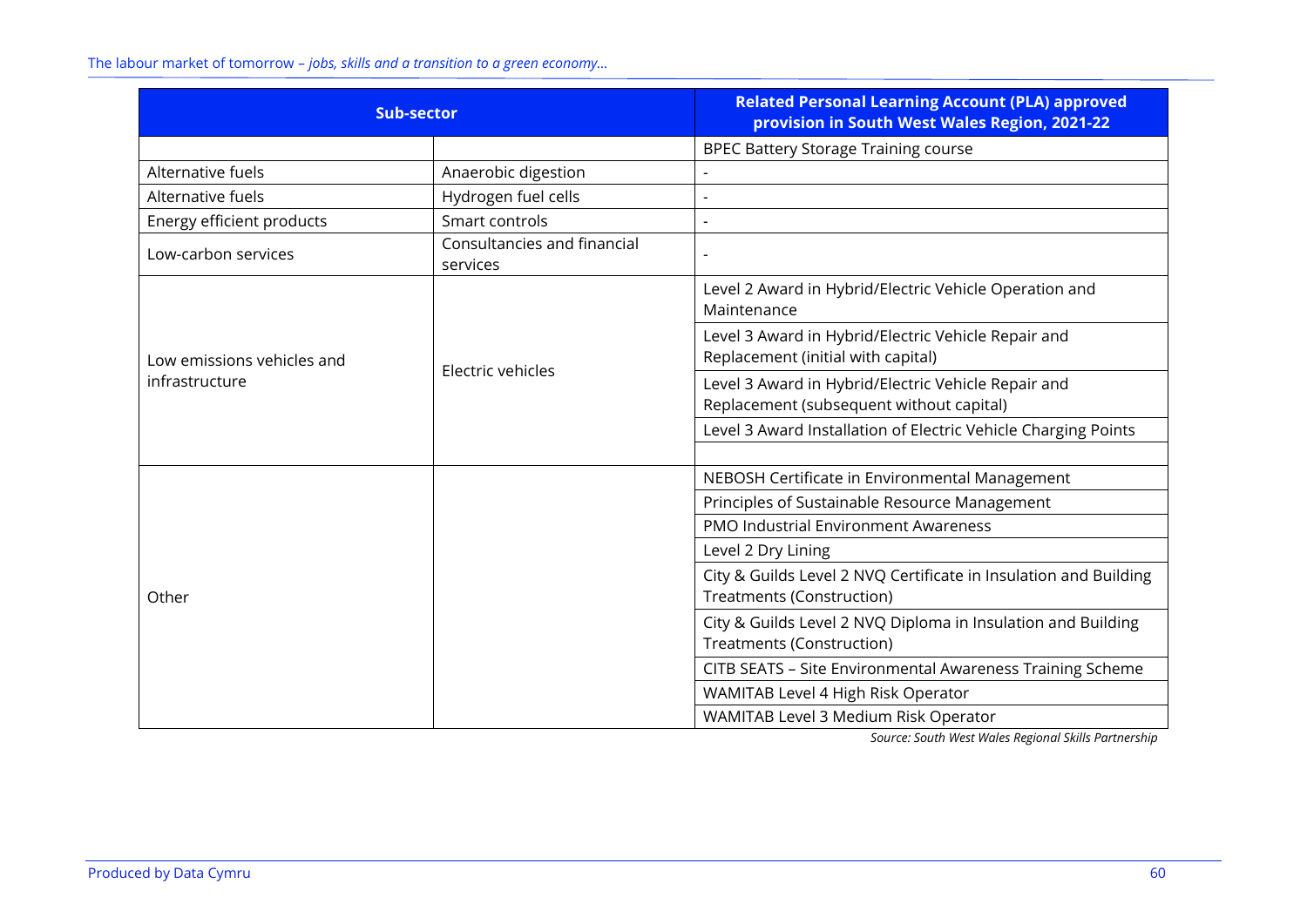| Sub-sector | | Related Personal Learning Account (PLA) approved provision in South West Wales Region, 2021-22 |
|---|---|---|
| | | BPEC Battery Storage Training course |
| Alternative fuels | Anaerobic digestion | - |
| Alternative fuels | Hydrogen fuel cells | - |
| Energy efficient products | Smart controls | - |
| Low-carbon services | Consultancies and financial services | - |
| Low emissions vehicles and infrastructure | Electric vehicles | Level 2 Award in Hybrid/Electric Vehicle Operation and Maintenance |
| | | Level 3 Award in Hybrid/Electric Vehicle Repair and Replacement (initial with capital) |
| | | Level 3 Award in Hybrid/Electric Vehicle Repair and Replacement (subsequent without capital) |
| | | Level 3 Award Installation of Electric Vehicle Charging Points |
| | | |
| Other | | NEBOSH Certificate in Environmental Management |
| | | Principles of Sustainable Resource Management |
| | | PMO Industrial Environment Awareness |
| | | Level 2 Dry Lining |
| | | City & Guilds Level 2 NVQ Certificate in Insulation and Building Treatments (Construction) |
| | | City & Guilds Level 2 NVQ Diploma in Insulation and Building Treatments (Construction) |
| | | CITB SEATS – Site Environmental Awareness Training Scheme |
| | | WAMITAB Level 4 High Risk Operator |
| | | WAMITAB Level 3 Medium Risk Operator |

*Source: South West Wales Regional Skills Partnership*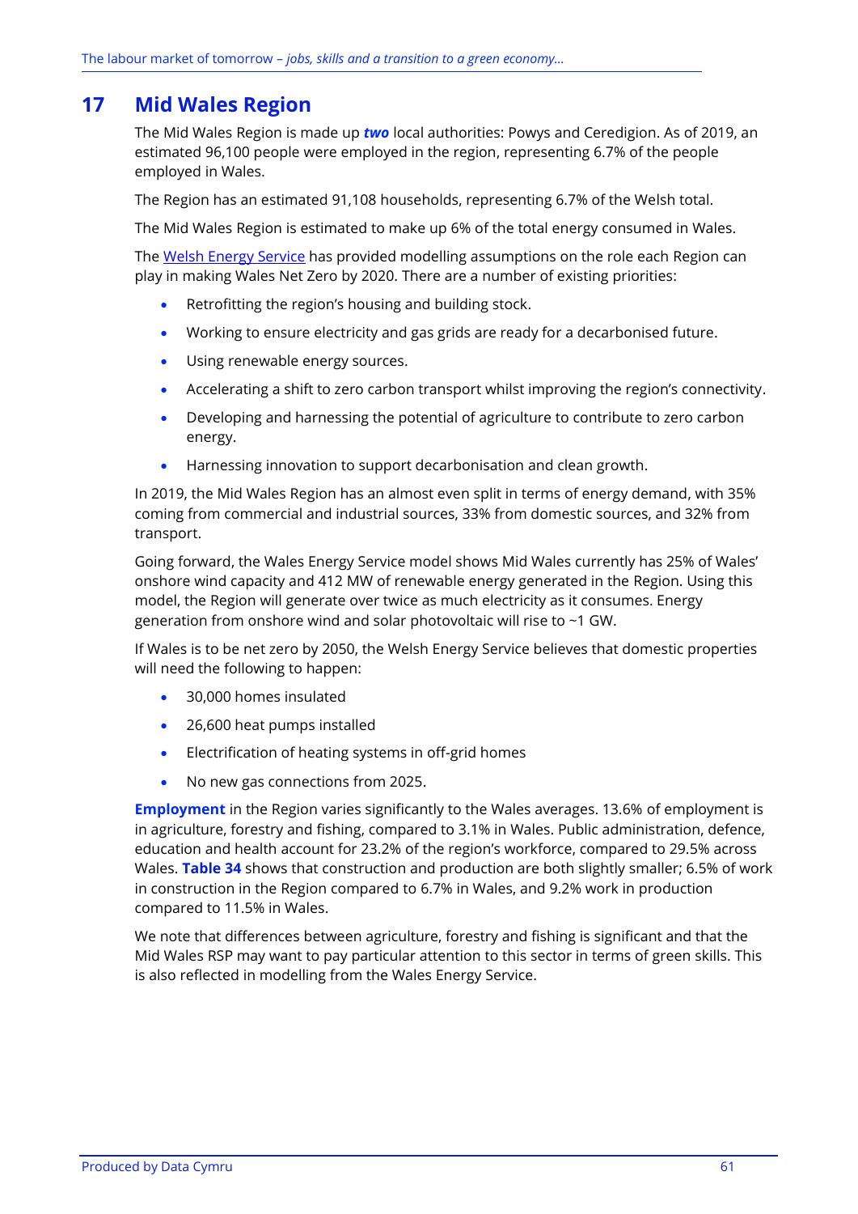# 17 Mid Wales Region

The Mid Wales Region is made up ***two*** local authorities: Powys and Ceredigion. As of 2019, an estimated 96,100 people were employed in the region, representing 6.7% of the people employed in Wales.

The Region has an estimated 91,108 households, representing 6.7% of the Welsh total.

The Mid Wales Region is estimated to make up 6% of the total energy consumed in Wales.

The Welsh Energy Service has provided modelling assumptions on the role each Region can play in making Wales Net Zero by 2020. There are a number of existing priorities:

- Retrofitting the region's housing and building stock.
- Working to ensure electricity and gas grids are ready for a decarbonised future.
- Using renewable energy sources.
- Accelerating a shift to zero carbon transport whilst improving the region's connectivity.
- Developing and harnessing the potential of agriculture to contribute to zero carbon energy.
- Harnessing innovation to support decarbonisation and clean growth.

In 2019, the Mid Wales Region has an almost even split in terms of energy demand, with 35% coming from commercial and industrial sources, 33% from domestic sources, and 32% from transport.

Going forward, the Wales Energy Service model shows Mid Wales currently has 25% of Wales' onshore wind capacity and 412 MW of renewable energy generated in the Region. Using this model, the Region will generate over twice as much electricity as it consumes. Energy generation from onshore wind and solar photovoltaic will rise to ~1 GW.

If Wales is to be net zero by 2050, the Welsh Energy Service believes that domestic properties will need the following to happen:

- 30,000 homes insulated
- 26,600 heat pumps installed
- Electrification of heating systems in off-grid homes
- No new gas connections from 2025.

**Employment** in the Region varies significantly to the Wales averages. 13.6% of employment is in agriculture, forestry and fishing, compared to 3.1% in Wales. Public administration, defence, education and health account for 23.2% of the region's workforce, compared to 29.5% across Wales. **Table 34** shows that construction and production are both slightly smaller; 6.5% of work in construction in the Region compared to 6.7% in Wales, and 9.2% work in production compared to 11.5% in Wales.

We note that differences between agriculture, forestry and fishing is significant and that the Mid Wales RSP may want to pay particular attention to this sector in terms of green skills. This is also reflected in modelling from the Wales Energy Service.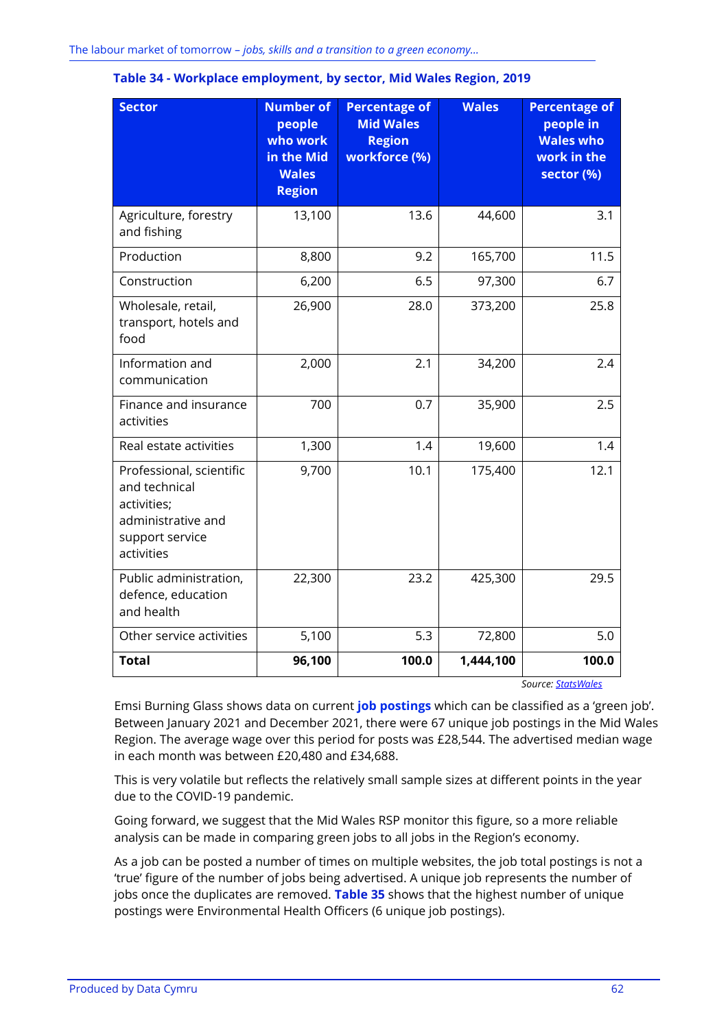**Table 34 - Workplace employment, by sector, Mid Wales Region, 2019**

| Sector | Number of people who work in the Mid Wales Region | Percentage of Mid Wales Region workforce (%) | Wales | Percentage of people in Wales who work in the sector (%) |
|---|---|---|---|---|
| Agriculture, forestry and fishing | 13,100 | 13.6 | 44,600 | 3.1 |
| Production | 8,800 | 9.2 | 165,700 | 11.5 |
| Construction | 6,200 | 6.5 | 97,300 | 6.7 |
| Wholesale, retail, transport, hotels and food | 26,900 | 28.0 | 373,200 | 25.8 |
| Information and communication | 2,000 | 2.1 | 34,200 | 2.4 |
| Finance and insurance activities | 700 | 0.7 | 35,900 | 2.5 |
| Real estate activities | 1,300 | 1.4 | 19,600 | 1.4 |
| Professional, scientific and technical activities; administrative and support service activities | 9,700 | 10.1 | 175,400 | 12.1 |
| Public administration, defence, education and health | 22,300 | 23.2 | 425,300 | 29.5 |
| Other service activities | 5,100 | 5.3 | 72,800 | 5.0 |
| **Total** | **96,100** | **100.0** | **1,444,100** | **100.0** |

*Source: StatsWales*

Emsi Burning Glass shows data on current **job postings** which can be classified as a 'green job'. Between January 2021 and December 2021, there were 67 unique job postings in the Mid Wales Region. The average wage over this period for posts was £28,544. The advertised median wage in each month was between £20,480 and £34,688.

This is very volatile but reflects the relatively small sample sizes at different points in the year due to the COVID-19 pandemic.

Going forward, we suggest that the Mid Wales RSP monitor this figure, so a more reliable analysis can be made in comparing green jobs to all jobs in the Region's economy.

As a job can be posted a number of times on multiple websites, the job total postings is not a 'true' figure of the number of jobs being advertised. A unique job represents the number of jobs once the duplicates are removed. **Table 35** shows that the highest number of unique postings were Environmental Health Officers (6 unique job postings).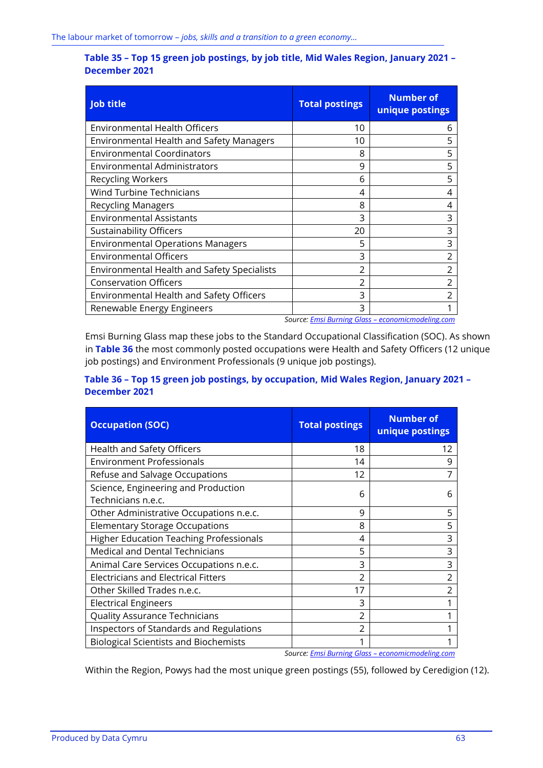**Table 35 – Top 15 green job postings, by job title, Mid Wales Region, January 2021 – December 2021**

| Job title | Total postings | Number of unique postings |
|---|---|---|
| Environmental Health Officers | 10 | 6 |
| Environmental Health and Safety Managers | 10 | 5 |
| Environmental Coordinators | 8 | 5 |
| Environmental Administrators | 9 | 5 |
| Recycling Workers | 6 | 5 |
| Wind Turbine Technicians | 4 | 4 |
| Recycling Managers | 8 | 4 |
| Environmental Assistants | 3 | 3 |
| Sustainability Officers | 20 | 3 |
| Environmental Operations Managers | 5 | 3 |
| Environmental Officers | 3 | 2 |
| Environmental Health and Safety Specialists | 2 | 2 |
| Conservation Officers | 2 | 2 |
| Environmental Health and Safety Officers | 3 | 2 |
| Renewable Energy Engineers | 3 | 1 |

*Source: Emsi Burning Glass – economicmodeling.com*

Emsi Burning Glass map these jobs to the Standard Occupational Classification (SOC). As shown in **Table 36** the most commonly posted occupations were Health and Safety Officers (12 unique job postings) and Environment Professionals (9 unique job postings).

**Table 36 – Top 15 green job postings, by occupation, Mid Wales Region, January 2021 – December 2021**

| Occupation (SOC) | Total postings | Number of unique postings |
|---|---|---|
| Health and Safety Officers | 18 | 12 |
| Environment Professionals | 14 | 9 |
| Refuse and Salvage Occupations | 12 | 7 |
| Science, Engineering and Production Technicians n.e.c. | 6 | 6 |
| Other Administrative Occupations n.e.c. | 9 | 5 |
| Elementary Storage Occupations | 8 | 5 |
| Higher Education Teaching Professionals | 4 | 3 |
| Medical and Dental Technicians | 5 | 3 |
| Animal Care Services Occupations n.e.c. | 3 | 3 |
| Electricians and Electrical Fitters | 2 | 2 |
| Other Skilled Trades n.e.c. | 17 | 2 |
| Electrical Engineers | 3 | 1 |
| Quality Assurance Technicians | 2 | 1 |
| Inspectors of Standards and Regulations | 2 | 1 |
| Biological Scientists and Biochemists | 1 | 1 |

*Source: Emsi Burning Glass – economicmodeling.com*

Within the Region, Powys had the most unique green postings (55), followed by Ceredigion (12).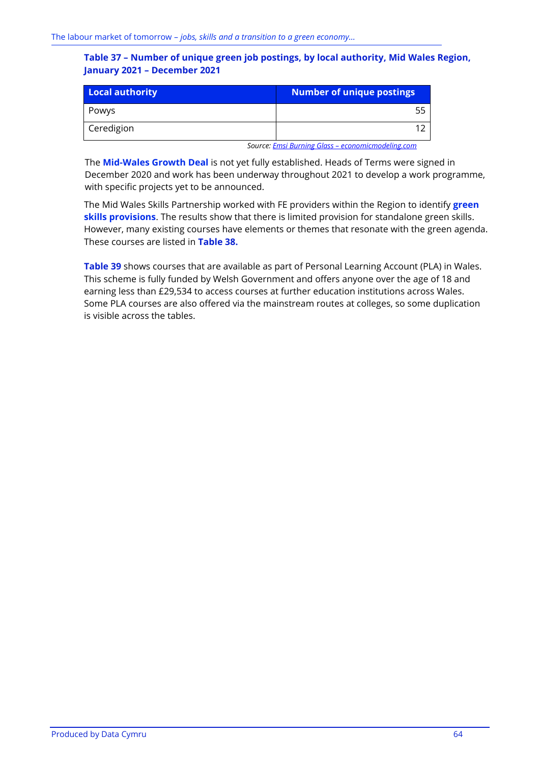**Table 37 – Number of unique green job postings, by local authority, Mid Wales Region, January 2021 – December 2021**

| Local authority | Number of unique postings |
| --- | --- |
| Powys | 55 |
| Ceredigion | 12 |

*Source: Emsi Burning Glass – economicmodeling.com*

The **Mid-Wales Growth Deal** is not yet fully established. Heads of Terms were signed in December 2020 and work has been underway throughout 2021 to develop a work programme, with specific projects yet to be announced.

The Mid Wales Skills Partnership worked with FE providers within the Region to identify **green skills provisions**. The results show that there is limited provision for standalone green skills. However, many existing courses have elements or themes that resonate with the green agenda. These courses are listed in **Table 38.**

**Table 39** shows courses that are available as part of Personal Learning Account (PLA) in Wales. This scheme is fully funded by Welsh Government and offers anyone over the age of 18 and earning less than £29,534 to access courses at further education institutions across Wales. Some PLA courses are also offered via the mainstream routes at colleges, so some duplication is visible across the tables.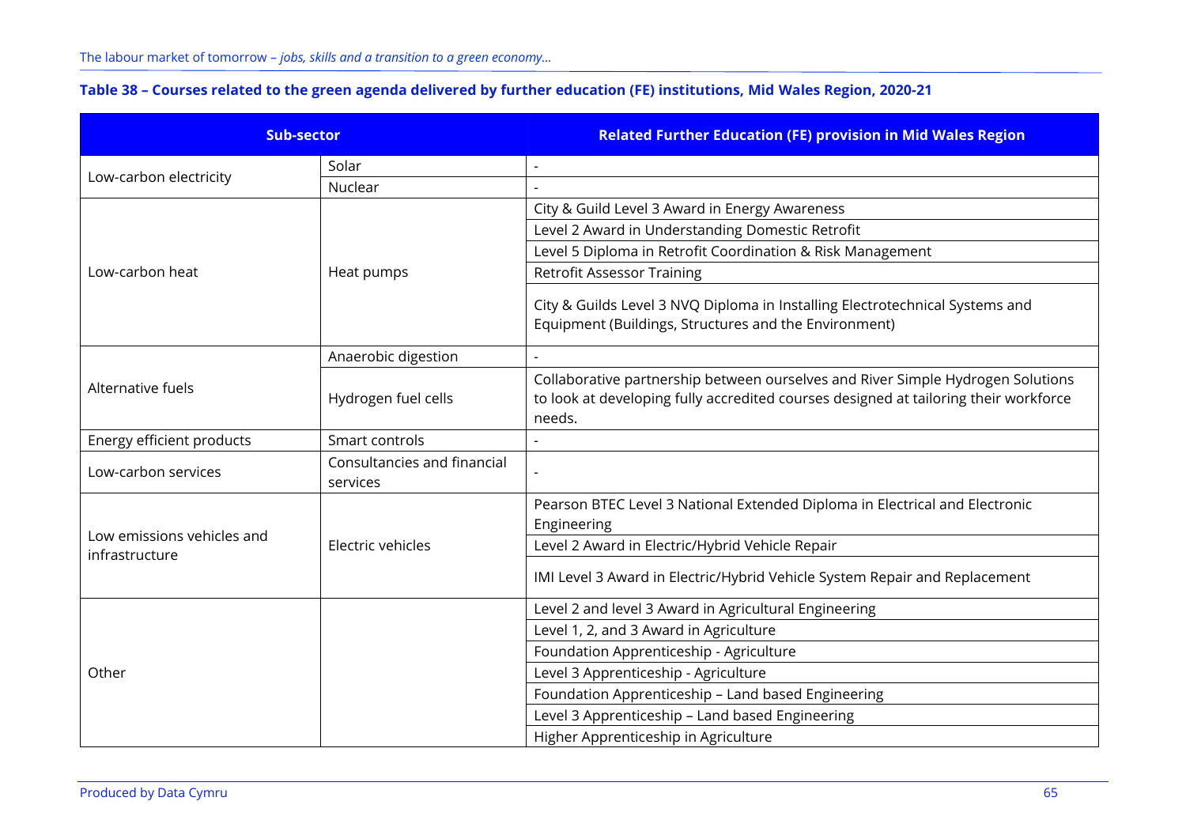**Table 38 – Courses related to the green agenda delivered by further education (FE) institutions, Mid Wales Region, 2020-21**

| Sub-sector | | Related Further Education (FE) provision in Mid Wales Region |
|---|---|---|
| Low-carbon electricity | Solar | - |
| | Nuclear | - |
| Low-carbon heat | Heat pumps | City & Guild Level 3 Award in Energy Awareness |
| | | Level 2 Award in Understanding Domestic Retrofit |
| | | Level 5 Diploma in Retrofit Coordination & Risk Management |
| | | Retrofit Assessor Training |
| | | City & Guilds Level 3 NVQ Diploma in Installing Electrotechnical Systems and Equipment (Buildings, Structures and the Environment) |
| Alternative fuels | Anaerobic digestion | - |
| | Hydrogen fuel cells | Collaborative partnership between ourselves and River Simple Hydrogen Solutions to look at developing fully accredited courses designed at tailoring their workforce needs. |
| Energy efficient products | Smart controls | - |
| Low-carbon services | Consultancies and financial services | - |
| Low emissions vehicles and infrastructure | Electric vehicles | Pearson BTEC Level 3 National Extended Diploma in Electrical and Electronic Engineering |
| | | Level 2 Award in Electric/Hybrid Vehicle Repair |
| | | IMI Level 3 Award in Electric/Hybrid Vehicle System Repair and Replacement |
| Other | | Level 2 and level 3 Award in Agricultural Engineering |
| | | Level 1, 2, and 3 Award in Agriculture |
| | | Foundation Apprenticeship - Agriculture |
| | | Level 3 Apprenticeship - Agriculture |
| | | Foundation Apprenticeship – Land based Engineering |
| | | Level 3 Apprenticeship – Land based Engineering |
| | | Higher Apprenticeship in Agriculture |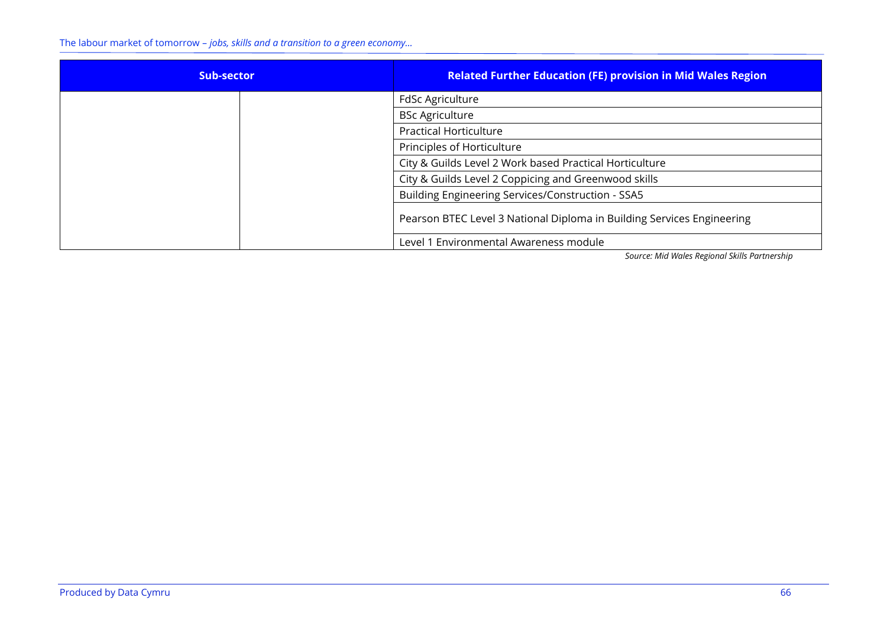| Sub-sector | | Related Further Education (FE) provision in Mid Wales Region |
|---|---|---|
| | | FdSc Agriculture |
| | | BSc Agriculture |
| | | Practical Horticulture |
| | | Principles of Horticulture |
| | | City & Guilds Level 2 Work based Practical Horticulture |
| | | City & Guilds Level 2 Coppicing and Greenwood skills |
| | | Building Engineering Services/Construction - SSA5 |
| | | Pearson BTEC Level 3 National Diploma in Building Services Engineering |
| | | Level 1 Environmental Awareness module |

*Source: Mid Wales Regional Skills Partnership*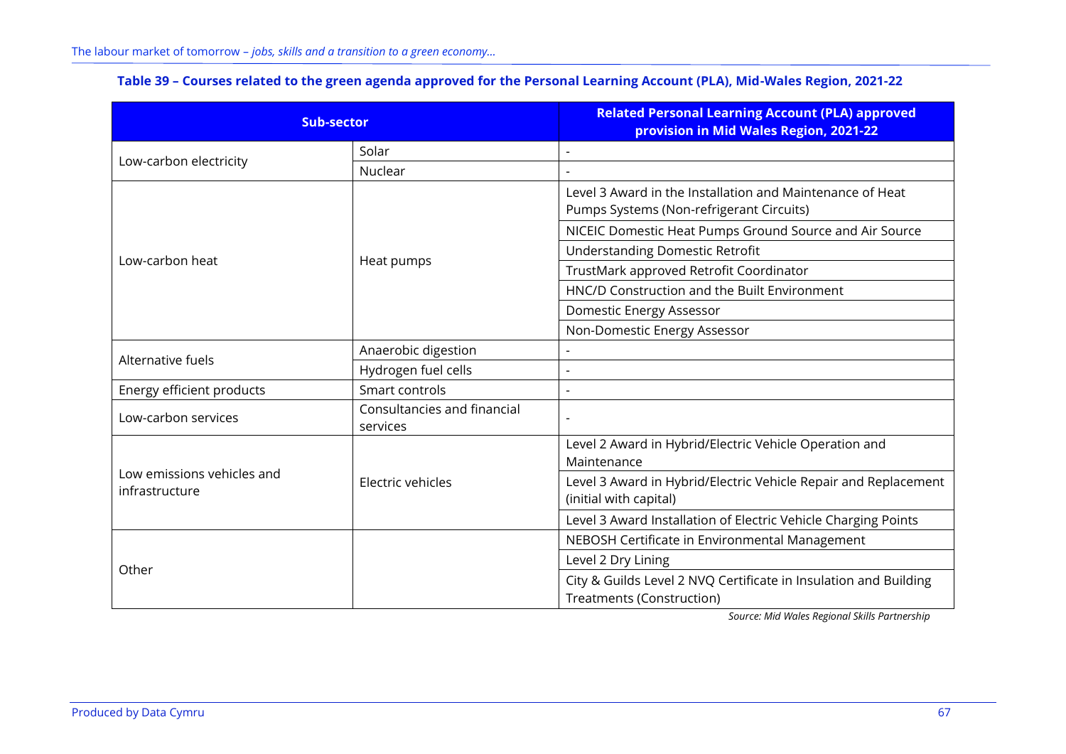**Table 39 – Courses related to the green agenda approved for the Personal Learning Account (PLA), Mid-Wales Region, 2021-22**

| Sub-sector | | Related Personal Learning Account (PLA) approved provision in Mid Wales Region, 2021-22 |
|---|---|---|
| Low-carbon electricity | Solar | - |
| | Nuclear | - |
| Low-carbon heat | Heat pumps | Level 3 Award in the Installation and Maintenance of Heat Pumps Systems (Non-refrigerant Circuits) |
| | | NICEIC Domestic Heat Pumps Ground Source and Air Source |
| | | Understanding Domestic Retrofit |
| | | TrustMark approved Retrofit Coordinator |
| | | HNC/D Construction and the Built Environment |
| | | Domestic Energy Assessor |
| | | Non-Domestic Energy Assessor |
| Alternative fuels | Anaerobic digestion | - |
| | Hydrogen fuel cells | - |
| Energy efficient products | Smart controls | - |
| Low-carbon services | Consultancies and financial services | - |
| Low emissions vehicles and infrastructure | Electric vehicles | Level 2 Award in Hybrid/Electric Vehicle Operation and Maintenance |
| | | Level 3 Award in Hybrid/Electric Vehicle Repair and Replacement (initial with capital) |
| | | Level 3 Award Installation of Electric Vehicle Charging Points |
| Other | | NEBOSH Certificate in Environmental Management |
| | | Level 2 Dry Lining |
| | | City & Guilds Level 2 NVQ Certificate in Insulation and Building Treatments (Construction) |

*Source: Mid Wales Regional Skills Partnership*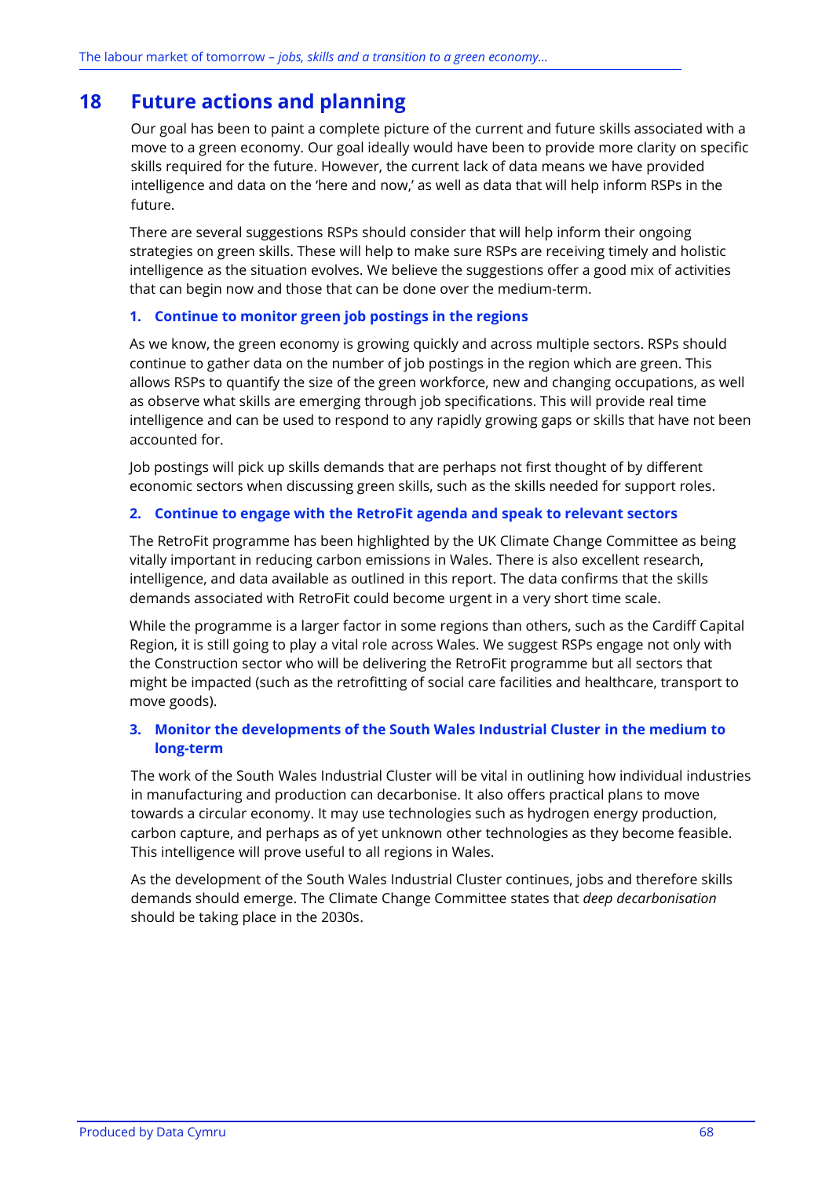# 18 Future actions and planning

Our goal has been to paint a complete picture of the current and future skills associated with a move to a green economy. Our goal ideally would have been to provide more clarity on specific skills required for the future. However, the current lack of data means we have provided intelligence and data on the 'here and now,' as well as data that will help inform RSPs in the future.

There are several suggestions RSPs should consider that will help inform their ongoing strategies on green skills. These will help to make sure RSPs are receiving timely and holistic intelligence as the situation evolves. We believe the suggestions offer a good mix of activities that can begin now and those that can be done over the medium-term.

### 1. Continue to monitor green job postings in the regions

As we know, the green economy is growing quickly and across multiple sectors. RSPs should continue to gather data on the number of job postings in the region which are green. This allows RSPs to quantify the size of the green workforce, new and changing occupations, as well as observe what skills are emerging through job specifications. This will provide real time intelligence and can be used to respond to any rapidly growing gaps or skills that have not been accounted for.

Job postings will pick up skills demands that are perhaps not first thought of by different economic sectors when discussing green skills, such as the skills needed for support roles.

### 2. Continue to engage with the RetroFit agenda and speak to relevant sectors

The RetroFit programme has been highlighted by the UK Climate Change Committee as being vitally important in reducing carbon emissions in Wales. There is also excellent research, intelligence, and data available as outlined in this report. The data confirms that the skills demands associated with RetroFit could become urgent in a very short time scale.

While the programme is a larger factor in some regions than others, such as the Cardiff Capital Region, it is still going to play a vital role across Wales. We suggest RSPs engage not only with the Construction sector who will be delivering the RetroFit programme but all sectors that might be impacted (such as the retrofitting of social care facilities and healthcare, transport to move goods).

### 3. Monitor the developments of the South Wales Industrial Cluster in the medium to long-term

The work of the South Wales Industrial Cluster will be vital in outlining how individual industries in manufacturing and production can decarbonise. It also offers practical plans to move towards a circular economy. It may use technologies such as hydrogen energy production, carbon capture, and perhaps as of yet unknown other technologies as they become feasible. This intelligence will prove useful to all regions in Wales.

As the development of the South Wales Industrial Cluster continues, jobs and therefore skills demands should emerge. The Climate Change Committee states that *deep decarbonisation* should be taking place in the 2030s.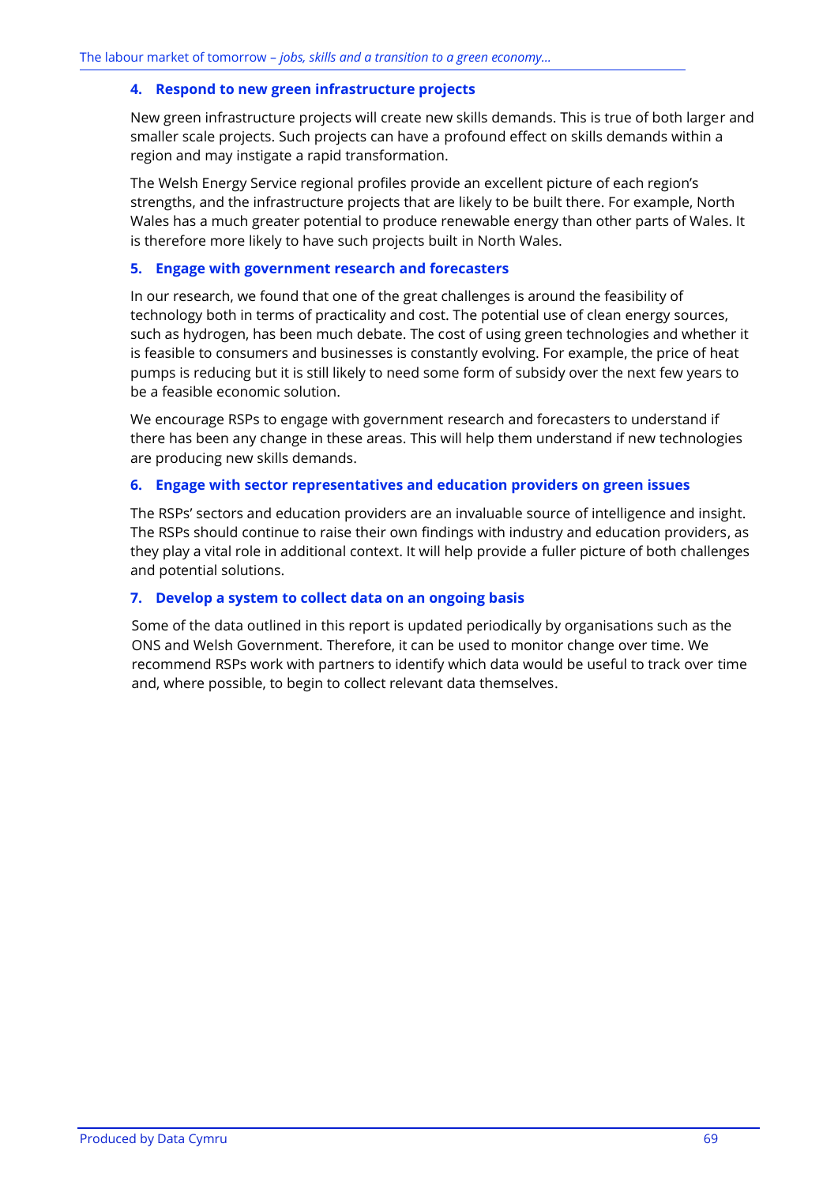### 4. Respond to new green infrastructure projects

New green infrastructure projects will create new skills demands. This is true of both larger and smaller scale projects. Such projects can have a profound effect on skills demands within a region and may instigate a rapid transformation.

The Welsh Energy Service regional profiles provide an excellent picture of each region's strengths, and the infrastructure projects that are likely to be built there. For example, North Wales has a much greater potential to produce renewable energy than other parts of Wales. It is therefore more likely to have such projects built in North Wales.

### 5. Engage with government research and forecasters

In our research, we found that one of the great challenges is around the feasibility of technology both in terms of practicality and cost. The potential use of clean energy sources, such as hydrogen, has been much debate. The cost of using green technologies and whether it is feasible to consumers and businesses is constantly evolving. For example, the price of heat pumps is reducing but it is still likely to need some form of subsidy over the next few years to be a feasible economic solution.

We encourage RSPs to engage with government research and forecasters to understand if there has been any change in these areas. This will help them understand if new technologies are producing new skills demands.

### 6. Engage with sector representatives and education providers on green issues

The RSPs' sectors and education providers are an invaluable source of intelligence and insight. The RSPs should continue to raise their own findings with industry and education providers, as they play a vital role in additional context. It will help provide a fuller picture of both challenges and potential solutions.

### 7. Develop a system to collect data on an ongoing basis

Some of the data outlined in this report is updated periodically by organisations such as the ONS and Welsh Government. Therefore, it can be used to monitor change over time. We recommend RSPs work with partners to identify which data would be useful to track over time and, where possible, to begin to collect relevant data themselves.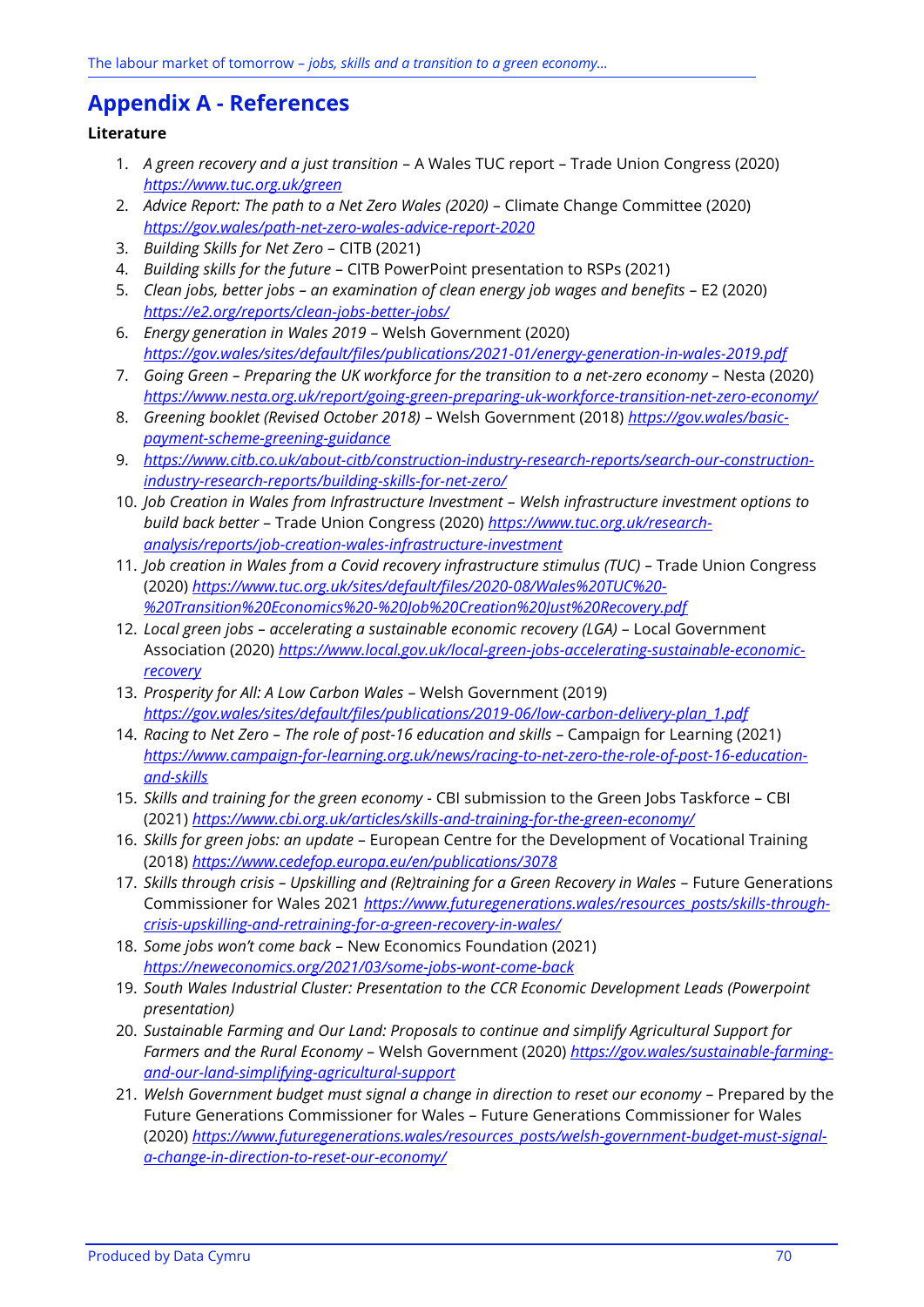# Appendix A - References

**Literature**

1. *A green recovery and a just transition* – A Wales TUC report – Trade Union Congress (2020) *https://www.tuc.org.uk/green*
2. *Advice Report: The path to a Net Zero Wales (2020)* – Climate Change Committee (2020) *https://gov.wales/path-net-zero-wales-advice-report-2020*
3. *Building Skills for Net Zero* – CITB (2021)
4. *Building skills for the future* – CITB PowerPoint presentation to RSPs (2021)
5. *Clean jobs, better jobs – an examination of clean energy job wages and benefits* – E2 (2020) *https://e2.org/reports/clean-jobs-better-jobs/*
6. *Energy generation in Wales 2019* – Welsh Government (2020) *https://gov.wales/sites/default/files/publications/2021-01/energy-generation-in-wales-2019.pdf*
7. *Going Green – Preparing the UK workforce for the transition to a net-zero economy* – Nesta (2020) *https://www.nesta.org.uk/report/going-green-preparing-uk-workforce-transition-net-zero-economy/*
8. *Greening booklet (Revised October 2018)* – Welsh Government (2018) *https://gov.wales/basic-payment-scheme-greening-guidance*
9. *https://www.citb.co.uk/about-citb/construction-industry-research-reports/search-our-construction-industry-research-reports/building-skills-for-net-zero/*
10. *Job Creation in Wales from Infrastructure Investment – Welsh infrastructure investment options to build back better* – Trade Union Congress (2020) *https://www.tuc.org.uk/research-analysis/reports/job-creation-wales-infrastructure-investment*
11. *Job creation in Wales from a Covid recovery infrastructure stimulus (TUC)* – Trade Union Congress (2020) *https://www.tuc.org.uk/sites/default/files/2020-08/Wales%20TUC%20-%20Transition%20Economics%20-%20Job%20Creation%20Just%20Recovery.pdf*
12. *Local green jobs – accelerating a sustainable economic recovery (LGA)* – Local Government Association (2020) *https://www.local.gov.uk/local-green-jobs-accelerating-sustainable-economic-recovery*
13. *Prosperity for All: A Low Carbon Wales* – Welsh Government (2019) *https://gov.wales/sites/default/files/publications/2019-06/low-carbon-delivery-plan_1.pdf*
14. *Racing to Net Zero – The role of post-16 education and skills* – Campaign for Learning (2021) *https://www.campaign-for-learning.org.uk/news/racing-to-net-zero-the-role-of-post-16-education-and-skills*
15. *Skills and training for the green economy* - CBI submission to the Green Jobs Taskforce – CBI (2021) *https://www.cbi.org.uk/articles/skills-and-training-for-the-green-economy/*
16. *Skills for green jobs: an update* – European Centre for the Development of Vocational Training (2018) *https://www.cedefop.europa.eu/en/publications/3078*
17. *Skills through crisis – Upskilling and (Re)training for a Green Recovery in Wales* – Future Generations Commissioner for Wales 2021 *https://www.futuregenerations.wales/resources_posts/skills-through-crisis-upskilling-and-retraining-for-a-green-recovery-in-wales/*
18. *Some jobs won't come back* – New Economics Foundation (2021) *https://neweconomics.org/2021/03/some-jobs-wont-come-back*
19. *South Wales Industrial Cluster: Presentation to the CCR Economic Development Leads (Powerpoint presentation)*
20. *Sustainable Farming and Our Land: Proposals to continue and simplify Agricultural Support for Farmers and the Rural Economy* – Welsh Government (2020) *https://gov.wales/sustainable-farming-and-our-land-simplifying-agricultural-support*
21. *Welsh Government budget must signal a change in direction to reset our economy* – Prepared by the Future Generations Commissioner for Wales – Future Generations Commissioner for Wales (2020) *https://www.futuregenerations.wales/resources_posts/welsh-government-budget-must-signal-a-change-in-direction-to-reset-our-economy/*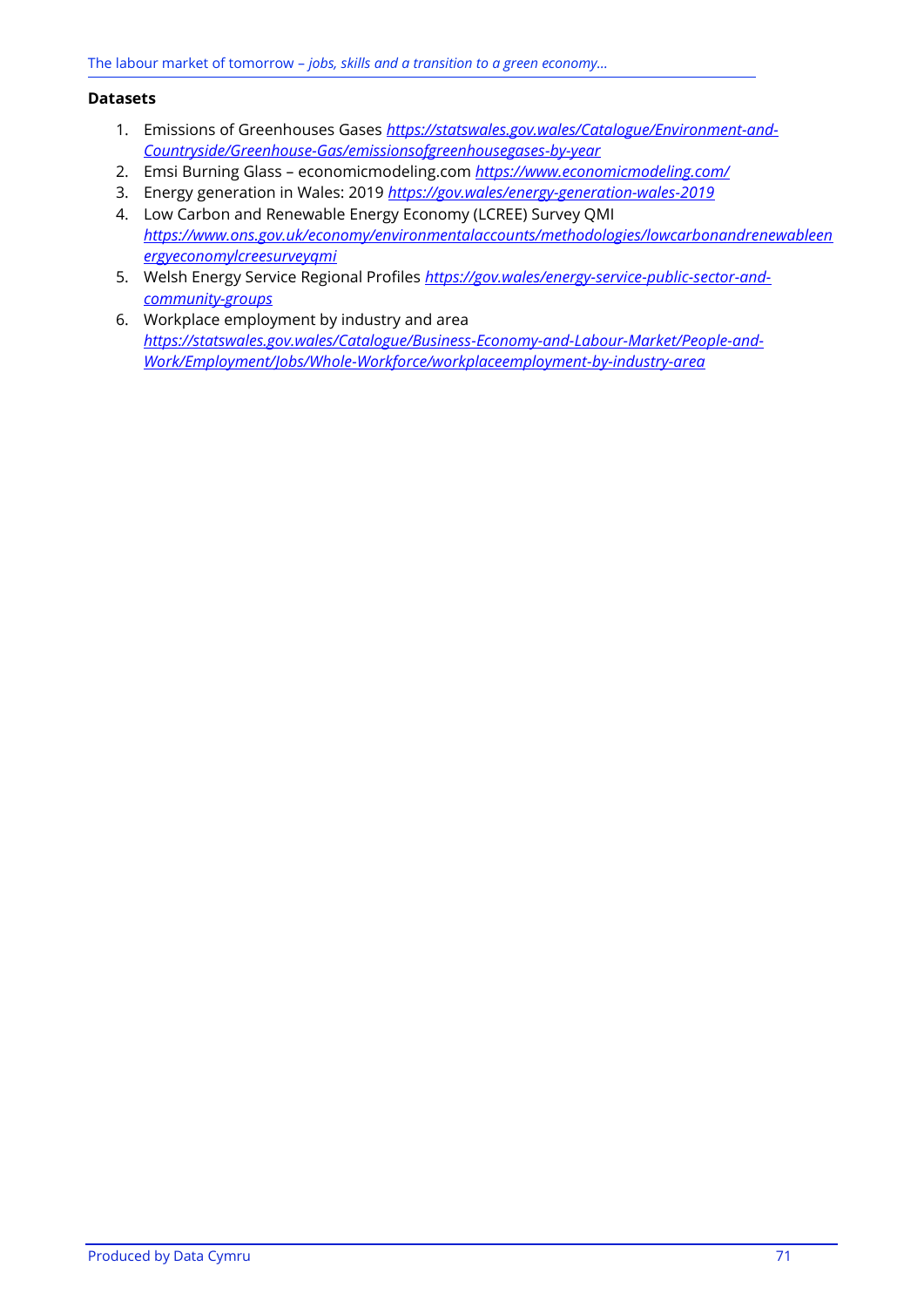**Datasets**

1. Emissions of Greenhouses Gases *https://statswales.gov.wales/Catalogue/Environment-and-Countryside/Greenhouse-Gas/emissionsofgreenhousegases-by-year*
2. Emsi Burning Glass – economicmodeling.com *https://www.economicmodeling.com/*
3. Energy generation in Wales: 2019 *https://gov.wales/energy-generation-wales-2019*
4. Low Carbon and Renewable Energy Economy (LCREE) Survey QMI *https://www.ons.gov.uk/economy/environmentalaccounts/methodologies/lowcarbonandrenewableenergyeconomylcreesurveyqmi*
5. Welsh Energy Service Regional Profiles *https://gov.wales/energy-service-public-sector-and-community-groups*
6. Workplace employment by industry and area *https://statswales.gov.wales/Catalogue/Business-Economy-and-Labour-Market/People-and-Work/Employment/Jobs/Whole-Workforce/workplaceemployment-by-industry-area*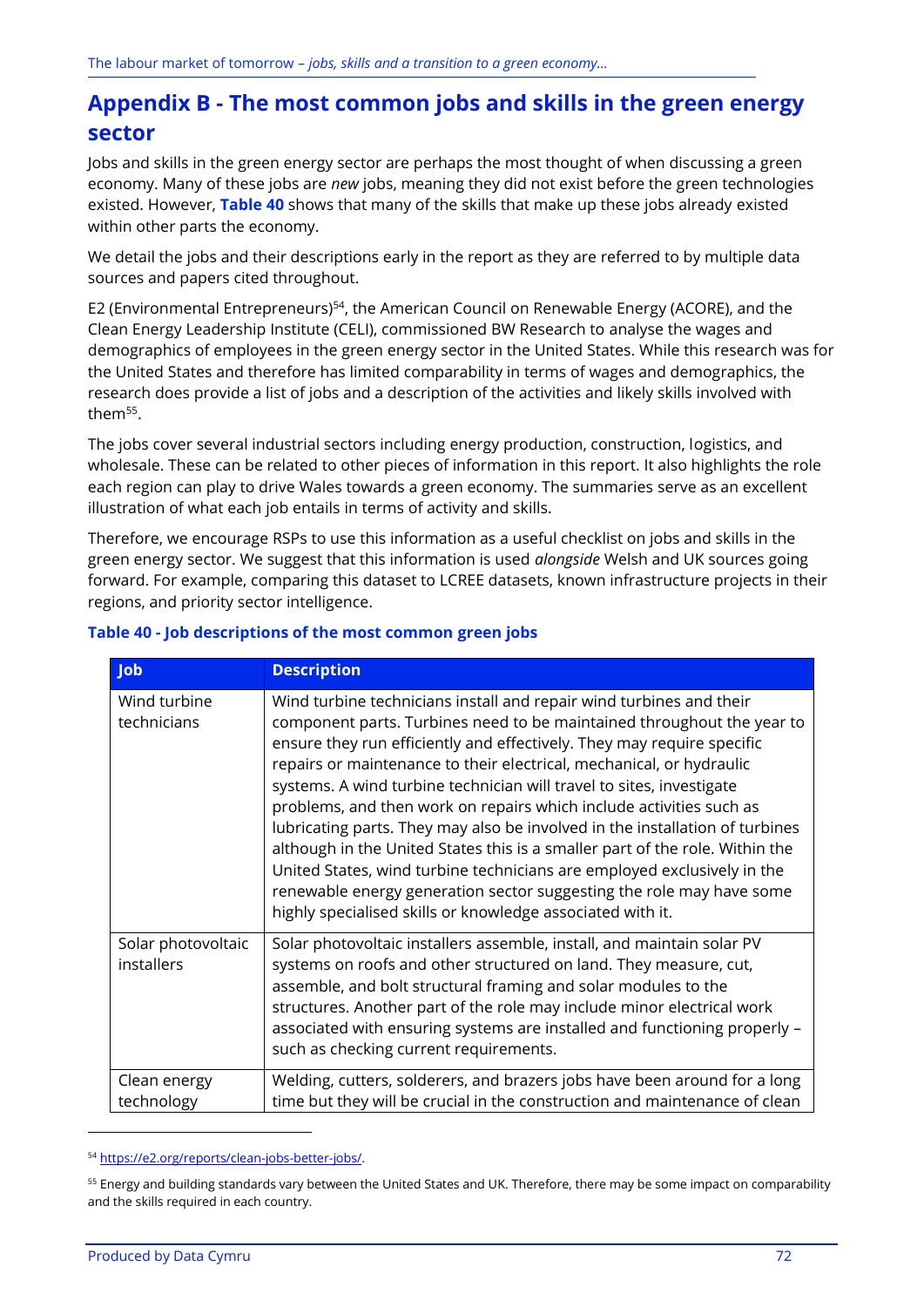## Appendix B - The most common jobs and skills in the green energy sector

Jobs and skills in the green energy sector are perhaps the most thought of when discussing a green economy. Many of these jobs are *new* jobs, meaning they did not exist before the green technologies existed. However, **Table 40** shows that many of the skills that make up these jobs already existed within other parts the economy.

We detail the jobs and their descriptions early in the report as they are referred to by multiple data sources and papers cited throughout.

E2 (Environmental Entrepreneurs)[54], the American Council on Renewable Energy (ACORE), and the Clean Energy Leadership Institute (CELI), commissioned BW Research to analyse the wages and demographics of employees in the green energy sector in the United States. While this research was for the United States and therefore has limited comparability in terms of wages and demographics, the research does provide a list of jobs and a description of the activities and likely skills involved with them[55].

The jobs cover several industrial sectors including energy production, construction, logistics, and wholesale. These can be related to other pieces of information in this report. It also highlights the role each region can play to drive Wales towards a green economy. The summaries serve as an excellent illustration of what each job entails in terms of activity and skills.

Therefore, we encourage RSPs to use this information as a useful checklist on jobs and skills in the green energy sector. We suggest that this information is used *alongside* Welsh and UK sources going forward. For example, comparing this dataset to LCREE datasets, known infrastructure projects in their regions, and priority sector intelligence.

**Table 40 - Job descriptions of the most common green jobs**

| Job | Description |
|---|---|
| Wind turbine technicians | Wind turbine technicians install and repair wind turbines and their component parts. Turbines need to be maintained throughout the year to ensure they run efficiently and effectively. They may require specific repairs or maintenance to their electrical, mechanical, or hydraulic systems. A wind turbine technician will travel to sites, investigate problems, and then work on repairs which include activities such as lubricating parts. They may also be involved in the installation of turbines although in the United States this is a smaller part of the role. Within the United States, wind turbine technicians are employed exclusively in the renewable energy generation sector suggesting the role may have some highly specialised skills or knowledge associated with it. |
| Solar photovoltaic installers | Solar photovoltaic installers assemble, install, and maintain solar PV systems on roofs and other structured on land. They measure, cut, assemble, and bolt structural framing and solar modules to the structures. Another part of the role may include minor electrical work associated with ensuring systems are installed and functioning properly – such as checking current requirements. |
| Clean energy technology | Welding, cutters, solderers, and brazers jobs have been around for a long time but they will be crucial in the construction and maintenance of clean |

[54] https://e2.org/reports/clean-jobs-better-jobs/.

[55] Energy and building standards vary between the United States and UK. Therefore, there may be some impact on comparability and the skills required in each country.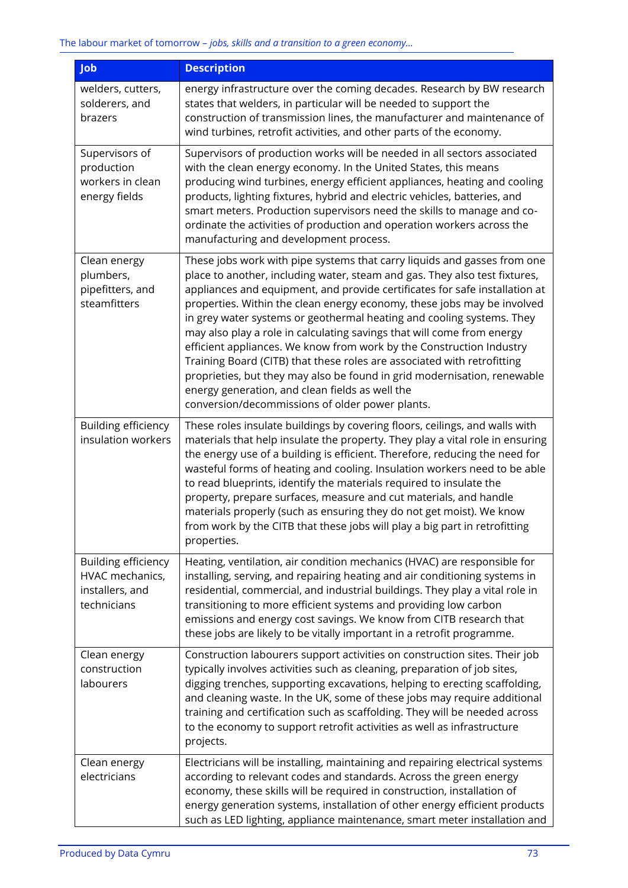| Job | Description |
| --- | --- |
| welders, cutters, solderers, and brazers | energy infrastructure over the coming decades. Research by BW research states that welders, in particular will be needed to support the construction of transmission lines, the manufacturer and maintenance of wind turbines, retrofit activities, and other parts of the economy. |
| Supervisors of production workers in clean energy fields | Supervisors of production works will be needed in all sectors associated with the clean energy economy. In the United States, this means producing wind turbines, energy efficient appliances, heating and cooling products, lighting fixtures, hybrid and electric vehicles, batteries, and smart meters. Production supervisors need the skills to manage and co-ordinate the activities of production and operation workers across the manufacturing and development process. |
| Clean energy plumbers, pipefitters, and steamfitters | These jobs work with pipe systems that carry liquids and gasses from one place to another, including water, steam and gas. They also test fixtures, appliances and equipment, and provide certificates for safe installation at properties. Within the clean energy economy, these jobs may be involved in grey water systems or geothermal heating and cooling systems. They may also play a role in calculating savings that will come from energy efficient appliances. We know from work by the Construction Industry Training Board (CITB) that these roles are associated with retrofitting proprieties, but they may also be found in grid modernisation, renewable energy generation, and clean fields as well the conversion/decommissions of older power plants. |
| Building efficiency insulation workers | These roles insulate buildings by covering floors, ceilings, and walls with materials that help insulate the property. They play a vital role in ensuring the energy use of a building is efficient. Therefore, reducing the need for wasteful forms of heating and cooling. Insulation workers need to be able to read blueprints, identify the materials required to insulate the property, prepare surfaces, measure and cut materials, and handle materials properly (such as ensuring they do not get moist). We know from work by the CITB that these jobs will play a big part in retrofitting properties. |
| Building efficiency HVAC mechanics, installers, and technicians | Heating, ventilation, air condition mechanics (HVAC) are responsible for installing, serving, and repairing heating and air conditioning systems in residential, commercial, and industrial buildings. They play a vital role in transitioning to more efficient systems and providing low carbon emissions and energy cost savings. We know from CITB research that these jobs are likely to be vitally important in a retrofit programme. |
| Clean energy construction labourers | Construction labourers support activities on construction sites. Their job typically involves activities such as cleaning, preparation of job sites, digging trenches, supporting excavations, helping to erecting scaffolding, and cleaning waste. In the UK, some of these jobs may require additional training and certification such as scaffolding. They will be needed across to the economy to support retrofit activities as well as infrastructure projects. |
| Clean energy electricians | Electricians will be installing, maintaining and repairing electrical systems according to relevant codes and standards. Across the green energy economy, these skills will be required in construction, installation of energy generation systems, installation of other energy efficient products such as LED lighting, appliance maintenance, smart meter installation and |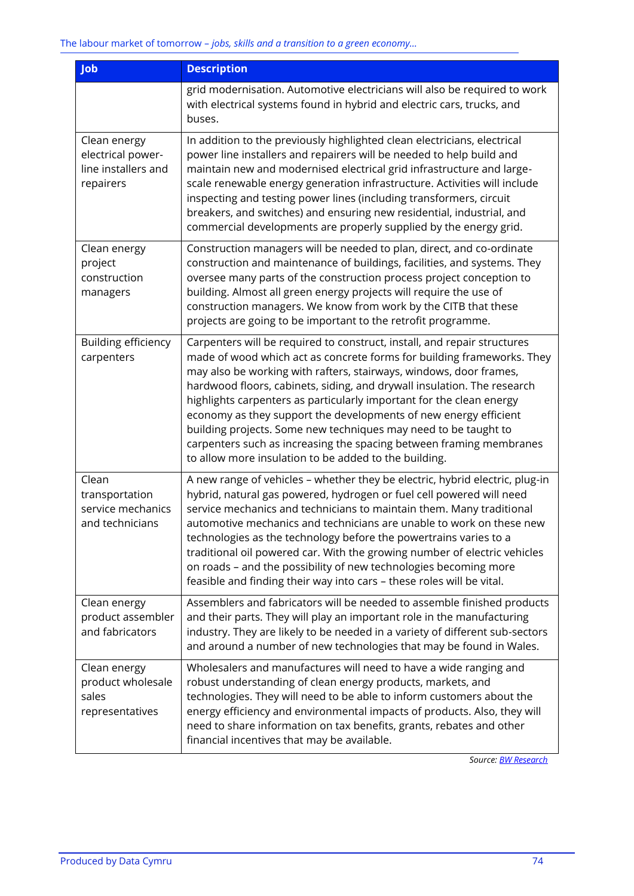| Job | Description |
| --- | --- |
|  | grid modernisation. Automotive electricians will also be required to work with electrical systems found in hybrid and electric cars, trucks, and buses. |
| Clean energy electrical power-line installers and repairers | In addition to the previously highlighted clean electricians, electrical power line installers and repairers will be needed to help build and maintain new and modernised electrical grid infrastructure and large-scale renewable energy generation infrastructure. Activities will include inspecting and testing power lines (including transformers, circuit breakers, and switches) and ensuring new residential, industrial, and commercial developments are properly supplied by the energy grid. |
| Clean energy project construction managers | Construction managers will be needed to plan, direct, and co-ordinate construction and maintenance of buildings, facilities, and systems. They oversee many parts of the construction process project conception to building. Almost all green energy projects will require the use of construction managers. We know from work by the CITB that these projects are going to be important to the retrofit programme. |
| Building efficiency carpenters | Carpenters will be required to construct, install, and repair structures made of wood which act as concrete forms for building frameworks. They may also be working with rafters, stairways, windows, door frames, hardwood floors, cabinets, siding, and drywall insulation. The research highlights carpenters as particularly important for the clean energy economy as they support the developments of new energy efficient building projects. Some new techniques may need to be taught to carpenters such as increasing the spacing between framing membranes to allow more insulation to be added to the building. |
| Clean transportation service mechanics and technicians | A new range of vehicles – whether they be electric, hybrid electric, plug-in hybrid, natural gas powered, hydrogen or fuel cell powered will need service mechanics and technicians to maintain them. Many traditional automotive mechanics and technicians are unable to work on these new technologies as the technology before the powertrains varies to a traditional oil powered car. With the growing number of electric vehicles on roads – and the possibility of new technologies becoming more feasible and finding their way into cars – these roles will be vital. |
| Clean energy product assembler and fabricators | Assemblers and fabricators will be needed to assemble finished products and their parts. They will play an important role in the manufacturing industry. They are likely to be needed in a variety of different sub-sectors and around a number of new technologies that may be found in Wales. |
| Clean energy product wholesale sales representatives | Wholesalers and manufactures will need to have a wide ranging and robust understanding of clean energy products, markets, and technologies. They will need to be able to inform customers about the energy efficiency and environmental impacts of products. Also, they will need to share information on tax benefits, grants, rebates and other financial incentives that may be available. |

*Source: BW Research*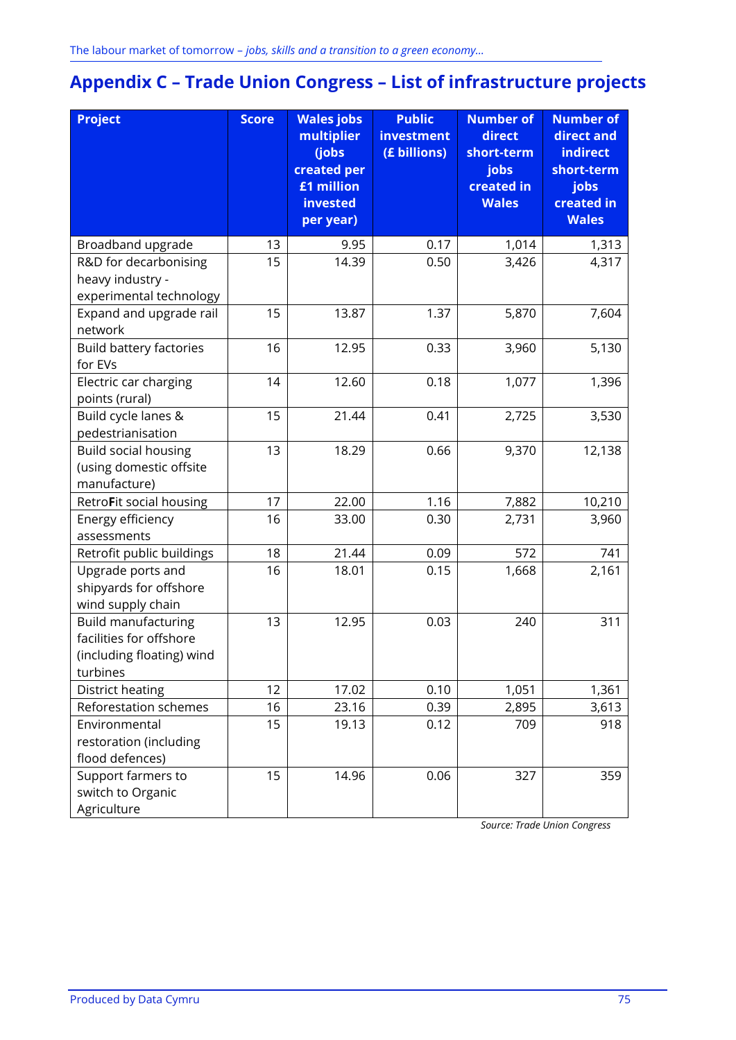## Appendix C – Trade Union Congress – List of infrastructure projects

| Project | Score | Wales jobs multiplier (jobs created per £1 million invested per year) | Public investment (£ billions) | Number of direct short-term jobs created in Wales | Number of direct and indirect short-term jobs created in Wales |
|---|---|---|---|---|---|
| Broadband upgrade | 13 | 9.95 | 0.17 | 1,014 | 1,313 |
| R&D for decarbonising heavy industry - experimental technology | 15 | 14.39 | 0.50 | 3,426 | 4,317 |
| Expand and upgrade rail network | 15 | 13.87 | 1.37 | 5,870 | 7,604 |
| Build battery factories for EVs | 16 | 12.95 | 0.33 | 3,960 | 5,130 |
| Electric car charging points (rural) | 14 | 12.60 | 0.18 | 1,077 | 1,396 |
| Build cycle lanes & pedestrianisation | 15 | 21.44 | 0.41 | 2,725 | 3,530 |
| Build social housing (using domestic offsite manufacture) | 13 | 18.29 | 0.66 | 9,370 | 12,138 |
| RetroFit social housing | 17 | 22.00 | 1.16 | 7,882 | 10,210 |
| Energy efficiency assessments | 16 | 33.00 | 0.30 | 2,731 | 3,960 |
| Retrofit public buildings | 18 | 21.44 | 0.09 | 572 | 741 |
| Upgrade ports and shipyards for offshore wind supply chain | 16 | 18.01 | 0.15 | 1,668 | 2,161 |
| Build manufacturing facilities for offshore (including floating) wind turbines | 13 | 12.95 | 0.03 | 240 | 311 |
| District heating | 12 | 17.02 | 0.10 | 1,051 | 1,361 |
| Reforestation schemes | 16 | 23.16 | 0.39 | 2,895 | 3,613 |
| Environmental restoration (including flood defences) | 15 | 19.13 | 0.12 | 709 | 918 |
| Support farmers to switch to Organic Agriculture | 15 | 14.96 | 0.06 | 327 | 359 |

*Source: Trade Union Congress*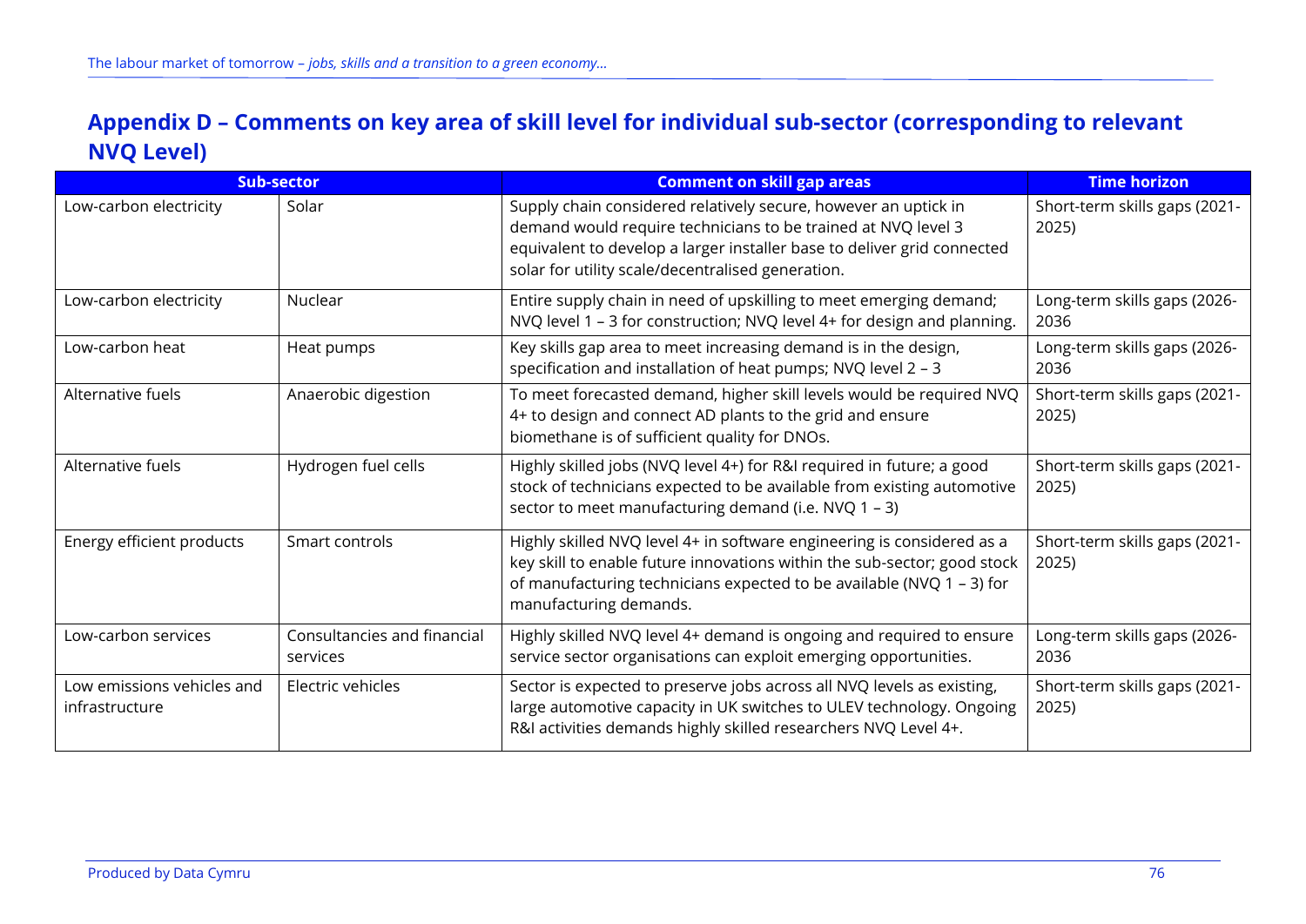## Appendix D – Comments on key area of skill level for individual sub-sector (corresponding to relevant NVQ Level)

| Sub-sector | | Comment on skill gap areas | Time horizon |
|---|---|---|---|
| Low-carbon electricity | Solar | Supply chain considered relatively secure, however an uptick in demand would require technicians to be trained at NVQ level 3 equivalent to develop a larger installer base to deliver grid connected solar for utility scale/decentralised generation. | Short-term skills gaps (2021-2025) |
| Low-carbon electricity | Nuclear | Entire supply chain in need of upskilling to meet emerging demand; NVQ level 1 – 3 for construction; NVQ level 4+ for design and planning. | Long-term skills gaps (2026-2036 |
| Low-carbon heat | Heat pumps | Key skills gap area to meet increasing demand is in the design, specification and installation of heat pumps; NVQ level 2 – 3 | Long-term skills gaps (2026-2036 |
| Alternative fuels | Anaerobic digestion | To meet forecasted demand, higher skill levels would be required NVQ 4+ to design and connect AD plants to the grid and ensure biomethane is of sufficient quality for DNOs. | Short-term skills gaps (2021-2025) |
| Alternative fuels | Hydrogen fuel cells | Highly skilled jobs (NVQ level 4+) for R&I required in future; a good stock of technicians expected to be available from existing automotive sector to meet manufacturing demand (i.e. NVQ 1 – 3) | Short-term skills gaps (2021-2025) |
| Energy efficient products | Smart controls | Highly skilled NVQ level 4+ in software engineering is considered as a key skill to enable future innovations within the sub-sector; good stock of manufacturing technicians expected to be available (NVQ 1 – 3) for manufacturing demands. | Short-term skills gaps (2021-2025) |
| Low-carbon services | Consultancies and financial services | Highly skilled NVQ level 4+ demand is ongoing and required to ensure service sector organisations can exploit emerging opportunities. | Long-term skills gaps (2026-2036 |
| Low emissions vehicles and infrastructure | Electric vehicles | Sector is expected to preserve jobs across all NVQ levels as existing, large automotive capacity in UK switches to ULEV technology. Ongoing R&I activities demands highly skilled researchers NVQ Level 4+. | Short-term skills gaps (2021-2025) |